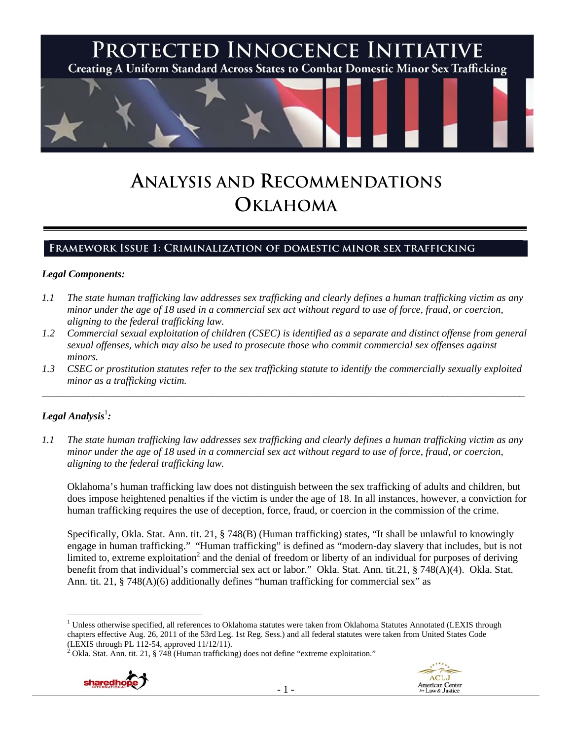# PROTECTED INNOCENCE INITIATIVE

Creating A Uniform Standard Across States to Combat Domestic Minor Sex Trafficking

# ANALYSIS AND RECOMMENDATIONS OKLAHOMA

## FRAMEWORK ISSUE 1: CRIMINALIZATION OF DOMESTIC MINOR SEX TRAFFICKING

### *Legal Components:*

*1.1 The state human trafficking law addresses sex trafficking and clearly defines a human trafficking victim as any minor under the age of 18 used in a commercial sex act without regard to use of force, fraud, or coercion, aligning to the federal trafficking law.*

*1.2 Commercial sexual exploitation of children (CSEC) is identified as a separate and distinct offense from general sexual offenses, which may also be used to prosecute those who commit commercial sex offenses against minors.*

*1.3 CSEC or prostitution statutes refer to the sex trafficking statute to identify the commercially sexually exploited minor as a trafficking victim.*

---

### *Legal Analysis*[1]*:*

*1.1 The state human trafficking law addresses sex trafficking and clearly defines a human trafficking victim as any minor under the age of 18 used in a commercial sex act without regard to use of force, fraud, or coercion, aligning to the federal trafficking law.*

Oklahoma's human trafficking law does not distinguish between the sex trafficking of adults and children, but does impose heightened penalties if the victim is under the age of 18. In all instances, however, a conviction for human trafficking requires the use of deception, force, fraud, or coercion in the commission of the crime.

Specifically, Okla. Stat. Ann. tit. 21, § 748(B) (Human trafficking) states, "It shall be unlawful to knowingly engage in human trafficking." "Human trafficking" is defined as "modern-day slavery that includes, but is not limited to, extreme exploitation[2] and the denial of freedom or liberty of an individual for purposes of deriving benefit from that individual's commercial sex act or labor." Okla. Stat. Ann. tit.21, § 748(A)(4). Okla. Stat. Ann. tit. 21, § 748(A)(6) additionally defines "human trafficking for commercial sex" as

---

[1] Unless otherwise specified, all references to Oklahoma statutes were taken from Oklahoma Statutes Annotated (LEXIS through chapters effective Aug. 26, 2011 of the 53rd Leg. 1st Reg. Sess.) and all federal statutes were taken from United States Code (LEXIS through PL 112-54, approved 11/12/11).

[2] Okla. Stat. Ann. tit. 21, § 748 (Human trafficking) does not define "extreme exploitation."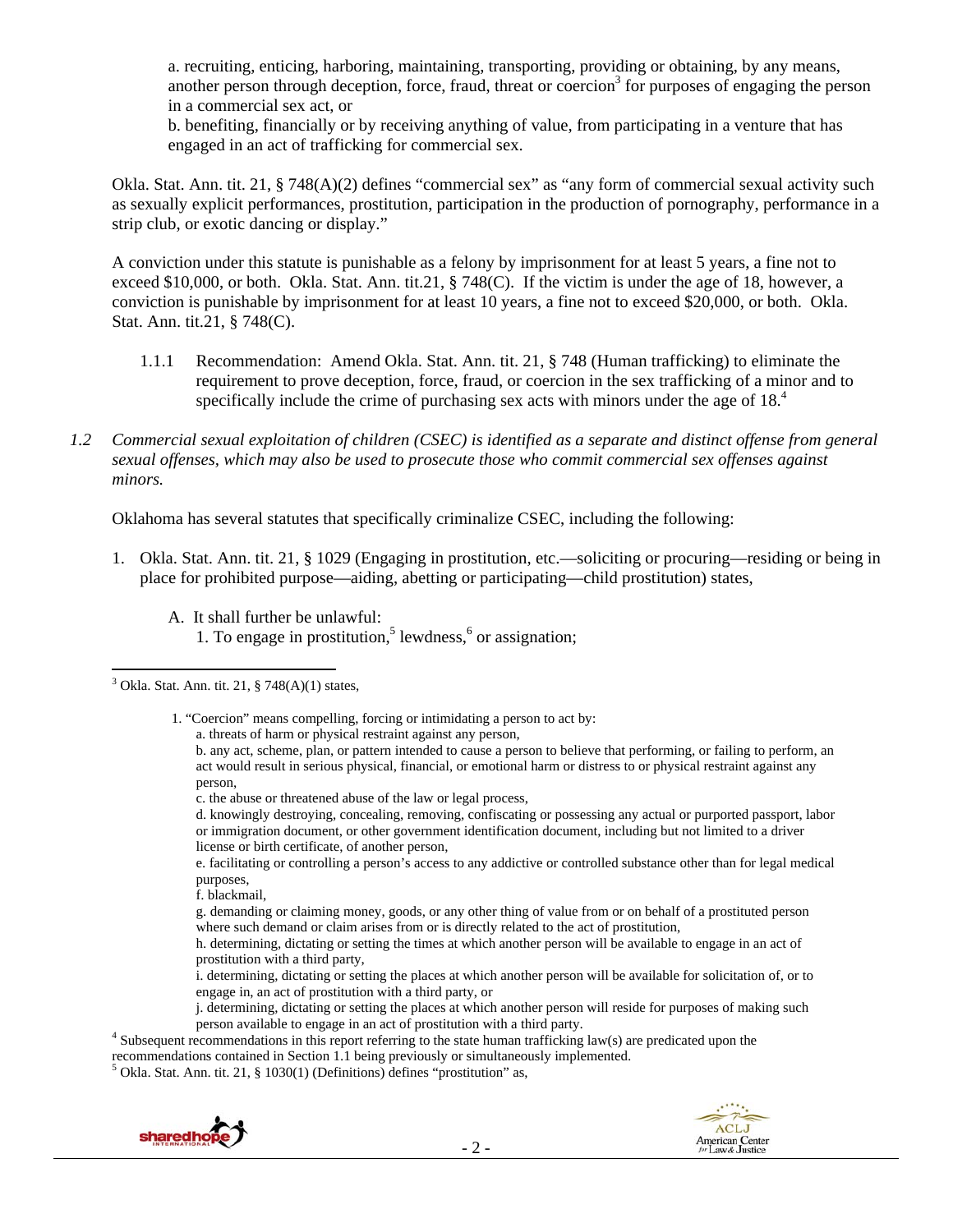a. recruiting, enticing, harboring, maintaining, transporting, providing or obtaining, by any means, another person through deception, force, fraud, threat or coercion[3] for purposes of engaging the person in a commercial sex act, or

b. benefiting, financially or by receiving anything of value, from participating in a venture that has engaged in an act of trafficking for commercial sex.

Okla. Stat. Ann. tit. 21, § 748(A)(2) defines "commercial sex" as "any form of commercial sexual activity such as sexually explicit performances, prostitution, participation in the production of pornography, performance in a strip club, or exotic dancing or display."

A conviction under this statute is punishable as a felony by imprisonment for at least 5 years, a fine not to exceed $10,000, or both. Okla. Stat. Ann. tit.21, § 748(C). If the victim is under the age of 18, however, a conviction is punishable by imprisonment for at least 10 years, a fine not to exceed $20,000, or both. Okla. Stat. Ann. tit.21, § 748(C).

1.1.1 Recommendation: Amend Okla. Stat. Ann. tit. 21, § 748 (Human trafficking) to eliminate the requirement to prove deception, force, fraud, or coercion in the sex trafficking of a minor and to specifically include the crime of purchasing sex acts with minors under the age of 18.[4]

*1.2 Commercial sexual exploitation of children (CSEC) is identified as a separate and distinct offense from general sexual offenses, which may also be used to prosecute those who commit commercial sex offenses against minors.*

Oklahoma has several statutes that specifically criminalize CSEC, including the following:

1. Okla. Stat. Ann. tit. 21, § 1029 (Engaging in prostitution, etc.—soliciting or procuring—residing or being in place for prohibited purpose—aiding, abetting or participating—child prostitution) states,

   A. It shall further be unlawful:
      1. To engage in prostitution,[5] lewdness,[6] or assignation;

---

[3] Okla. Stat. Ann. tit. 21, § 748(A)(1) states,

1. "Coercion" means compelling, forcing or intimidating a person to act by:
   a. threats of harm or physical restraint against any person,
   b. any act, scheme, plan, or pattern intended to cause a person to believe that performing, or failing to perform, an act would result in serious physical, financial, or emotional harm or distress to or physical restraint against any person,
   c. the abuse or threatened abuse of the law or legal process,
   d. knowingly destroying, concealing, removing, confiscating or possessing any actual or purported passport, labor or immigration document, or other government identification document, including but not limited to a driver license or birth certificate, of another person,
   e. facilitating or controlling a person's access to any addictive or controlled substance other than for legal medical purposes,
   f. blackmail,
   g. demanding or claiming money, goods, or any other thing of value from or on behalf of a prostituted person where such demand or claim arises from or is directly related to the act of prostitution,
   h. determining, dictating or setting the times at which another person will be available to engage in an act of prostitution with a third party,
   i. determining, dictating or setting the places at which another person will be available for solicitation of, or to engage in, an act of prostitution with a third party, or
   j. determining, dictating or setting the places at which another person will reside for purposes of making such person available to engage in an act of prostitution with a third party.

[4] Subsequent recommendations in this report referring to the state human trafficking law(s) are predicated upon the recommendations contained in Section 1.1 being previously or simultaneously implemented.

[5] Okla. Stat. Ann. tit. 21, § 1030(1) (Definitions) defines "prostitution" as,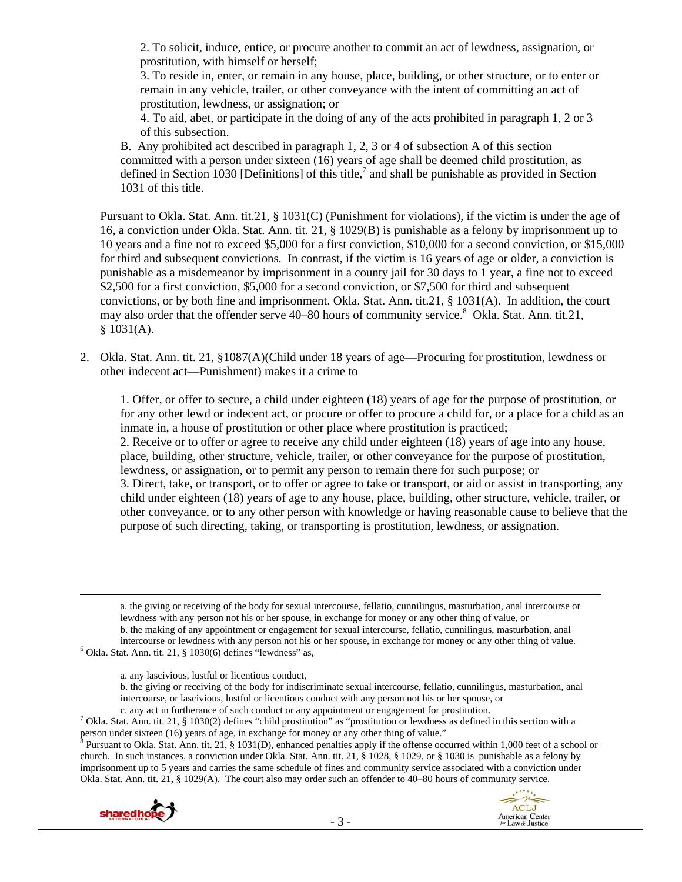2. To solicit, induce, entice, or procure another to commit an act of lewdness, assignation, or prostitution, with himself or herself;

3. To reside in, enter, or remain in any house, place, building, or other structure, or to enter or remain in any vehicle, trailer, or other conveyance with the intent of committing an act of prostitution, lewdness, or assignation; or

4. To aid, abet, or participate in the doing of any of the acts prohibited in paragraph 1, 2 or 3 of this subsection.

B. Any prohibited act described in paragraph 1, 2, 3 or 4 of subsection A of this section committed with a person under sixteen (16) years of age shall be deemed child prostitution, as defined in Section 1030 [Definitions] of this title,[7] and shall be punishable as provided in Section 1031 of this title.

Pursuant to Okla. Stat. Ann. tit.21, § 1031(C) (Punishment for violations), if the victim is under the age of 16, a conviction under Okla. Stat. Ann. tit. 21, § 1029(B) is punishable as a felony by imprisonment up to 10 years and a fine not to exceed $5,000 for a first conviction, $10,000 for a second conviction, or $15,000 for third and subsequent convictions. In contrast, if the victim is 16 years of age or older, a conviction is punishable as a misdemeanor by imprisonment in a county jail for 30 days to 1 year, a fine not to exceed $2,500 for a first conviction, $5,000 for a second conviction, or $7,500 for third and subsequent convictions, or by both fine and imprisonment. Okla. Stat. Ann. tit.21, § 1031(A). In addition, the court may also order that the offender serve 40–80 hours of community service.[8] Okla. Stat. Ann. tit.21, § 1031(A).

2. Okla. Stat. Ann. tit. 21, §1087(A)(Child under 18 years of age—Procuring for prostitution, lewdness or other indecent act—Punishment) makes it a crime to

   1. Offer, or offer to secure, a child under eighteen (18) years of age for the purpose of prostitution, or for any other lewd or indecent act, or procure or offer to procure a child for, or a place for a child as an inmate in, a house of prostitution or other place where prostitution is practiced;

   2. Receive or to offer or agree to receive any child under eighteen (18) years of age into any house, place, building, other structure, vehicle, trailer, or other conveyance for the purpose of prostitution, lewdness, or assignation, or to permit any person to remain there for such purpose; or

   3. Direct, take, or transport, or to offer or agree to take or transport, or aid or assist in transporting, any child under eighteen (18) years of age to any house, place, building, other structure, vehicle, trailer, or other conveyance, or to any other person with knowledge or having reasonable cause to believe that the purpose of such directing, taking, or transporting is prostitution, lewdness, or assignation.

---

a. the giving or receiving of the body for sexual intercourse, fellatio, cunnilingus, masturbation, anal intercourse or lewdness with any person not his or her spouse, in exchange for money or any other thing of value, or

b. the making of any appointment or engagement for sexual intercourse, fellatio, cunnilingus, masturbation, anal intercourse or lewdness with any person not his or her spouse, in exchange for money or any other thing of value.

[6] Okla. Stat. Ann. tit. 21, § 1030(6) defines "lewdness" as,

a. any lascivious, lustful or licentious conduct,

b. the giving or receiving of the body for indiscriminate sexual intercourse, fellatio, cunnilingus, masturbation, anal intercourse, or lascivious, lustful or licentious conduct with any person not his or her spouse, or

c. any act in furtherance of such conduct or any appointment or engagement for prostitution.

[7] Okla. Stat. Ann. tit. 21, § 1030(2) defines "child prostitution" as "prostitution or lewdness as defined in this section with a person under sixteen (16) years of age, in exchange for money or any other thing of value."

[8] Pursuant to Okla. Stat. Ann. tit. 21, § 1031(D), enhanced penalties apply if the offense occurred within 1,000 feet of a school or church. In such instances, a conviction under Okla. Stat. Ann. tit. 21, § 1028, § 1029, or § 1030 is punishable as a felony by imprisonment up to 5 years and carries the same schedule of fines and community service associated with a conviction under Okla. Stat. Ann. tit. 21, § 1029(A). The court also may order such an offender to 40–80 hours of community service.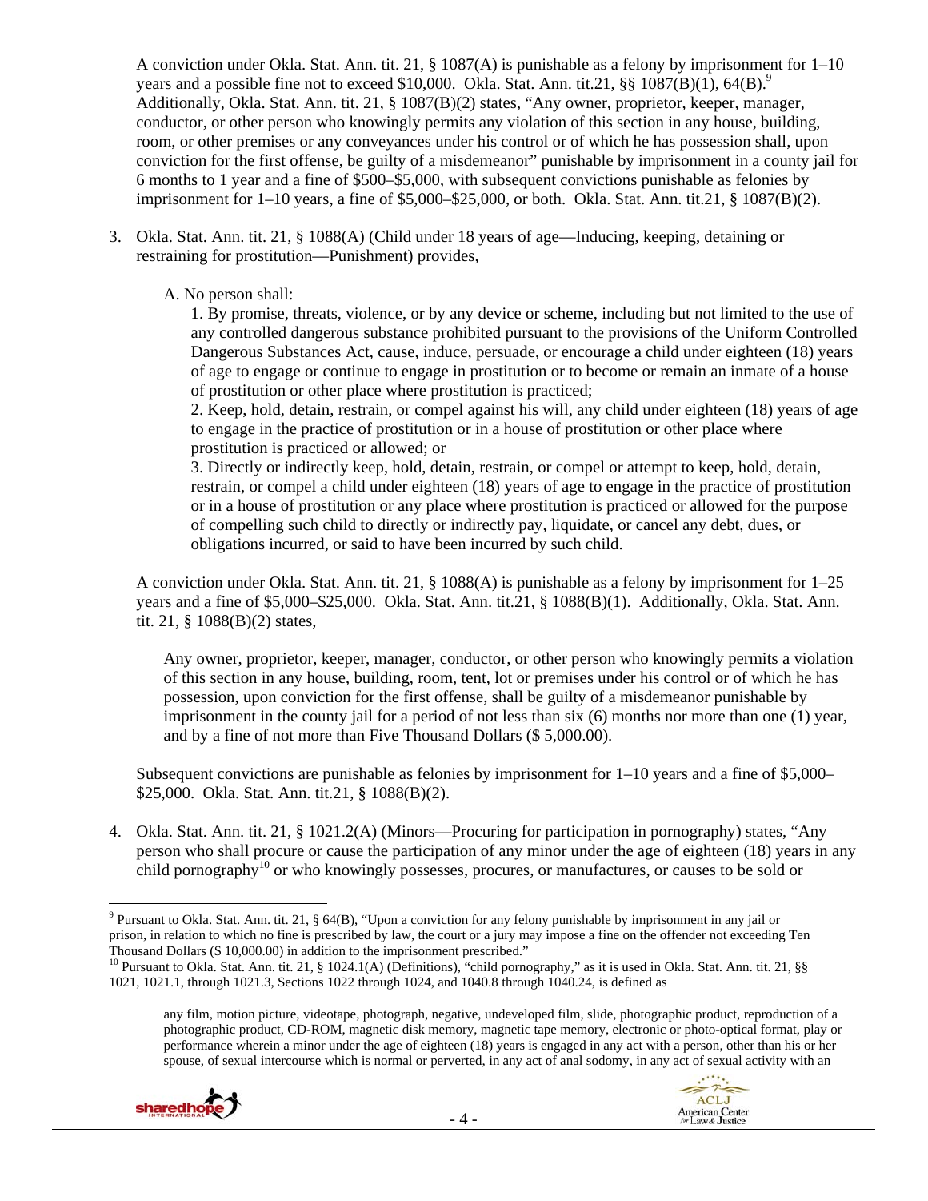A conviction under Okla. Stat. Ann. tit. 21, § 1087(A) is punishable as a felony by imprisonment for 1–10 years and a possible fine not to exceed $10,000. Okla. Stat. Ann. tit.21, §§ 1087(B)(1), 64(B).[9] Additionally, Okla. Stat. Ann. tit. 21, § 1087(B)(2) states, "Any owner, proprietor, keeper, manager, conductor, or other person who knowingly permits any violation of this section in any house, building, room, or other premises or any conveyances under his control or of which he has possession shall, upon conviction for the first offense, be guilty of a misdemeanor" punishable by imprisonment in a county jail for 6 months to 1 year and a fine of $500–$5,000, with subsequent convictions punishable as felonies by imprisonment for 1–10 years, a fine of $5,000–$25,000, or both. Okla. Stat. Ann. tit.21, § 1087(B)(2).

3. Okla. Stat. Ann. tit. 21, § 1088(A) (Child under 18 years of age—Inducing, keeping, detaining or restraining for prostitution—Punishment) provides,

   A. No person shall:

   1. By promise, threats, violence, or by any device or scheme, including but not limited to the use of any controlled dangerous substance prohibited pursuant to the provisions of the Uniform Controlled Dangerous Substances Act, cause, induce, persuade, or encourage a child under eighteen (18) years of age to engage or continue to engage in prostitution or to become or remain an inmate of a house of prostitution or other place where prostitution is practiced;

   2. Keep, hold, detain, restrain, or compel against his will, any child under eighteen (18) years of age to engage in the practice of prostitution or in a house of prostitution or other place where prostitution is practiced or allowed; or

   3. Directly or indirectly keep, hold, detain, restrain, or compel or attempt to keep, hold, detain, restrain, or compel a child under eighteen (18) years of age to engage in the practice of prostitution or in a house of prostitution or any place where prostitution is practiced or allowed for the purpose of compelling such child to directly or indirectly pay, liquidate, or cancel any debt, dues, or obligations incurred, or said to have been incurred by such child.

   A conviction under Okla. Stat. Ann. tit. 21, § 1088(A) is punishable as a felony by imprisonment for 1–25 years and a fine of $5,000–$25,000. Okla. Stat. Ann. tit.21, § 1088(B)(1). Additionally, Okla. Stat. Ann. tit. 21, § 1088(B)(2) states,

   > Any owner, proprietor, keeper, manager, conductor, or other person who knowingly permits a violation of this section in any house, building, room, tent, lot or premises under his control or of which he has possession, upon conviction for the first offense, shall be guilty of a misdemeanor punishable by imprisonment in the county jail for a period of not less than six (6) months nor more than one (1) year, and by a fine of not more than Five Thousand Dollars ($ 5,000.00).

   Subsequent convictions are punishable as felonies by imprisonment for 1–10 years and a fine of $5,000–$25,000. Okla. Stat. Ann. tit.21, § 1088(B)(2).

4. Okla. Stat. Ann. tit. 21, § 1021.2(A) (Minors—Procuring for participation in pornography) states, "Any person who shall procure or cause the participation of any minor under the age of eighteen (18) years in any child pornography[10] or who knowingly possesses, procures, or manufactures, or causes to be sold or

---

[9] Pursuant to Okla. Stat. Ann. tit. 21, § 64(B), "Upon a conviction for any felony punishable by imprisonment in any jail or prison, in relation to which no fine is prescribed by law, the court or a jury may impose a fine on the offender not exceeding Ten Thousand Dollars ($ 10,000.00) in addition to the imprisonment prescribed."

[10] Pursuant to Okla. Stat. Ann. tit. 21, § 1024.1(A) (Definitions), "child pornography," as it is used in Okla. Stat. Ann. tit. 21, §§ 1021, 1021.1, through 1021.3, Sections 1022 through 1024, and 1040.8 through 1040.24, is defined as

> any film, motion picture, videotape, photograph, negative, undeveloped film, slide, photographic product, reproduction of a photographic product, CD-ROM, magnetic disk memory, magnetic tape memory, electronic or photo-optical format, play or performance wherein a minor under the age of eighteen (18) years is engaged in any act with a person, other than his or her spouse, of sexual intercourse which is normal or perverted, in any act of anal sodomy, in any act of sexual activity with an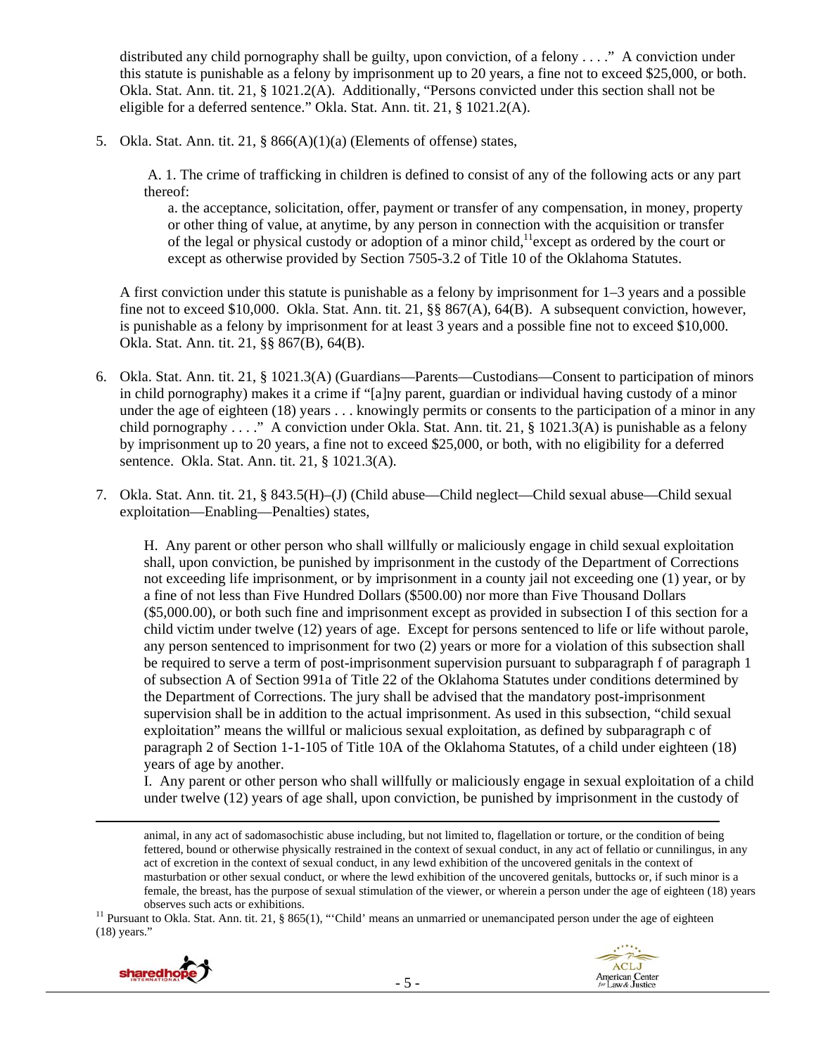distributed any child pornography shall be guilty, upon conviction, of a felony . . . ." A conviction under this statute is punishable as a felony by imprisonment up to 20 years, a fine not to exceed $25,000, or both. Okla. Stat. Ann. tit. 21, § 1021.2(A). Additionally, "Persons convicted under this section shall not be eligible for a deferred sentence." Okla. Stat. Ann. tit. 21, § 1021.2(A).

5. Okla. Stat. Ann. tit. 21, § 866(A)(1)(a) (Elements of offense) states,

   A. 1. The crime of trafficking in children is defined to consist of any of the following acts or any part thereof:

   a. the acceptance, solicitation, offer, payment or transfer of any compensation, in money, property or other thing of value, at anytime, by any person in connection with the acquisition or transfer of the legal or physical custody or adoption of a minor child,[11] except as ordered by the court or except as otherwise provided by Section 7505-3.2 of Title 10 of the Oklahoma Statutes.

   A first conviction under this statute is punishable as a felony by imprisonment for 1–3 years and a possible fine not to exceed $10,000. Okla. Stat. Ann. tit. 21, §§ 867(A), 64(B). A subsequent conviction, however, is punishable as a felony by imprisonment for at least 3 years and a possible fine not to exceed $10,000. Okla. Stat. Ann. tit. 21, §§ 867(B), 64(B).

6. Okla. Stat. Ann. tit. 21, § 1021.3(A) (Guardians—Parents—Custodians—Consent to participation of minors in child pornography) makes it a crime if "[a]ny parent, guardian or individual having custody of a minor under the age of eighteen (18) years . . . knowingly permits or consents to the participation of a minor in any child pornography . . . ." A conviction under Okla. Stat. Ann. tit. 21, § 1021.3(A) is punishable as a felony by imprisonment up to 20 years, a fine not to exceed $25,000, or both, with no eligibility for a deferred sentence. Okla. Stat. Ann. tit. 21, § 1021.3(A).

7. Okla. Stat. Ann. tit. 21, § 843.5(H)–(J) (Child abuse—Child neglect—Child sexual abuse—Child sexual exploitation—Enabling—Penalties) states,

   H. Any parent or other person who shall willfully or maliciously engage in child sexual exploitation shall, upon conviction, be punished by imprisonment in the custody of the Department of Corrections not exceeding life imprisonment, or by imprisonment in a county jail not exceeding one (1) year, or by a fine of not less than Five Hundred Dollars ($500.00) nor more than Five Thousand Dollars ($5,000.00), or both such fine and imprisonment except as provided in subsection I of this section for a child victim under twelve (12) years of age. Except for persons sentenced to life or life without parole, any person sentenced to imprisonment for two (2) years or more for a violation of this subsection shall be required to serve a term of post-imprisonment supervision pursuant to subparagraph f of paragraph 1 of subsection A of Section 991a of Title 22 of the Oklahoma Statutes under conditions determined by the Department of Corrections. The jury shall be advised that the mandatory post-imprisonment supervision shall be in addition to the actual imprisonment. As used in this subsection, "child sexual exploitation" means the willful or malicious sexual exploitation, as defined by subparagraph c of paragraph 2 of Section 1-1-105 of Title 10A of the Oklahoma Statutes, of a child under eighteen (18) years of age by another.

   I. Any parent or other person who shall willfully or maliciously engage in sexual exploitation of a child under twelve (12) years of age shall, upon conviction, be punished by imprisonment in the custody of

---

animal, in any act of sadomasochistic abuse including, but not limited to, flagellation or torture, or the condition of being fettered, bound or otherwise physically restrained in the context of sexual conduct, in any act of fellatio or cunnilingus, in any act of excretion in the context of sexual conduct, in any lewd exhibition of the uncovered genitals in the context of masturbation or other sexual conduct, or where the lewd exhibition of the uncovered genitals, buttocks or, if such minor is a female, the breast, has the purpose of sexual stimulation of the viewer, or wherein a person under the age of eighteen (18) years observes such acts or exhibitions.

[11] Pursuant to Okla. Stat. Ann. tit. 21, § 865(1), "'Child' means an unmarried or unemancipated person under the age of eighteen (18) years."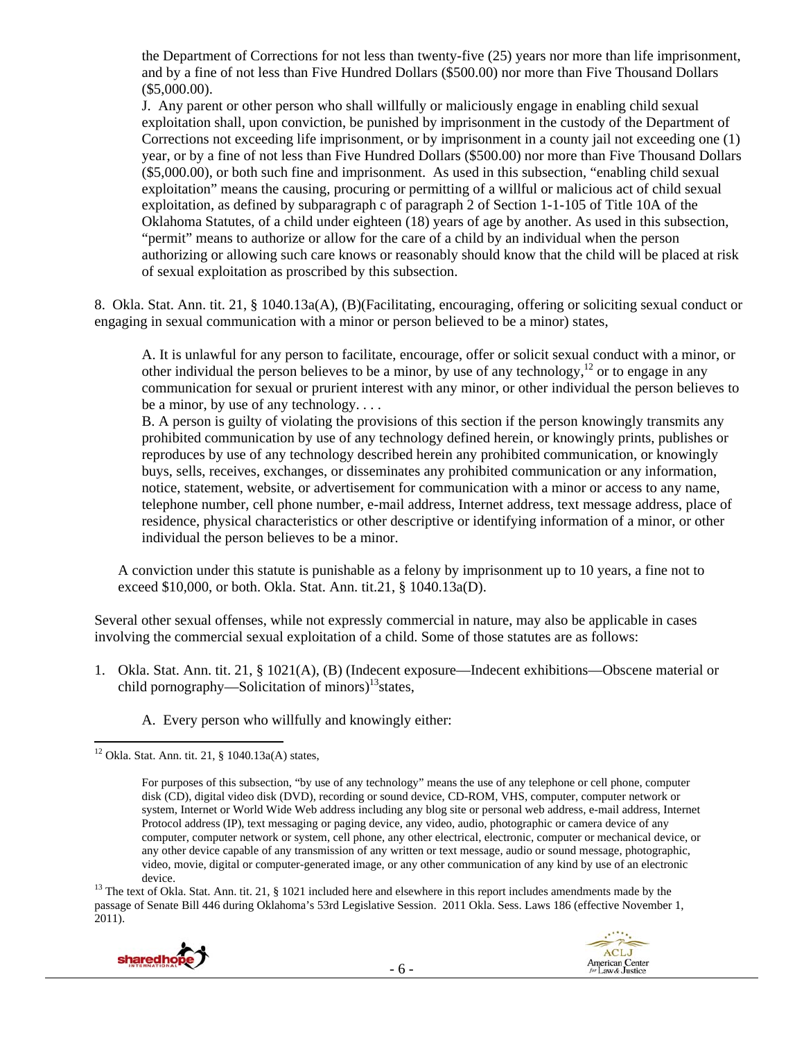the Department of Corrections for not less than twenty-five (25) years nor more than life imprisonment, and by a fine of not less than Five Hundred Dollars ($500.00) nor more than Five Thousand Dollars ($5,000.00).

J. Any parent or other person who shall willfully or maliciously engage in enabling child sexual exploitation shall, upon conviction, be punished by imprisonment in the custody of the Department of Corrections not exceeding life imprisonment, or by imprisonment in a county jail not exceeding one (1) year, or by a fine of not less than Five Hundred Dollars ($500.00) nor more than Five Thousand Dollars ($5,000.00), or both such fine and imprisonment. As used in this subsection, "enabling child sexual exploitation" means the causing, procuring or permitting of a willful or malicious act of child sexual exploitation, as defined by subparagraph c of paragraph 2 of Section 1-1-105 of Title 10A of the Oklahoma Statutes, of a child under eighteen (18) years of age by another. As used in this subsection, "permit" means to authorize or allow for the care of a child by an individual when the person authorizing or allowing such care knows or reasonably should know that the child will be placed at risk of sexual exploitation as proscribed by this subsection.

8. Okla. Stat. Ann. tit. 21, § 1040.13a(A), (B)(Facilitating, encouraging, offering or soliciting sexual conduct or engaging in sexual communication with a minor or person believed to be a minor) states,

> A. It is unlawful for any person to facilitate, encourage, offer or solicit sexual conduct with a minor, or other individual the person believes to be a minor, by use of any technology,[12] or to engage in any communication for sexual or prurient interest with any minor, or other individual the person believes to be a minor, by use of any technology. . . .
>
> B. A person is guilty of violating the provisions of this section if the person knowingly transmits any prohibited communication by use of any technology defined herein, or knowingly prints, publishes or reproduces by use of any technology described herein any prohibited communication, or knowingly buys, sells, receives, exchanges, or disseminates any prohibited communication or any information, notice, statement, website, or advertisement for communication with a minor or access to any name, telephone number, cell phone number, e-mail address, Internet address, text message address, place of residence, physical characteristics or other descriptive or identifying information of a minor, or other individual the person believes to be a minor.

A conviction under this statute is punishable as a felony by imprisonment up to 10 years, a fine not to exceed $10,000, or both. Okla. Stat. Ann. tit.21, § 1040.13a(D).

Several other sexual offenses, while not expressly commercial in nature, may also be applicable in cases involving the commercial sexual exploitation of a child. Some of those statutes are as follows:

1. Okla. Stat. Ann. tit. 21, § 1021(A), (B) (Indecent exposure—Indecent exhibitions—Obscene material or child pornography—Solicitation of minors)[13] states,

> A. Every person who willfully and knowingly either:

---

[12] Okla. Stat. Ann. tit. 21, § 1040.13a(A) states,

> For purposes of this subsection, "by use of any technology" means the use of any telephone or cell phone, computer disk (CD), digital video disk (DVD), recording or sound device, CD-ROM, VHS, computer, computer network or system, Internet or World Wide Web address including any blog site or personal web address, e-mail address, Internet Protocol address (IP), text messaging or paging device, any video, audio, photographic or camera device of any computer, computer network or system, cell phone, any other electrical, electronic, computer or mechanical device, or any other device capable of any transmission of any written or text message, audio or sound message, photographic, video, movie, digital or computer-generated image, or any other communication of any kind by use of an electronic device.

[13] The text of Okla. Stat. Ann. tit. 21, § 1021 included here and elsewhere in this report includes amendments made by the passage of Senate Bill 446 during Oklahoma's 53rd Legislative Session. 2011 Okla. Sess. Laws 186 (effective November 1, 2011).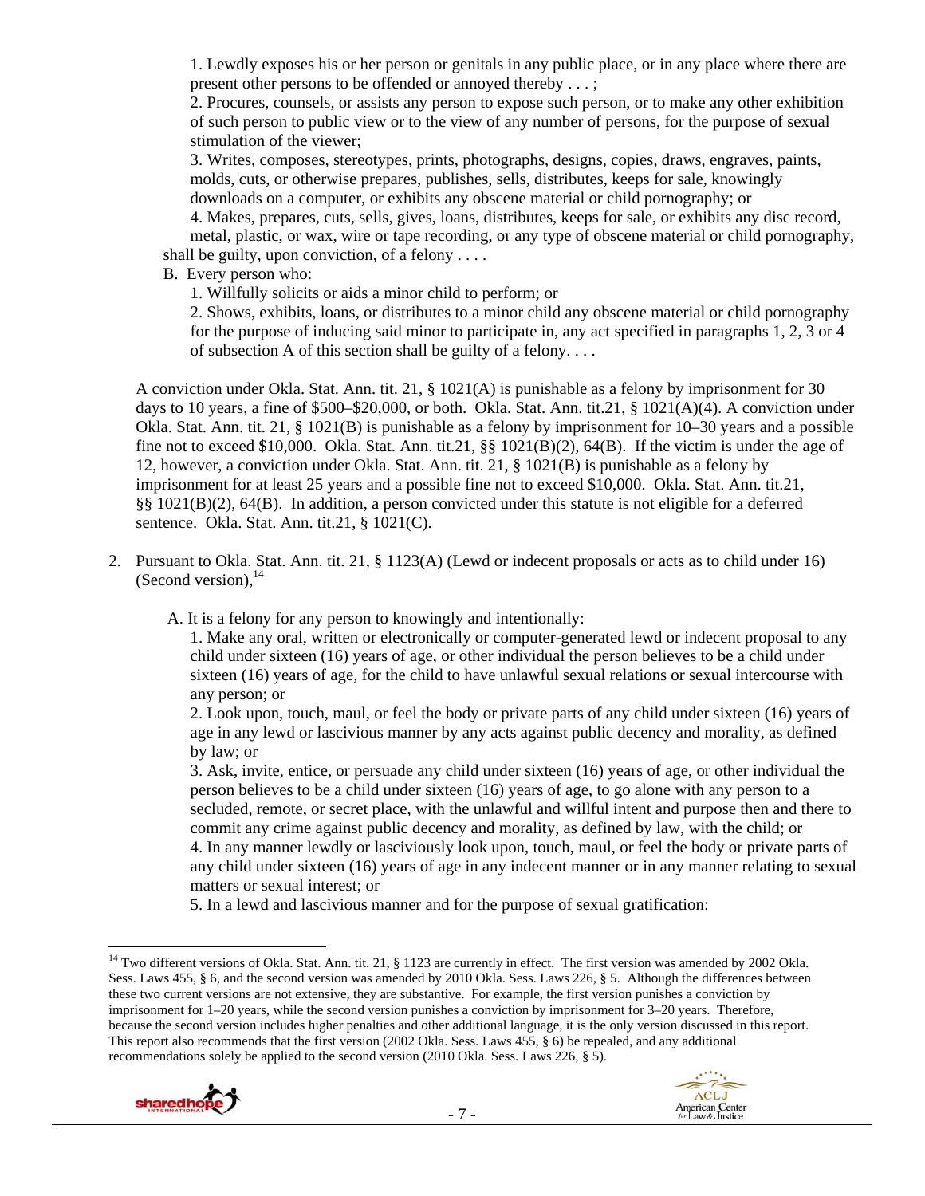1. Lewdly exposes his or her person or genitals in any public place, or in any place where there are present other persons to be offended or annoyed thereby . . . ;

2. Procures, counsels, or assists any person to expose such person, or to make any other exhibition of such person to public view or to the view of any number of persons, for the purpose of sexual stimulation of the viewer;

3. Writes, composes, stereotypes, prints, photographs, designs, copies, draws, engraves, paints, molds, cuts, or otherwise prepares, publishes, sells, distributes, keeps for sale, knowingly downloads on a computer, or exhibits any obscene material or child pornography; or

4. Makes, prepares, cuts, sells, gives, loans, distributes, keeps for sale, or exhibits any disc record, metal, plastic, or wax, wire or tape recording, or any type of obscene material or child pornography,

shall be guilty, upon conviction, of a felony . . . .

B. Every person who:

1. Willfully solicits or aids a minor child to perform; or

2. Shows, exhibits, loans, or distributes to a minor child any obscene material or child pornography for the purpose of inducing said minor to participate in, any act specified in paragraphs 1, 2, 3 or 4 of subsection A of this section shall be guilty of a felony. . . .

A conviction under Okla. Stat. Ann. tit. 21, § 1021(A) is punishable as a felony by imprisonment for 30 days to 10 years, a fine of $500–$20,000, or both. Okla. Stat. Ann. tit.21, § 1021(A)(4). A conviction under Okla. Stat. Ann. tit. 21, § 1021(B) is punishable as a felony by imprisonment for 10–30 years and a possible fine not to exceed $10,000. Okla. Stat. Ann. tit.21, §§ 1021(B)(2), 64(B). If the victim is under the age of 12, however, a conviction under Okla. Stat. Ann. tit. 21, § 1021(B) is punishable as a felony by imprisonment for at least 25 years and a possible fine not to exceed $10,000. Okla. Stat. Ann. tit.21, §§ 1021(B)(2), 64(B). In addition, a person convicted under this statute is not eligible for a deferred sentence. Okla. Stat. Ann. tit.21, § 1021(C).

2. Pursuant to Okla. Stat. Ann. tit. 21, § 1123(A) (Lewd or indecent proposals or acts as to child under 16) (Second version),[14]

A. It is a felony for any person to knowingly and intentionally:

1. Make any oral, written or electronically or computer-generated lewd or indecent proposal to any child under sixteen (16) years of age, or other individual the person believes to be a child under sixteen (16) years of age, for the child to have unlawful sexual relations or sexual intercourse with any person; or

2. Look upon, touch, maul, or feel the body or private parts of any child under sixteen (16) years of age in any lewd or lascivious manner by any acts against public decency and morality, as defined by law; or

3. Ask, invite, entice, or persuade any child under sixteen (16) years of age, or other individual the person believes to be a child under sixteen (16) years of age, to go alone with any person to a secluded, remote, or secret place, with the unlawful and willful intent and purpose then and there to commit any crime against public decency and morality, as defined by law, with the child; or

4. In any manner lewdly or lasciviously look upon, touch, maul, or feel the body or private parts of any child under sixteen (16) years of age in any indecent manner or in any manner relating to sexual matters or sexual interest; or

5. In a lewd and lascivious manner and for the purpose of sexual gratification:

[14] Two different versions of Okla. Stat. Ann. tit. 21, § 1123 are currently in effect. The first version was amended by 2002 Okla. Sess. Laws 455, § 6, and the second version was amended by 2010 Okla. Sess. Laws 226, § 5. Although the differences between these two current versions are not extensive, they are substantive. For example, the first version punishes a conviction by imprisonment for 1–20 years, while the second version punishes a conviction by imprisonment for 3–20 years. Therefore, because the second version includes higher penalties and other additional language, it is the only version discussed in this report. This report also recommends that the first version (2002 Okla. Sess. Laws 455, § 6) be repealed, and any additional recommendations solely be applied to the second version (2010 Okla. Sess. Laws 226, § 5).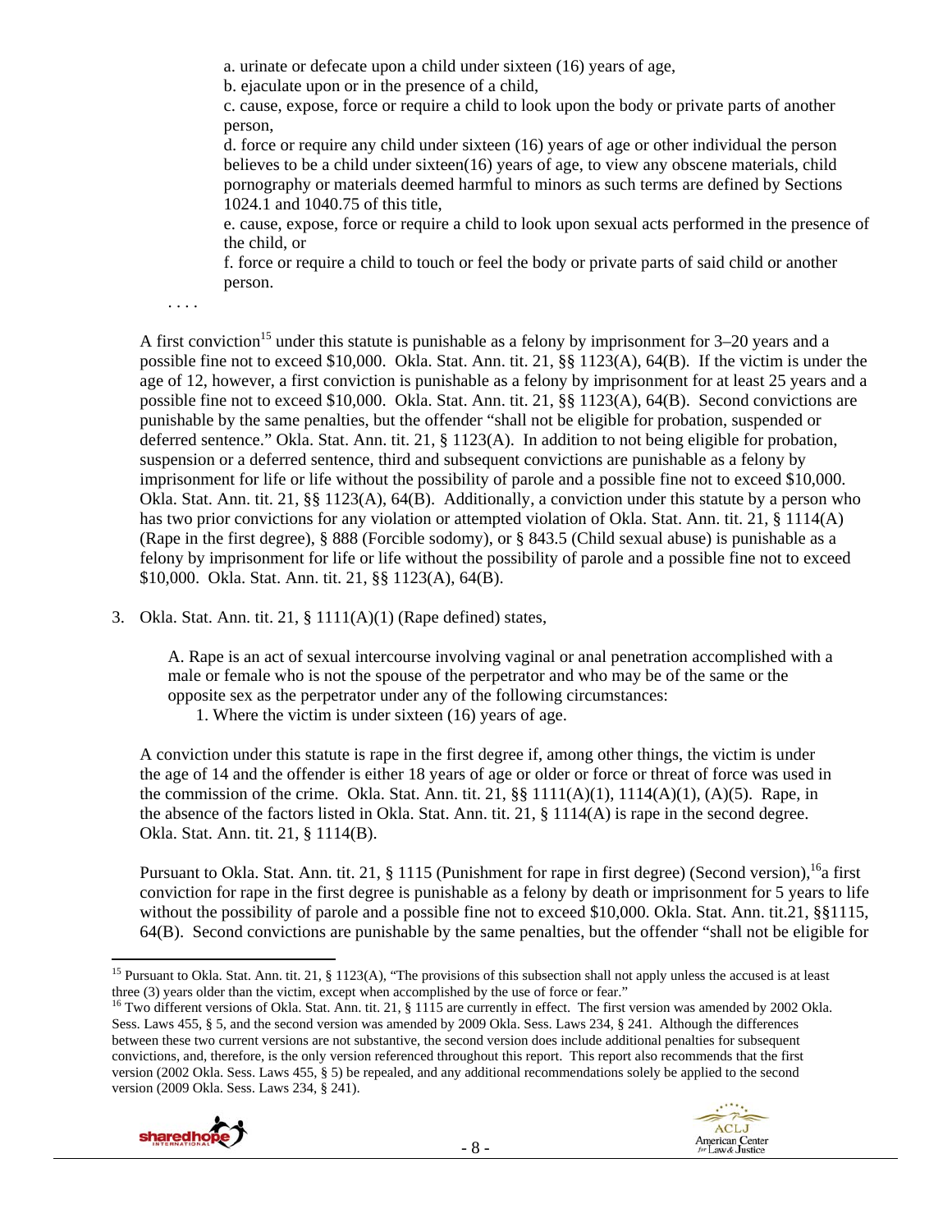a. urinate or defecate upon a child under sixteen (16) years of age,

b. ejaculate upon or in the presence of a child,

c. cause, expose, force or require a child to look upon the body or private parts of another person,

d. force or require any child under sixteen (16) years of age or other individual the person believes to be a child under sixteen(16) years of age, to view any obscene materials, child pornography or materials deemed harmful to minors as such terms are defined by Sections 1024.1 and 1040.75 of this title,

e. cause, expose, force or require a child to look upon sexual acts performed in the presence of the child, or

f. force or require a child to touch or feel the body or private parts of said child or another person.

. . . .

A first conviction[15] under this statute is punishable as a felony by imprisonment for 3–20 years and a possible fine not to exceed $10,000. Okla. Stat. Ann. tit. 21, §§ 1123(A), 64(B). If the victim is under the age of 12, however, a first conviction is punishable as a felony by imprisonment for at least 25 years and a possible fine not to exceed $10,000. Okla. Stat. Ann. tit. 21, §§ 1123(A), 64(B). Second convictions are punishable by the same penalties, but the offender "shall not be eligible for probation, suspended or deferred sentence." Okla. Stat. Ann. tit. 21, § 1123(A). In addition to not being eligible for probation, suspension or a deferred sentence, third and subsequent convictions are punishable as a felony by imprisonment for life or life without the possibility of parole and a possible fine not to exceed $10,000. Okla. Stat. Ann. tit. 21, §§ 1123(A), 64(B). Additionally, a conviction under this statute by a person who has two prior convictions for any violation or attempted violation of Okla. Stat. Ann. tit. 21, § 1114(A) (Rape in the first degree), § 888 (Forcible sodomy), or § 843.5 (Child sexual abuse) is punishable as a felony by imprisonment for life or life without the possibility of parole and a possible fine not to exceed $10,000. Okla. Stat. Ann. tit. 21, §§ 1123(A), 64(B).

3. Okla. Stat. Ann. tit. 21, § 1111(A)(1) (Rape defined) states,

   A. Rape is an act of sexual intercourse involving vaginal or anal penetration accomplished with a male or female who is not the spouse of the perpetrator and who may be of the same or the opposite sex as the perpetrator under any of the following circumstances:
   
   1. Where the victim is under sixteen (16) years of age.

   A conviction under this statute is rape in the first degree if, among other things, the victim is under the age of 14 and the offender is either 18 years of age or older or force or threat of force was used in the commission of the crime. Okla. Stat. Ann. tit. 21, §§ 1111(A)(1), 1114(A)(1), (A)(5). Rape, in the absence of the factors listed in Okla. Stat. Ann. tit. 21, § 1114(A) is rape in the second degree. Okla. Stat. Ann. tit. 21, § 1114(B).

   Pursuant to Okla. Stat. Ann. tit. 21, § 1115 (Punishment for rape in first degree) (Second version),[16] a first conviction for rape in the first degree is punishable as a felony by death or imprisonment for 5 years to life without the possibility of parole and a possible fine not to exceed $10,000. Okla. Stat. Ann. tit.21, §§1115, 64(B). Second convictions are punishable by the same penalties, but the offender "shall not be eligible for

---

[15] Pursuant to Okla. Stat. Ann. tit. 21, § 1123(A), "The provisions of this subsection shall not apply unless the accused is at least three (3) years older than the victim, except when accomplished by the use of force or fear."

[16] Two different versions of Okla. Stat. Ann. tit. 21, § 1115 are currently in effect. The first version was amended by 2002 Okla. Sess. Laws 455, § 5, and the second version was amended by 2009 Okla. Sess. Laws 234, § 241. Although the differences between these two current versions are not substantive, the second version does include additional penalties for subsequent convictions, and, therefore, is the only version referenced throughout this report. This report also recommends that the first version (2002 Okla. Sess. Laws 455, § 5) be repealed, and any additional recommendations solely be applied to the second version (2009 Okla. Sess. Laws 234, § 241).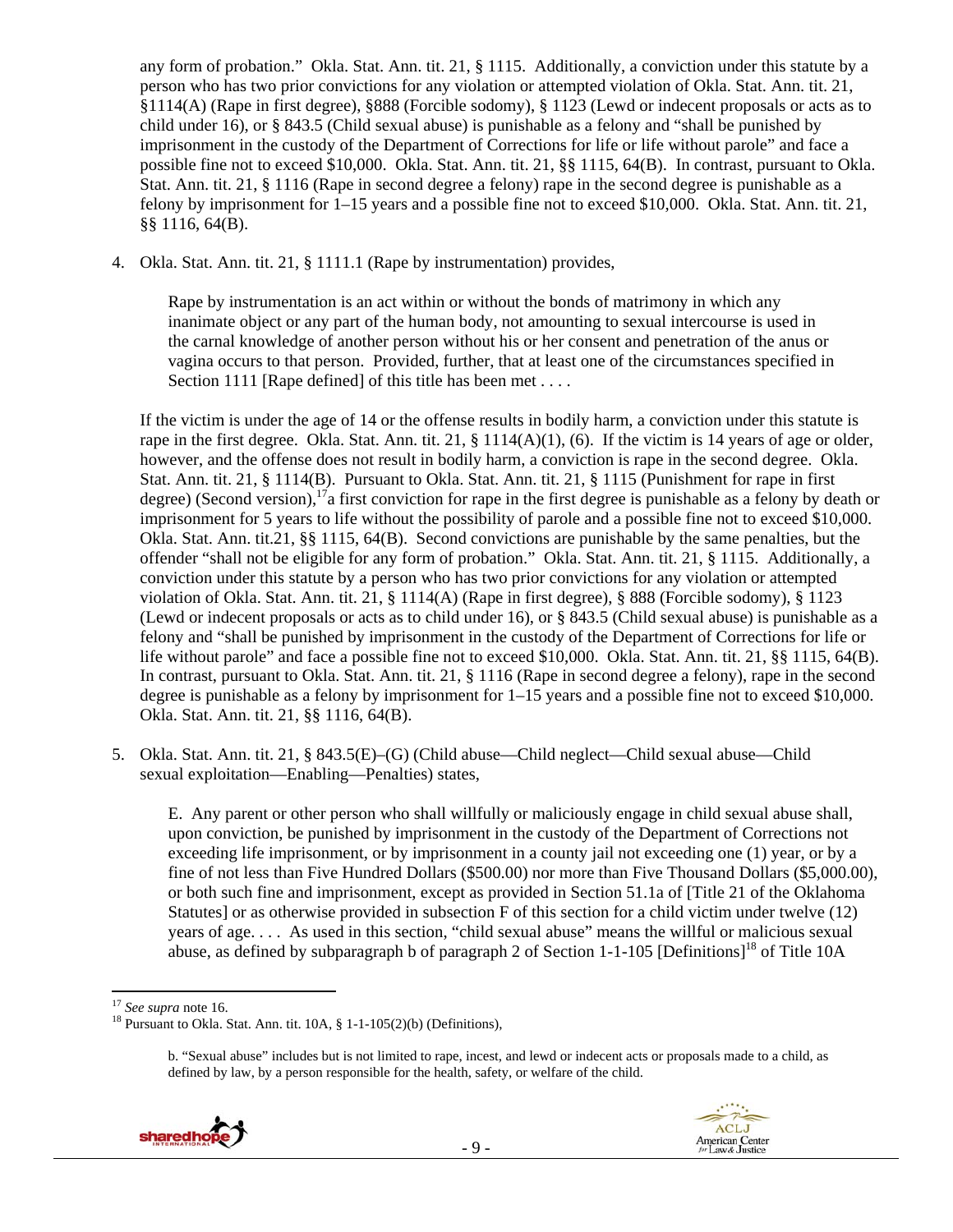any form of probation." Okla. Stat. Ann. tit. 21, § 1115. Additionally, a conviction under this statute by a person who has two prior convictions for any violation or attempted violation of Okla. Stat. Ann. tit. 21, §1114(A) (Rape in first degree), §888 (Forcible sodomy), § 1123 (Lewd or indecent proposals or acts as to child under 16), or § 843.5 (Child sexual abuse) is punishable as a felony and "shall be punished by imprisonment in the custody of the Department of Corrections for life or life without parole" and face a possible fine not to exceed $10,000. Okla. Stat. Ann. tit. 21, §§ 1115, 64(B). In contrast, pursuant to Okla. Stat. Ann. tit. 21, § 1116 (Rape in second degree a felony) rape in the second degree is punishable as a felony by imprisonment for 1–15 years and a possible fine not to exceed $10,000. Okla. Stat. Ann. tit. 21, §§ 1116, 64(B).

4. Okla. Stat. Ann. tit. 21, § 1111.1 (Rape by instrumentation) provides,

   > Rape by instrumentation is an act within or without the bonds of matrimony in which any inanimate object or any part of the human body, not amounting to sexual intercourse is used in the carnal knowledge of another person without his or her consent and penetration of the anus or vagina occurs to that person. Provided, further, that at least one of the circumstances specified in Section 1111 [Rape defined] of this title has been met . . . .

   If the victim is under the age of 14 or the offense results in bodily harm, a conviction under this statute is rape in the first degree. Okla. Stat. Ann. tit. 21, § 1114(A)(1), (6). If the victim is 14 years of age or older, however, and the offense does not result in bodily harm, a conviction is rape in the second degree. Okla. Stat. Ann. tit. 21, § 1114(B). Pursuant to Okla. Stat. Ann. tit. 21, § 1115 (Punishment for rape in first degree) (Second version),[17] a first conviction for rape in the first degree is punishable as a felony by death or imprisonment for 5 years to life without the possibility of parole and a possible fine not to exceed $10,000. Okla. Stat. Ann. tit.21, §§ 1115, 64(B). Second convictions are punishable by the same penalties, but the offender "shall not be eligible for any form of probation." Okla. Stat. Ann. tit. 21, § 1115. Additionally, a conviction under this statute by a person who has two prior convictions for any violation or attempted violation of Okla. Stat. Ann. tit. 21, § 1114(A) (Rape in first degree), § 888 (Forcible sodomy), § 1123 (Lewd or indecent proposals or acts as to child under 16), or § 843.5 (Child sexual abuse) is punishable as a felony and "shall be punished by imprisonment in the custody of the Department of Corrections for life or life without parole" and face a possible fine not to exceed $10,000. Okla. Stat. Ann. tit. 21, §§ 1115, 64(B). In contrast, pursuant to Okla. Stat. Ann. tit. 21, § 1116 (Rape in second degree a felony), rape in the second degree is punishable as a felony by imprisonment for 1–15 years and a possible fine not to exceed $10,000. Okla. Stat. Ann. tit. 21, §§ 1116, 64(B).

5. Okla. Stat. Ann. tit. 21, § 843.5(E)–(G) (Child abuse—Child neglect—Child sexual abuse—Child sexual exploitation—Enabling—Penalties) states,

   > E. Any parent or other person who shall willfully or maliciously engage in child sexual abuse shall, upon conviction, be punished by imprisonment in the custody of the Department of Corrections not exceeding life imprisonment, or by imprisonment in a county jail not exceeding one (1) year, or by a fine of not less than Five Hundred Dollars ($500.00) nor more than Five Thousand Dollars ($5,000.00), or both such fine and imprisonment, except as provided in Section 51.1a of [Title 21 of the Oklahoma Statutes] or as otherwise provided in subsection F of this section for a child victim under twelve (12) years of age. . . . As used in this section, "child sexual abuse" means the willful or malicious sexual abuse, as defined by subparagraph b of paragraph 2 of Section 1-1-105 [Definitions][18] of Title 10A

---

[17] *See supra* note 16.

[18] Pursuant to Okla. Stat. Ann. tit. 10A, § 1-1-105(2)(b) (Definitions),

> b. "Sexual abuse" includes but is not limited to rape, incest, and lewd or indecent acts or proposals made to a child, as defined by law, by a person responsible for the health, safety, or welfare of the child.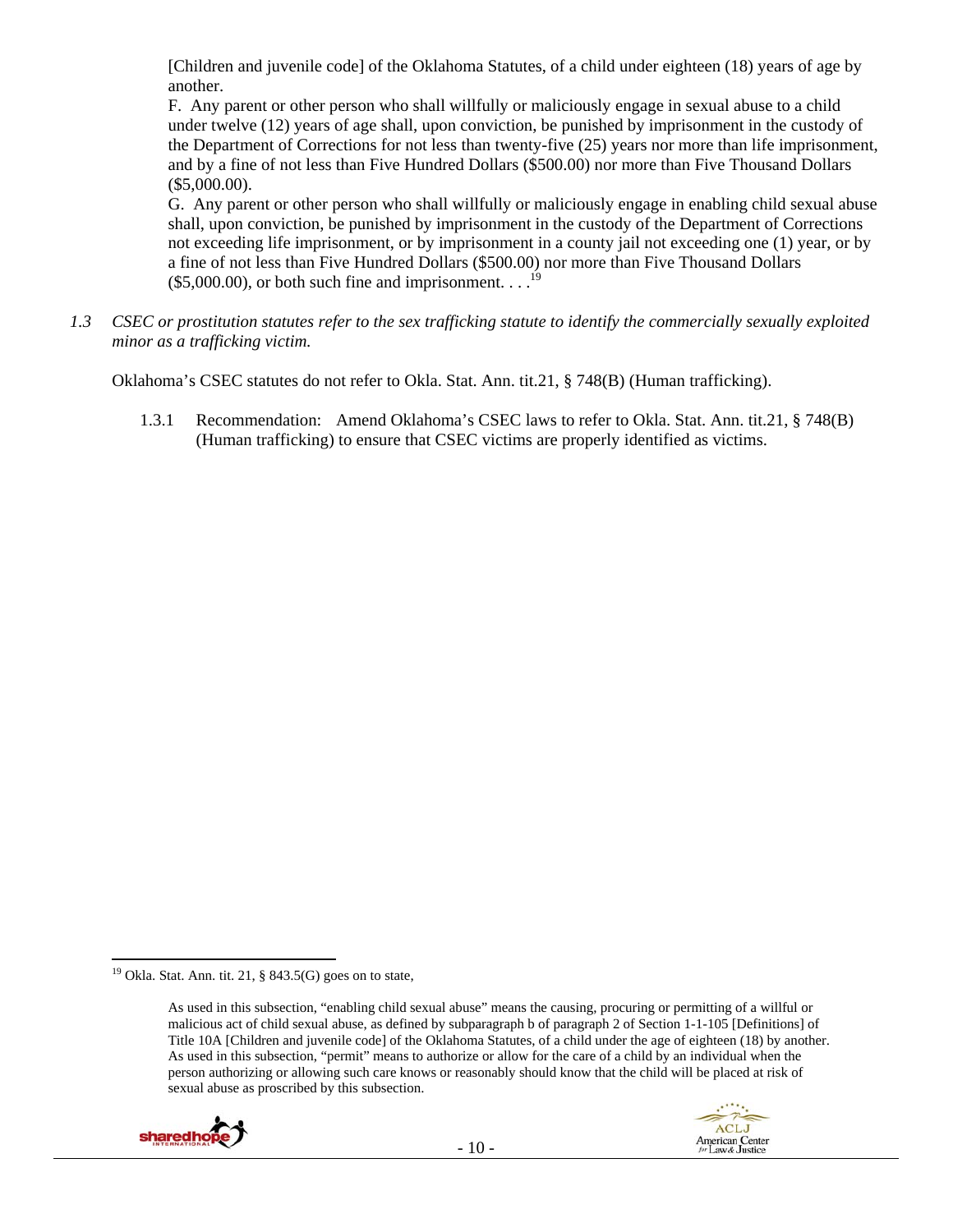[Children and juvenile code] of the Oklahoma Statutes, of a child under eighteen (18) years of age by another.

F. Any parent or other person who shall willfully or maliciously engage in sexual abuse to a child under twelve (12) years of age shall, upon conviction, be punished by imprisonment in the custody of the Department of Corrections for not less than twenty-five (25) years nor more than life imprisonment, and by a fine of not less than Five Hundred Dollars ($500.00) nor more than Five Thousand Dollars ($5,000.00).

G. Any parent or other person who shall willfully or maliciously engage in enabling child sexual abuse shall, upon conviction, be punished by imprisonment in the custody of the Department of Corrections not exceeding life imprisonment, or by imprisonment in a county jail not exceeding one (1) year, or by a fine of not less than Five Hundred Dollars ($500.00) nor more than Five Thousand Dollars ($5,000.00), or both such fine and imprisonment. . . .[19]

*1.3 CSEC or prostitution statutes refer to the sex trafficking statute to identify the commercially sexually exploited minor as a trafficking victim.*

Oklahoma's CSEC statutes do not refer to Okla. Stat. Ann. tit.21, § 748(B) (Human trafficking).

1.3.1 Recommendation: Amend Oklahoma's CSEC laws to refer to Okla. Stat. Ann. tit.21, § 748(B) (Human trafficking) to ensure that CSEC victims are properly identified as victims.

---

[19] Okla. Stat. Ann. tit. 21, § 843.5(G) goes on to state,

> As used in this subsection, "enabling child sexual abuse" means the causing, procuring or permitting of a willful or malicious act of child sexual abuse, as defined by subparagraph b of paragraph 2 of Section 1-1-105 [Definitions] of Title 10A [Children and juvenile code] of the Oklahoma Statutes, of a child under the age of eighteen (18) by another. As used in this subsection, "permit" means to authorize or allow for the care of a child by an individual when the person authorizing or allowing such care knows or reasonably should know that the child will be placed at risk of sexual abuse as proscribed by this subsection.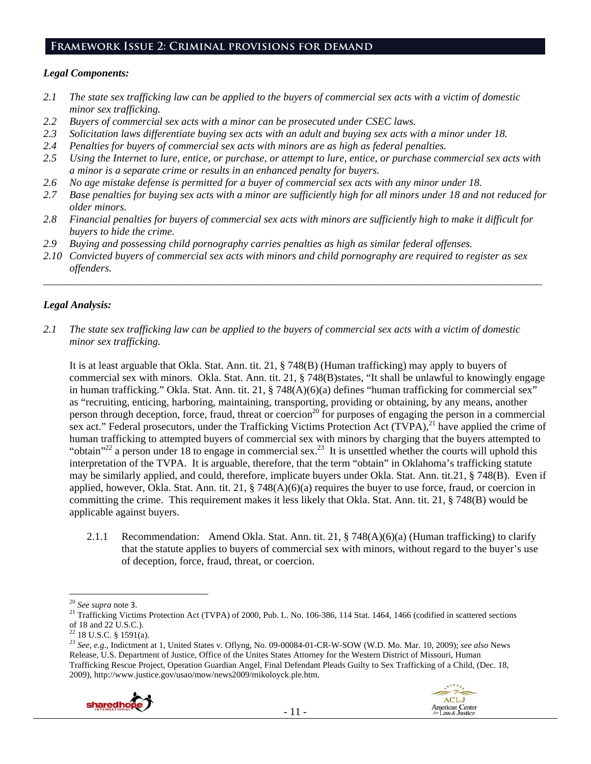## Framework Issue 2: Criminal provisions for demand

### *Legal Components:*

- *2.1 The state sex trafficking law can be applied to the buyers of commercial sex acts with a victim of domestic minor sex trafficking.*
- *2.2 Buyers of commercial sex acts with a minor can be prosecuted under CSEC laws.*
- *2.3 Solicitation laws differentiate buying sex acts with an adult and buying sex acts with a minor under 18.*
- *2.4 Penalties for buyers of commercial sex acts with minors are as high as federal penalties.*
- *2.5 Using the Internet to lure, entice, or purchase, or attempt to lure, entice, or purchase commercial sex acts with a minor is a separate crime or results in an enhanced penalty for buyers.*
- *2.6 No age mistake defense is permitted for a buyer of commercial sex acts with any minor under 18.*
- *2.7 Base penalties for buying sex acts with a minor are sufficiently high for all minors under 18 and not reduced for older minors.*
- *2.8 Financial penalties for buyers of commercial sex acts with minors are sufficiently high to make it difficult for buyers to hide the crime.*
- *2.9 Buying and possessing child pornography carries penalties as high as similar federal offenses.*
- *2.10 Convicted buyers of commercial sex acts with minors and child pornography are required to register as sex offenders.*

---

### *Legal Analysis:*

*2.1 The state sex trafficking law can be applied to the buyers of commercial sex acts with a victim of domestic minor sex trafficking.*

It is at least arguable that Okla. Stat. Ann. tit. 21, § 748(B) (Human trafficking) may apply to buyers of commercial sex with minors. Okla. Stat. Ann. tit. 21, § 748(B)states, "It shall be unlawful to knowingly engage in human trafficking." Okla. Stat. Ann. tit. 21, § 748(A)(6)(a) defines "human trafficking for commercial sex" as "recruiting, enticing, harboring, maintaining, transporting, providing or obtaining, by any means, another person through deception, force, fraud, threat or coercion[20] for purposes of engaging the person in a commercial sex act." Federal prosecutors, under the Trafficking Victims Protection Act (TVPA),[21] have applied the crime of human trafficking to attempted buyers of commercial sex with minors by charging that the buyers attempted to "obtain"[22] a person under 18 to engage in commercial sex.[23] It is unsettled whether the courts will uphold this interpretation of the TVPA. It is arguable, therefore, that the term "obtain" in Oklahoma's trafficking statute may be similarly applied, and could, therefore, implicate buyers under Okla. Stat. Ann. tit.21, § 748(B). Even if applied, however, Okla. Stat. Ann. tit. 21, § 748(A)(6)(a) requires the buyer to use force, fraud, or coercion in committing the crime. This requirement makes it less likely that Okla. Stat. Ann. tit. 21, § 748(B) would be applicable against buyers.

2.1.1 Recommendation: Amend Okla. Stat. Ann. tit. 21, § 748(A)(6)(a) (Human trafficking) to clarify that the statute applies to buyers of commercial sex with minors, without regard to the buyer's use of deception, force, fraud, threat, or coercion.

---

[20] *See supra* note 3.

[21] Trafficking Victims Protection Act (TVPA) of 2000, Pub. L. No. 106-386, 114 Stat. 1464, 1466 (codified in scattered sections of 18 and 22 U.S.C.).

[22] 18 U.S.C. § 1591(a).

[23] *See, e.g*., Indictment at 1, United States v. Oflyng, No. 09-00084-01-CR-W-SOW (W.D. Mo. Mar. 10, 2009); *see also* News Release, U.S. Department of Justice, Office of the Unites States Attorney for the Western District of Missouri, Human Trafficking Rescue Project, Operation Guardian Angel, Final Defendant Pleads Guilty to Sex Trafficking of a Child, (Dec. 18, 2009), http://www.justice.gov/usao/mow/news2009/mikoloyck.ple.htm.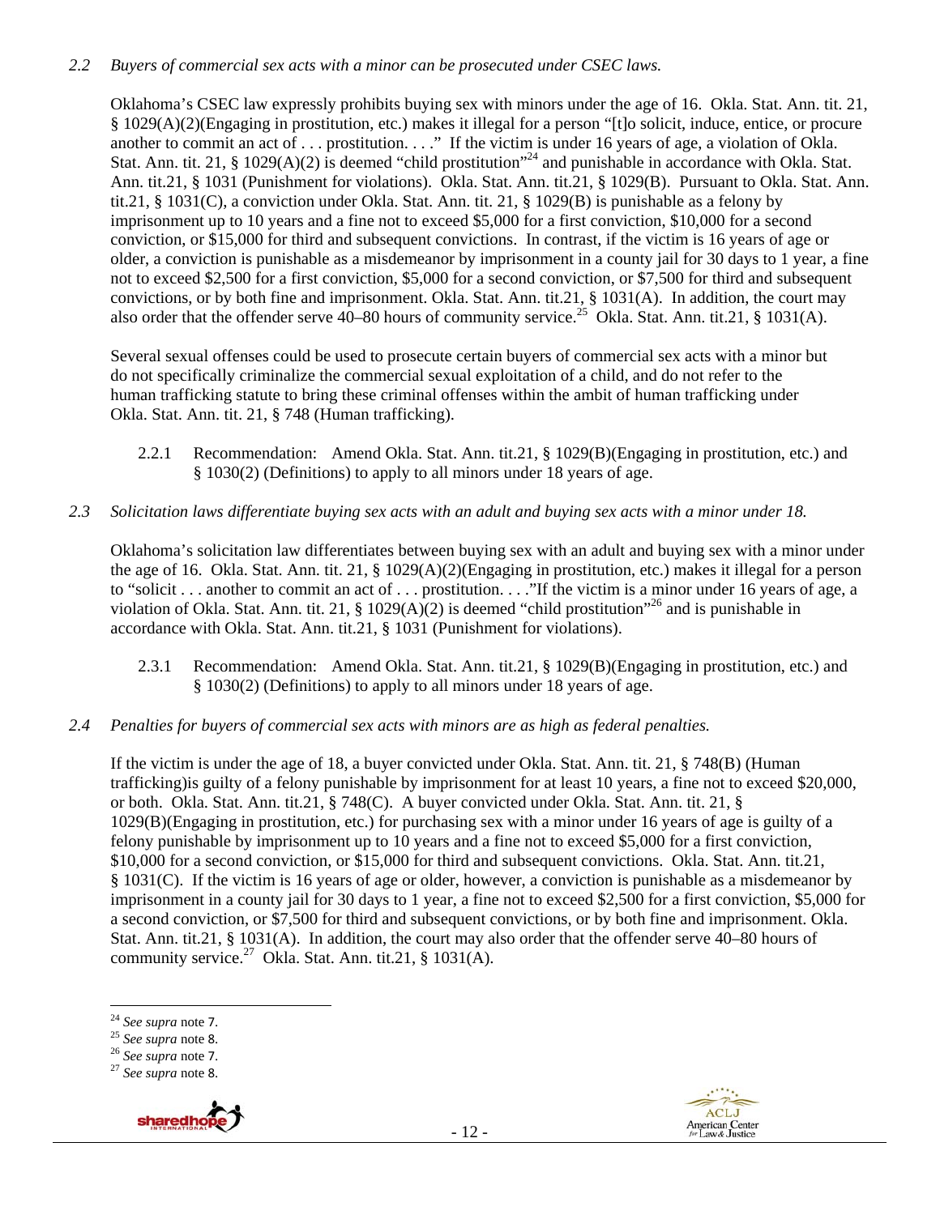*2.2 Buyers of commercial sex acts with a minor can be prosecuted under CSEC laws.*

Oklahoma's CSEC law expressly prohibits buying sex with minors under the age of 16. Okla. Stat. Ann. tit. 21, § 1029(A)(2)(Engaging in prostitution, etc.) makes it illegal for a person "[t]o solicit, induce, entice, or procure another to commit an act of . . . prostitution. . . ." If the victim is under 16 years of age, a violation of Okla. Stat. Ann. tit. 21, § 1029(A)(2) is deemed "child prostitution"[24] and punishable in accordance with Okla. Stat. Ann. tit.21, § 1031 (Punishment for violations). Okla. Stat. Ann. tit.21, § 1029(B). Pursuant to Okla. Stat. Ann. tit.21, § 1031(C), a conviction under Okla. Stat. Ann. tit. 21, § 1029(B) is punishable as a felony by imprisonment up to 10 years and a fine not to exceed $5,000 for a first conviction, $10,000 for a second conviction, or $15,000 for third and subsequent convictions. In contrast, if the victim is 16 years of age or older, a conviction is punishable as a misdemeanor by imprisonment in a county jail for 30 days to 1 year, a fine not to exceed $2,500 for a first conviction, $5,000 for a second conviction, or $7,500 for third and subsequent convictions, or by both fine and imprisonment. Okla. Stat. Ann. tit.21, § 1031(A). In addition, the court may also order that the offender serve 40–80 hours of community service.[25] Okla. Stat. Ann. tit.21, § 1031(A).

Several sexual offenses could be used to prosecute certain buyers of commercial sex acts with a minor but do not specifically criminalize the commercial sexual exploitation of a child, and do not refer to the human trafficking statute to bring these criminal offenses within the ambit of human trafficking under Okla. Stat. Ann. tit. 21, § 748 (Human trafficking).

2.2.1 Recommendation: Amend Okla. Stat. Ann. tit.21, § 1029(B)(Engaging in prostitution, etc.) and § 1030(2) (Definitions) to apply to all minors under 18 years of age.

*2.3 Solicitation laws differentiate buying sex acts with an adult and buying sex acts with a minor under 18.*

Oklahoma's solicitation law differentiates between buying sex with an adult and buying sex with a minor under the age of 16. Okla. Stat. Ann. tit. 21, § 1029(A)(2)(Engaging in prostitution, etc.) makes it illegal for a person to "solicit . . . another to commit an act of . . . prostitution. . . ."If the victim is a minor under 16 years of age, a violation of Okla. Stat. Ann. tit. 21, § 1029(A)(2) is deemed "child prostitution"[26] and is punishable in accordance with Okla. Stat. Ann. tit.21, § 1031 (Punishment for violations).

2.3.1 Recommendation: Amend Okla. Stat. Ann. tit.21, § 1029(B)(Engaging in prostitution, etc.) and § 1030(2) (Definitions) to apply to all minors under 18 years of age.

*2.4 Penalties for buyers of commercial sex acts with minors are as high as federal penalties.*

If the victim is under the age of 18, a buyer convicted under Okla. Stat. Ann. tit. 21, § 748(B) (Human trafficking)is guilty of a felony punishable by imprisonment for at least 10 years, a fine not to exceed $20,000, or both. Okla. Stat. Ann. tit.21, § 748(C). A buyer convicted under Okla. Stat. Ann. tit. 21, § 1029(B)(Engaging in prostitution, etc.) for purchasing sex with a minor under 16 years of age is guilty of a felony punishable by imprisonment up to 10 years and a fine not to exceed $5,000 for a first conviction, $10,000 for a second conviction, or $15,000 for third and subsequent convictions. Okla. Stat. Ann. tit.21, § 1031(C). If the victim is 16 years of age or older, however, a conviction is punishable as a misdemeanor by imprisonment in a county jail for 30 days to 1 year, a fine not to exceed $2,500 for a first conviction, $5,000 for a second conviction, or $7,500 for third and subsequent convictions, or by both fine and imprisonment. Okla. Stat. Ann. tit.21, § 1031(A). In addition, the court may also order that the offender serve 40–80 hours of community service.[27] Okla. Stat. Ann. tit.21, § 1031(A).

---

[24] *See supra* note 7.
[25] *See supra* note 8.
[26] *See supra* note 7.
[27] *See supra* note 8.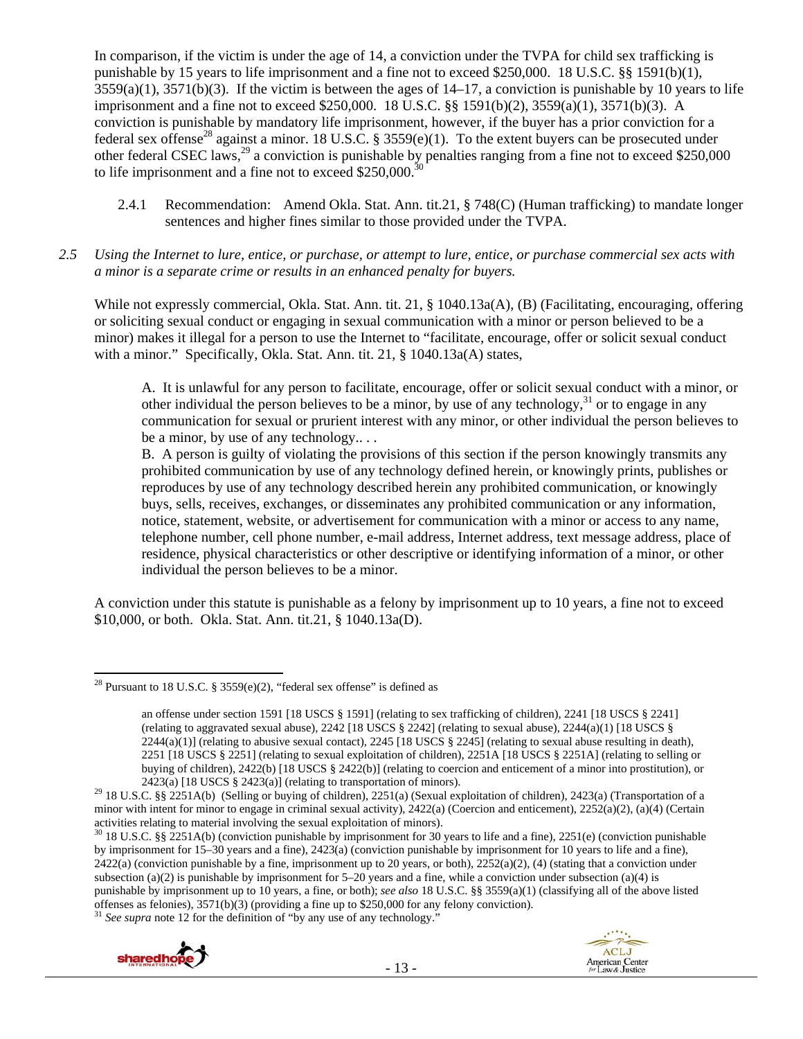In comparison, if the victim is under the age of 14, a conviction under the TVPA for child sex trafficking is punishable by 15 years to life imprisonment and a fine not to exceed $250,000. 18 U.S.C. §§ 1591(b)(1), 3559(a)(1), 3571(b)(3). If the victim is between the ages of 14–17, a conviction is punishable by 10 years to life imprisonment and a fine not to exceed $250,000. 18 U.S.C. §§ 1591(b)(2), 3559(a)(1), 3571(b)(3). A conviction is punishable by mandatory life imprisonment, however, if the buyer has a prior conviction for a federal sex offense[28] against a minor. 18 U.S.C. § 3559(e)(1). To the extent buyers can be prosecuted under other federal CSEC laws,[29] a conviction is punishable by penalties ranging from a fine not to exceed $250,000 to life imprisonment and a fine not to exceed $250,000.[30]

2.4.1 Recommendation: Amend Okla. Stat. Ann. tit.21, § 748(C) (Human trafficking) to mandate longer sentences and higher fines similar to those provided under the TVPA.

*2.5 Using the Internet to lure, entice, or purchase, or attempt to lure, entice, or purchase commercial sex acts with a minor is a separate crime or results in an enhanced penalty for buyers.*

While not expressly commercial, Okla. Stat. Ann. tit. 21, § 1040.13a(A), (B) (Facilitating, encouraging, offering or soliciting sexual conduct or engaging in sexual communication with a minor or person believed to be a minor) makes it illegal for a person to use the Internet to "facilitate, encourage, offer or solicit sexual conduct with a minor." Specifically, Okla. Stat. Ann. tit. 21, § 1040.13a(A) states,

> A. It is unlawful for any person to facilitate, encourage, offer or solicit sexual conduct with a minor, or other individual the person believes to be a minor, by use of any technology,[31] or to engage in any communication for sexual or prurient interest with any minor, or other individual the person believes to be a minor, by use of any technology.. . .
>
> B. A person is guilty of violating the provisions of this section if the person knowingly transmits any prohibited communication by use of any technology defined herein, or knowingly prints, publishes or reproduces by use of any technology described herein any prohibited communication, or knowingly buys, sells, receives, exchanges, or disseminates any prohibited communication or any information, notice, statement, website, or advertisement for communication with a minor or access to any name, telephone number, cell phone number, e-mail address, Internet address, text message address, place of residence, physical characteristics or other descriptive or identifying information of a minor, or other individual the person believes to be a minor.

A conviction under this statute is punishable as a felony by imprisonment up to 10 years, a fine not to exceed $10,000, or both. Okla. Stat. Ann. tit.21, § 1040.13a(D).

---

[28] Pursuant to 18 U.S.C. § 3559(e)(2), "federal sex offense" is defined as

> an offense under section 1591 [18 USCS § 1591] (relating to sex trafficking of children), 2241 [18 USCS § 2241] (relating to aggravated sexual abuse), 2242 [18 USCS § 2242] (relating to sexual abuse), 2244(a)(1) [18 USCS § 2244(a)(1)] (relating to abusive sexual contact), 2245 [18 USCS § 2245] (relating to sexual abuse resulting in death), 2251 [18 USCS § 2251] (relating to sexual exploitation of children), 2251A [18 USCS § 2251A] (relating to selling or buying of children), 2422(b) [18 USCS § 2422(b)] (relating to coercion and enticement of a minor into prostitution), or 2423(a) [18 USCS § 2423(a)] (relating to transportation of minors).

[29] 18 U.S.C. §§ 2251A(b) (Selling or buying of children), 2251(a) (Sexual exploitation of children), 2423(a) (Transportation of a minor with intent for minor to engage in criminal sexual activity), 2422(a) (Coercion and enticement), 2252(a)(2), (a)(4) (Certain activities relating to material involving the sexual exploitation of minors).

[30] 18 U.S.C. §§ 2251A(b) (conviction punishable by imprisonment for 30 years to life and a fine), 2251(e) (conviction punishable by imprisonment for 15–30 years and a fine), 2423(a) (conviction punishable by imprisonment for 10 years to life and a fine), 2422(a) (conviction punishable by a fine, imprisonment up to 20 years, or both), 2252(a)(2), (4) (stating that a conviction under subsection (a)(2) is punishable by imprisonment for 5–20 years and a fine, while a conviction under subsection (a)(4) is punishable by imprisonment up to 10 years, a fine, or both); *see also* 18 U.S.C. §§ 3559(a)(1) (classifying all of the above listed offenses as felonies), 3571(b)(3) (providing a fine up to $250,000 for any felony conviction).

[31] *See supra* note 12 for the definition of "by any use of any technology."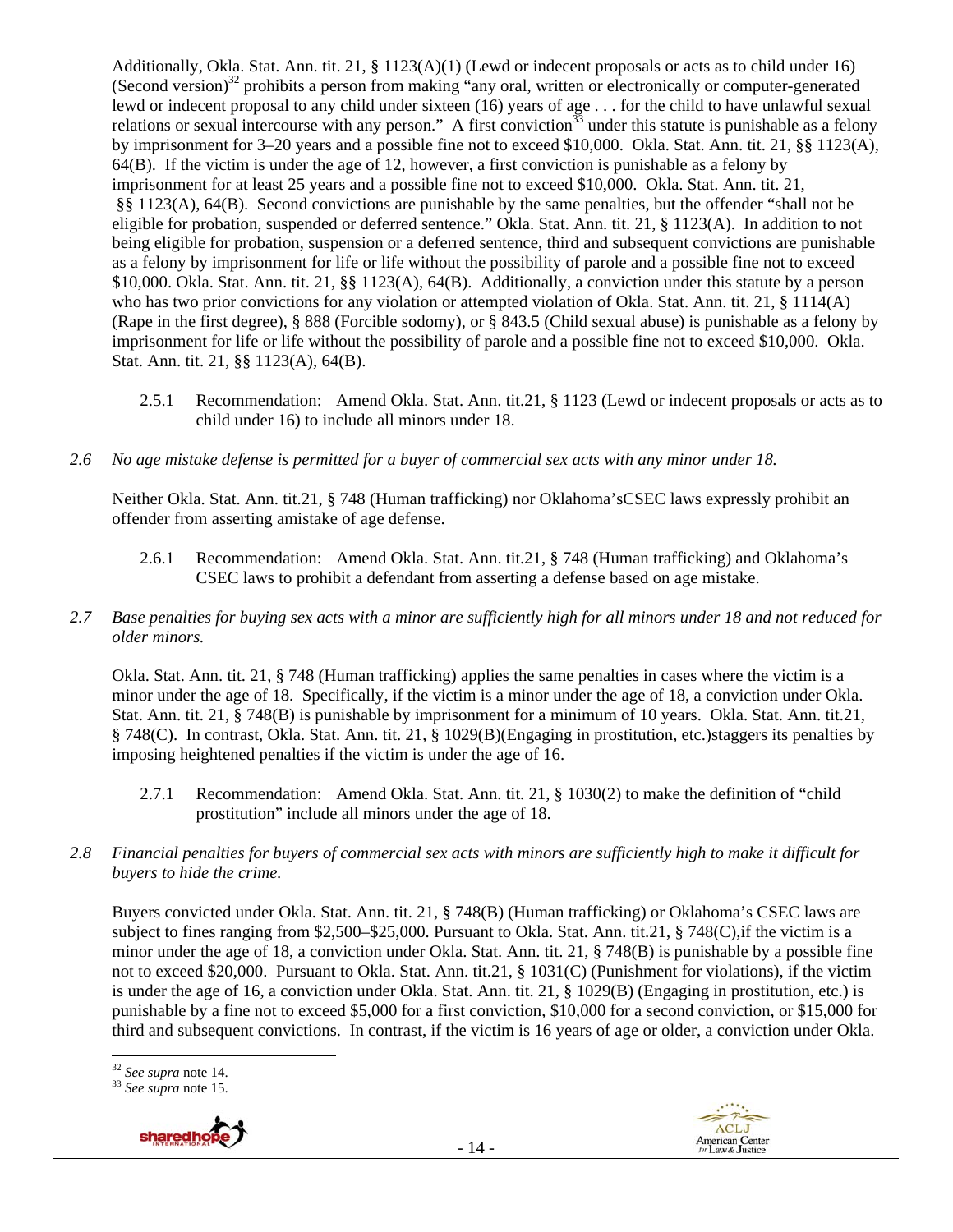Additionally, Okla. Stat. Ann. tit. 21, § 1123(A)(1) (Lewd or indecent proposals or acts as to child under 16) (Second version)[32] prohibits a person from making "any oral, written or electronically or computer-generated lewd or indecent proposal to any child under sixteen (16) years of age . . . for the child to have unlawful sexual relations or sexual intercourse with any person." A first conviction[33] under this statute is punishable as a felony by imprisonment for 3–20 years and a possible fine not to exceed $10,000. Okla. Stat. Ann. tit. 21, §§ 1123(A), 64(B). If the victim is under the age of 12, however, a first conviction is punishable as a felony by imprisonment for at least 25 years and a possible fine not to exceed $10,000. Okla. Stat. Ann. tit. 21, §§ 1123(A), 64(B). Second convictions are punishable by the same penalties, but the offender "shall not be eligible for probation, suspended or deferred sentence." Okla. Stat. Ann. tit. 21, § 1123(A). In addition to not being eligible for probation, suspension or a deferred sentence, third and subsequent convictions are punishable as a felony by imprisonment for life or life without the possibility of parole and a possible fine not to exceed $10,000. Okla. Stat. Ann. tit. 21, §§ 1123(A), 64(B). Additionally, a conviction under this statute by a person who has two prior convictions for any violation or attempted violation of Okla. Stat. Ann. tit. 21, § 1114(A) (Rape in the first degree), § 888 (Forcible sodomy), or § 843.5 (Child sexual abuse) is punishable as a felony by imprisonment for life or life without the possibility of parole and a possible fine not to exceed $10,000. Okla. Stat. Ann. tit. 21, §§ 1123(A), 64(B).

2.5.1 Recommendation: Amend Okla. Stat. Ann. tit.21, § 1123 (Lewd or indecent proposals or acts as to child under 16) to include all minors under 18.

*2.6 No age mistake defense is permitted for a buyer of commercial sex acts with any minor under 18.*

Neither Okla. Stat. Ann. tit.21, § 748 (Human trafficking) nor Oklahoma'sCSEC laws expressly prohibit an offender from asserting amistake of age defense.

2.6.1 Recommendation: Amend Okla. Stat. Ann. tit.21, § 748 (Human trafficking) and Oklahoma's CSEC laws to prohibit a defendant from asserting a defense based on age mistake.

*2.7 Base penalties for buying sex acts with a minor are sufficiently high for all minors under 18 and not reduced for older minors.*

Okla. Stat. Ann. tit. 21, § 748 (Human trafficking) applies the same penalties in cases where the victim is a minor under the age of 18. Specifically, if the victim is a minor under the age of 18, a conviction under Okla. Stat. Ann. tit. 21, § 748(B) is punishable by imprisonment for a minimum of 10 years. Okla. Stat. Ann. tit.21, § 748(C). In contrast, Okla. Stat. Ann. tit. 21, § 1029(B)(Engaging in prostitution, etc.)staggers its penalties by imposing heightened penalties if the victim is under the age of 16.

2.7.1 Recommendation: Amend Okla. Stat. Ann. tit. 21, § 1030(2) to make the definition of "child prostitution" include all minors under the age of 18.

*2.8 Financial penalties for buyers of commercial sex acts with minors are sufficiently high to make it difficult for buyers to hide the crime.*

Buyers convicted under Okla. Stat. Ann. tit. 21, § 748(B) (Human trafficking) or Oklahoma's CSEC laws are subject to fines ranging from $2,500–$25,000. Pursuant to Okla. Stat. Ann. tit.21, § 748(C),if the victim is a minor under the age of 18, a conviction under Okla. Stat. Ann. tit. 21, § 748(B) is punishable by a possible fine not to exceed $20,000. Pursuant to Okla. Stat. Ann. tit.21, § 1031(C) (Punishment for violations), if the victim is under the age of 16, a conviction under Okla. Stat. Ann. tit. 21, § 1029(B) (Engaging in prostitution, etc.) is punishable by a fine not to exceed $5,000 for a first conviction, $10,000 for a second conviction, or $15,000 for third and subsequent convictions. In contrast, if the victim is 16 years of age or older, a conviction under Okla.

[32] *See supra* note 14.
[33] *See supra* note 15.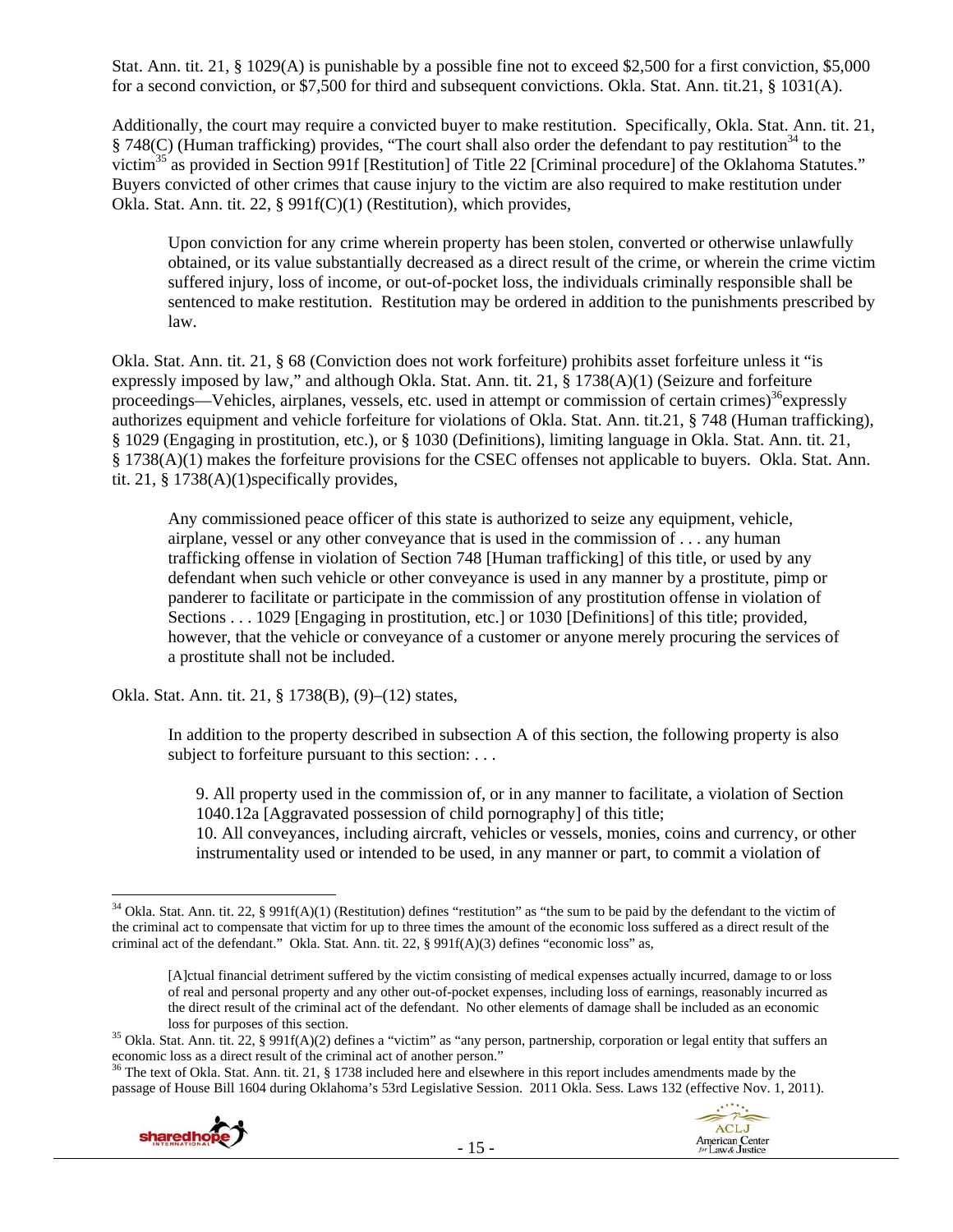Stat. Ann. tit. 21, § 1029(A) is punishable by a possible fine not to exceed $2,500 for a first conviction, $5,000 for a second conviction, or $7,500 for third and subsequent convictions. Okla. Stat. Ann. tit.21, § 1031(A).

Additionally, the court may require a convicted buyer to make restitution. Specifically, Okla. Stat. Ann. tit. 21, § 748(C) (Human trafficking) provides, "The court shall also order the defendant to pay restitution[34] to the victim[35] as provided in Section 991f [Restitution] of Title 22 [Criminal procedure] of the Oklahoma Statutes." Buyers convicted of other crimes that cause injury to the victim are also required to make restitution under Okla. Stat. Ann. tit. 22, § 991f(C)(1) (Restitution), which provides,

> Upon conviction for any crime wherein property has been stolen, converted or otherwise unlawfully obtained, or its value substantially decreased as a direct result of the crime, or wherein the crime victim suffered injury, loss of income, or out-of-pocket loss, the individuals criminally responsible shall be sentenced to make restitution. Restitution may be ordered in addition to the punishments prescribed by law.

Okla. Stat. Ann. tit. 21, § 68 (Conviction does not work forfeiture) prohibits asset forfeiture unless it "is expressly imposed by law," and although Okla. Stat. Ann. tit. 21, § 1738(A)(1) (Seizure and forfeiture proceedings—Vehicles, airplanes, vessels, etc. used in attempt or commission of certain crimes)[36] expressly authorizes equipment and vehicle forfeiture for violations of Okla. Stat. Ann. tit.21, § 748 (Human trafficking), § 1029 (Engaging in prostitution, etc.), or § 1030 (Definitions), limiting language in Okla. Stat. Ann. tit. 21, § 1738(A)(1) makes the forfeiture provisions for the CSEC offenses not applicable to buyers. Okla. Stat. Ann. tit. 21, § 1738(A)(1)specifically provides,

> Any commissioned peace officer of this state is authorized to seize any equipment, vehicle, airplane, vessel or any other conveyance that is used in the commission of . . . any human trafficking offense in violation of Section 748 [Human trafficking] of this title, or used by any defendant when such vehicle or other conveyance is used in any manner by a prostitute, pimp or panderer to facilitate or participate in the commission of any prostitution offense in violation of Sections . . . 1029 [Engaging in prostitution, etc.] or 1030 [Definitions] of this title; provided, however, that the vehicle or conveyance of a customer or anyone merely procuring the services of a prostitute shall not be included.

Okla. Stat. Ann. tit. 21, § 1738(B), (9)–(12) states,

> In addition to the property described in subsection A of this section, the following property is also subject to forfeiture pursuant to this section: . . .
>
> 9. All property used in the commission of, or in any manner to facilitate, a violation of Section 1040.12a [Aggravated possession of child pornography] of this title;
> 10. All conveyances, including aircraft, vehicles or vessels, monies, coins and currency, or other instrumentality used or intended to be used, in any manner or part, to commit a violation of

---

[34] Okla. Stat. Ann. tit. 22, § 991f(A)(1) (Restitution) defines "restitution" as "the sum to be paid by the defendant to the victim of the criminal act to compensate that victim for up to three times the amount of the economic loss suffered as a direct result of the criminal act of the defendant." Okla. Stat. Ann. tit. 22, § 991f(A)(3) defines "economic loss" as,

> [A]ctual financial detriment suffered by the victim consisting of medical expenses actually incurred, damage to or loss of real and personal property and any other out-of-pocket expenses, including loss of earnings, reasonably incurred as the direct result of the criminal act of the defendant. No other elements of damage shall be included as an economic loss for purposes of this section.

[35] Okla. Stat. Ann. tit. 22, § 991f(A)(2) defines a "victim" as "any person, partnership, corporation or legal entity that suffers an economic loss as a direct result of the criminal act of another person."

[36] The text of Okla. Stat. Ann. tit. 21, § 1738 included here and elsewhere in this report includes amendments made by the passage of House Bill 1604 during Oklahoma's 53rd Legislative Session. 2011 Okla. Sess. Laws 132 (effective Nov. 1, 2011).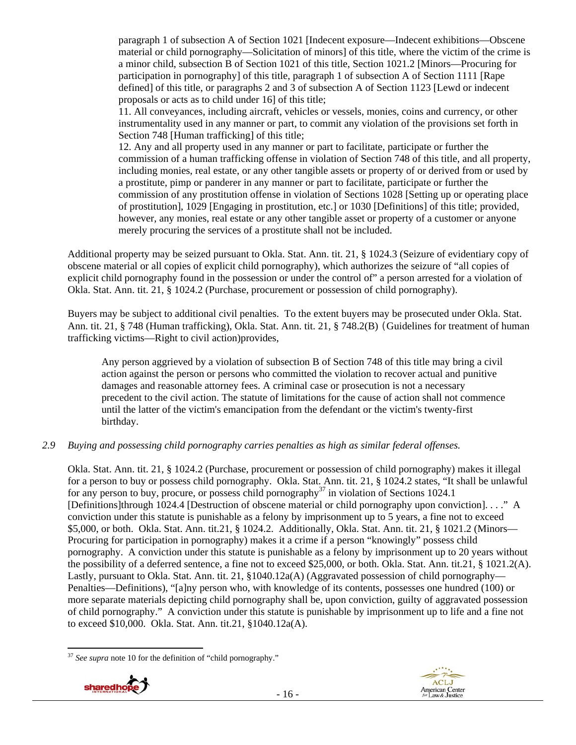paragraph 1 of subsection A of Section 1021 [Indecent exposure—Indecent exhibitions—Obscene material or child pornography—Solicitation of minors] of this title, where the victim of the crime is a minor child, subsection B of Section 1021 of this title, Section 1021.2 [Minors—Procuring for participation in pornography] of this title, paragraph 1 of subsection A of Section 1111 [Rape defined] of this title, or paragraphs 2 and 3 of subsection A of Section 1123 [Lewd or indecent proposals or acts as to child under 16] of this title;

11. All conveyances, including aircraft, vehicles or vessels, monies, coins and currency, or other instrumentality used in any manner or part, to commit any violation of the provisions set forth in Section 748 [Human trafficking] of this title;

12. Any and all property used in any manner or part to facilitate, participate or further the commission of a human trafficking offense in violation of Section 748 of this title, and all property, including monies, real estate, or any other tangible assets or property of or derived from or used by a prostitute, pimp or panderer in any manner or part to facilitate, participate or further the commission of any prostitution offense in violation of Sections 1028 [Setting up or operating place of prostitution], 1029 [Engaging in prostitution, etc.] or 1030 [Definitions] of this title; provided, however, any monies, real estate or any other tangible asset or property of a customer or anyone merely procuring the services of a prostitute shall not be included.

Additional property may be seized pursuant to Okla. Stat. Ann. tit. 21, § 1024.3 (Seizure of evidentiary copy of obscene material or all copies of explicit child pornography), which authorizes the seizure of "all copies of explicit child pornography found in the possession or under the control of" a person arrested for a violation of Okla. Stat. Ann. tit. 21, § 1024.2 (Purchase, procurement or possession of child pornography).

Buyers may be subject to additional civil penalties. To the extent buyers may be prosecuted under Okla. Stat. Ann. tit. 21, § 748 (Human trafficking), Okla. Stat. Ann. tit. 21, § 748.2(B) (Guidelines for treatment of human trafficking victims—Right to civil action)provides,

> Any person aggrieved by a violation of subsection B of Section 748 of this title may bring a civil action against the person or persons who committed the violation to recover actual and punitive damages and reasonable attorney fees. A criminal case or prosecution is not a necessary precedent to the civil action. The statute of limitations for the cause of action shall not commence until the latter of the victim's emancipation from the defendant or the victim's twenty-first birthday.

*2.9 Buying and possessing child pornography carries penalties as high as similar federal offenses.*

Okla. Stat. Ann. tit. 21, § 1024.2 (Purchase, procurement or possession of child pornography) makes it illegal for a person to buy or possess child pornography. Okla. Stat. Ann. tit. 21, § 1024.2 states, "It shall be unlawful for any person to buy, procure, or possess child pornography[37] in violation of Sections 1024.1 [Definitions]through 1024.4 [Destruction of obscene material or child pornography upon conviction]. . . ." A conviction under this statute is punishable as a felony by imprisonment up to 5 years, a fine not to exceed \$5,000, or both. Okla. Stat. Ann. tit.21, § 1024.2. Additionally, Okla. Stat. Ann. tit. 21, § 1021.2 (Minors—Procuring for participation in pornography) makes it a crime if a person "knowingly" possess child pornography. A conviction under this statute is punishable as a felony by imprisonment up to 20 years without the possibility of a deferred sentence, a fine not to exceed \$25,000, or both. Okla. Stat. Ann. tit.21, § 1021.2(A). Lastly, pursuant to Okla. Stat. Ann. tit. 21, §1040.12a(A) (Aggravated possession of child pornography—Penalties—Definitions), "[a]ny person who, with knowledge of its contents, possesses one hundred (100) or more separate materials depicting child pornography shall be, upon conviction, guilty of aggravated possession of child pornography." A conviction under this statute is punishable by imprisonment up to life and a fine not to exceed \$10,000. Okla. Stat. Ann. tit.21, §1040.12a(A).

---

[37] *See supra* note 10 for the definition of "child pornography."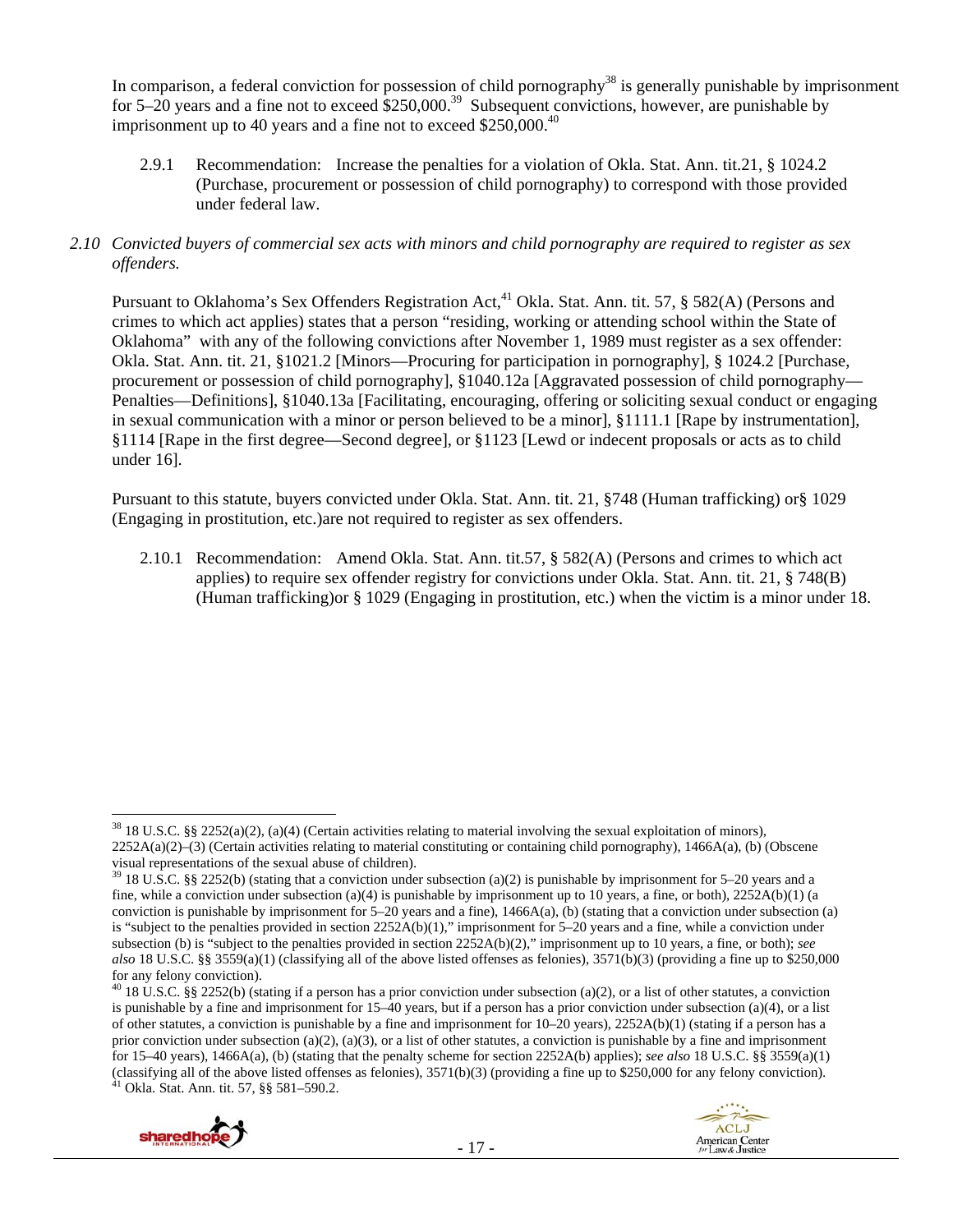In comparison, a federal conviction for possession of child pornography[38] is generally punishable by imprisonment for 5–20 years and a fine not to exceed $250,000.[39] Subsequent convictions, however, are punishable by imprisonment up to 40 years and a fine not to exceed $250,000.[40]

2.9.1 Recommendation: Increase the penalties for a violation of Okla. Stat. Ann. tit.21, § 1024.2 (Purchase, procurement or possession of child pornography) to correspond with those provided under federal law.

*2.10 Convicted buyers of commercial sex acts with minors and child pornography are required to register as sex offenders.*

Pursuant to Oklahoma's Sex Offenders Registration Act,[41] Okla. Stat. Ann. tit. 57, § 582(A) (Persons and crimes to which act applies) states that a person "residing, working or attending school within the State of Oklahoma" with any of the following convictions after November 1, 1989 must register as a sex offender: Okla. Stat. Ann. tit. 21, §1021.2 [Minors—Procuring for participation in pornography], § 1024.2 [Purchase, procurement or possession of child pornography], §1040.12a [Aggravated possession of child pornography—Penalties—Definitions], §1040.13a [Facilitating, encouraging, offering or soliciting sexual conduct or engaging in sexual communication with a minor or person believed to be a minor], §1111.1 [Rape by instrumentation], §1114 [Rape in the first degree—Second degree], or §1123 [Lewd or indecent proposals or acts as to child under 16].

Pursuant to this statute, buyers convicted under Okla. Stat. Ann. tit. 21, §748 (Human trafficking) or§ 1029 (Engaging in prostitution, etc.)are not required to register as sex offenders.

2.10.1 Recommendation: Amend Okla. Stat. Ann. tit.57, § 582(A) (Persons and crimes to which act applies) to require sex offender registry for convictions under Okla. Stat. Ann. tit. 21, § 748(B) (Human trafficking)or § 1029 (Engaging in prostitution, etc.) when the victim is a minor under 18.

---

[38] 18 U.S.C. §§ 2252(a)(2), (a)(4) (Certain activities relating to material involving the sexual exploitation of minors), 2252A(a)(2)–(3) (Certain activities relating to material constituting or containing child pornography), 1466A(a), (b) (Obscene visual representations of the sexual abuse of children).

[39] 18 U.S.C. §§ 2252(b) (stating that a conviction under subsection (a)(2) is punishable by imprisonment for 5–20 years and a fine, while a conviction under subsection (a)(4) is punishable by imprisonment up to 10 years, a fine, or both), 2252A(b)(1) (a conviction is punishable by imprisonment for 5–20 years and a fine), 1466A(a), (b) (stating that a conviction under subsection (a) is "subject to the penalties provided in section 2252A(b)(1)," imprisonment for 5–20 years and a fine, while a conviction under subsection (b) is "subject to the penalties provided in section 2252A(b)(2)," imprisonment up to 10 years, a fine, or both); *see also* 18 U.S.C. §§ 3559(a)(1) (classifying all of the above listed offenses as felonies), 3571(b)(3) (providing a fine up to $250,000 for any felony conviction).

[40] 18 U.S.C. §§ 2252(b) (stating if a person has a prior conviction under subsection (a)(2), or a list of other statutes, a conviction is punishable by a fine and imprisonment for 15–40 years, but if a person has a prior conviction under subsection (a)(4), or a list of other statutes, a conviction is punishable by a fine and imprisonment for 10–20 years), 2252A(b)(1) (stating if a person has a prior conviction under subsection (a)(2), (a)(3), or a list of other statutes, a conviction is punishable by a fine and imprisonment for 15–40 years), 1466A(a), (b) (stating that the penalty scheme for section 2252A(b) applies); *see also* 18 U.S.C. §§ 3559(a)(1) (classifying all of the above listed offenses as felonies), 3571(b)(3) (providing a fine up to $250,000 for any felony conviction).

[41] Okla. Stat. Ann. tit. 57, §§ 581–590.2.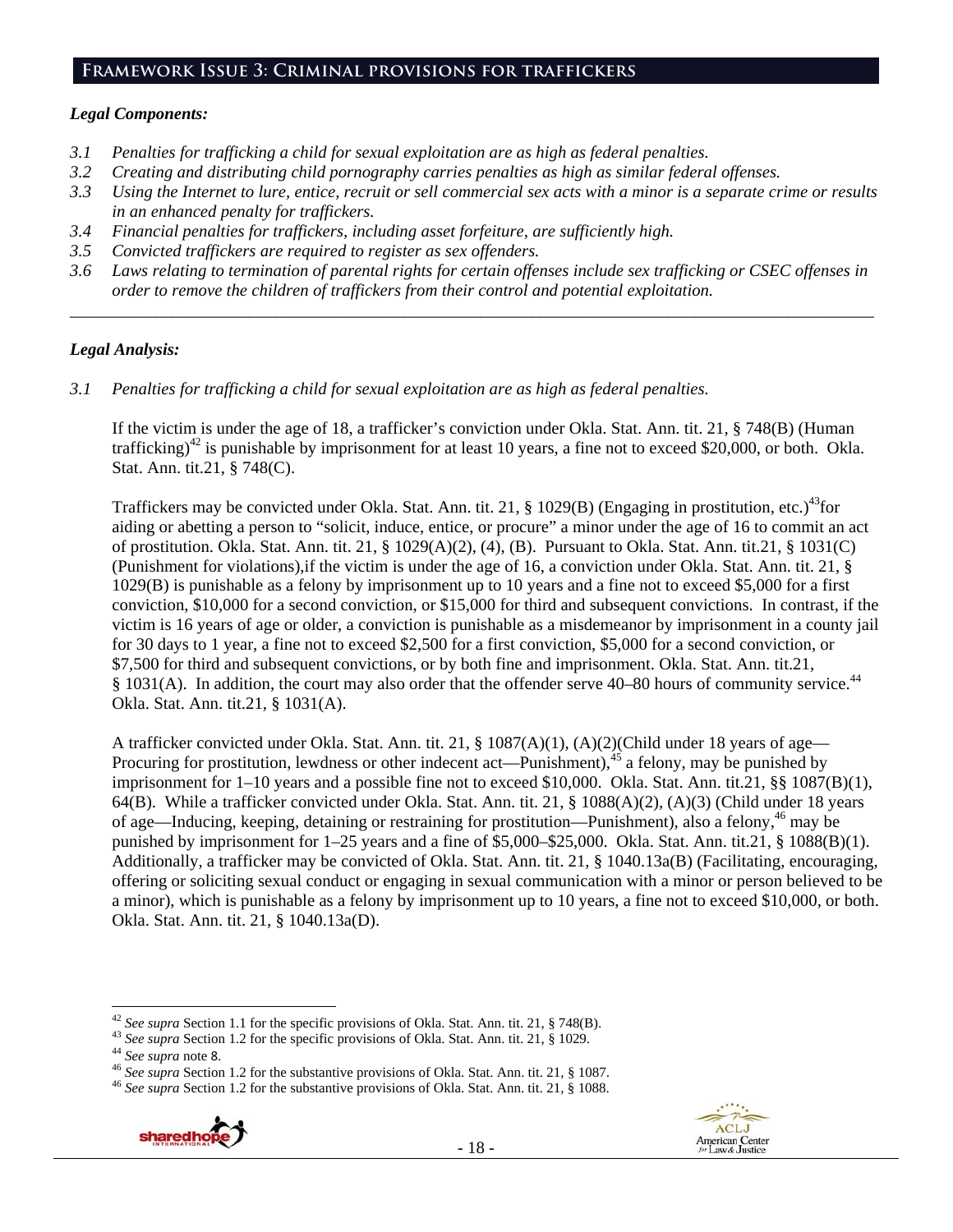## Framework Issue 3: Criminal provisions for traffickers

### *Legal Components:*

*3.1 Penalties for trafficking a child for sexual exploitation are as high as federal penalties.*
*3.2 Creating and distributing child pornography carries penalties as high as similar federal offenses.*
*3.3 Using the Internet to lure, entice, recruit or sell commercial sex acts with a minor is a separate crime or results in an enhanced penalty for traffickers.*
*3.4 Financial penalties for traffickers, including asset forfeiture, are sufficiently high.*
*3.5 Convicted traffickers are required to register as sex offenders.*
*3.6 Laws relating to termination of parental rights for certain offenses include sex trafficking or CSEC offenses in order to remove the children of traffickers from their control and potential exploitation.*

---

### *Legal Analysis:*

*3.1 Penalties for trafficking a child for sexual exploitation are as high as federal penalties.*

If the victim is under the age of 18, a trafficker's conviction under Okla. Stat. Ann. tit. 21, § 748(B) (Human trafficking)[42] is punishable by imprisonment for at least 10 years, a fine not to exceed $20,000, or both. Okla. Stat. Ann. tit.21, § 748(C).

Traffickers may be convicted under Okla. Stat. Ann. tit. 21, § 1029(B) (Engaging in prostitution, etc.)[43] for aiding or abetting a person to "solicit, induce, entice, or procure" a minor under the age of 16 to commit an act of prostitution. Okla. Stat. Ann. tit. 21, § 1029(A)(2), (4), (B). Pursuant to Okla. Stat. Ann. tit.21, § 1031(C) (Punishment for violations),if the victim is under the age of 16, a conviction under Okla. Stat. Ann. tit. 21, § 1029(B) is punishable as a felony by imprisonment up to 10 years and a fine not to exceed $5,000 for a first conviction, $10,000 for a second conviction, or $15,000 for third and subsequent convictions. In contrast, if the victim is 16 years of age or older, a conviction is punishable as a misdemeanor by imprisonment in a county jail for 30 days to 1 year, a fine not to exceed $2,500 for a first conviction, $5,000 for a second conviction, or $7,500 for third and subsequent convictions, or by both fine and imprisonment. Okla. Stat. Ann. tit.21, § 1031(A). In addition, the court may also order that the offender serve 40–80 hours of community service.[44] Okla. Stat. Ann. tit.21, § 1031(A).

A trafficker convicted under Okla. Stat. Ann. tit. 21, § 1087(A)(1), (A)(2)(Child under 18 years of age—Procuring for prostitution, lewdness or other indecent act—Punishment),[45] a felony, may be punished by imprisonment for 1–10 years and a possible fine not to exceed $10,000. Okla. Stat. Ann. tit.21, §§ 1087(B)(1), 64(B). While a trafficker convicted under Okla. Stat. Ann. tit. 21, § 1088(A)(2), (A)(3) (Child under 18 years of age—Inducing, keeping, detaining or restraining for prostitution—Punishment), also a felony,[46] may be punished by imprisonment for 1–25 years and a fine of $5,000–$25,000. Okla. Stat. Ann. tit.21, § 1088(B)(1). Additionally, a trafficker may be convicted of Okla. Stat. Ann. tit. 21, § 1040.13a(B) (Facilitating, encouraging, offering or soliciting sexual conduct or engaging in sexual communication with a minor or person believed to be a minor), which is punishable as a felony by imprisonment up to 10 years, a fine not to exceed $10,000, or both. Okla. Stat. Ann. tit. 21, § 1040.13a(D).

---

[42] *See supra* Section 1.1 for the specific provisions of Okla. Stat. Ann. tit. 21, § 748(B).
[43] *See supra* Section 1.2 for the specific provisions of Okla. Stat. Ann. tit. 21, § 1029.
[44] *See supra* note 8.
[46] *See supra* Section 1.2 for the substantive provisions of Okla. Stat. Ann. tit. 21, § 1087.
[46] *See supra* Section 1.2 for the substantive provisions of Okla. Stat. Ann. tit. 21, § 1088.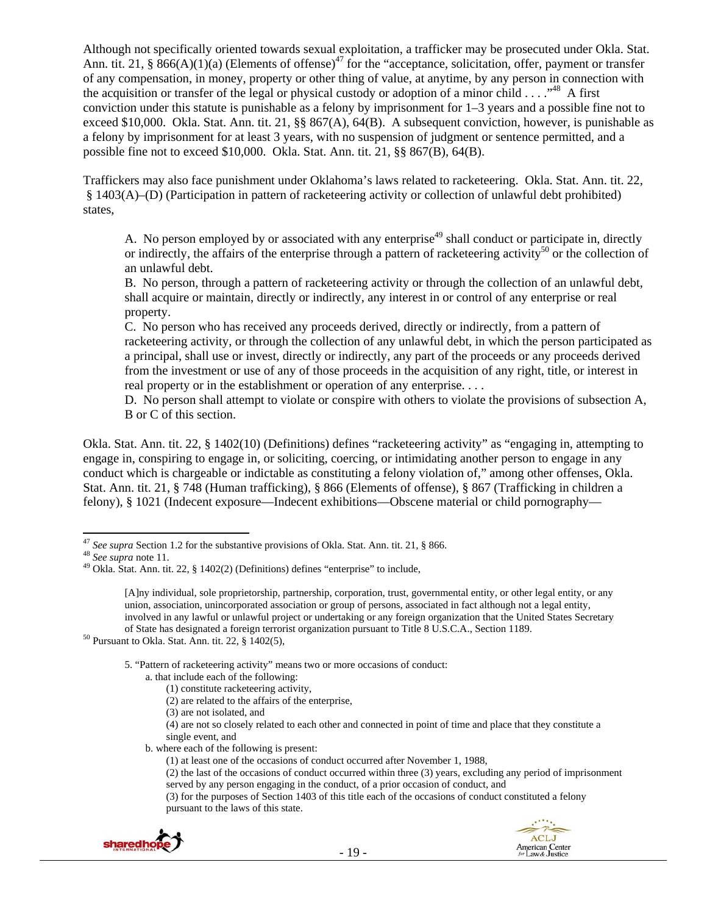Although not specifically oriented towards sexual exploitation, a trafficker may be prosecuted under Okla. Stat. Ann. tit. 21, § 866(A)(1)(a) (Elements of offense)[47] for the "acceptance, solicitation, offer, payment or transfer of any compensation, in money, property or other thing of value, at anytime, by any person in connection with the acquisition or transfer of the legal or physical custody or adoption of a minor child . . . ."[48] A first conviction under this statute is punishable as a felony by imprisonment for 1–3 years and a possible fine not to exceed $10,000. Okla. Stat. Ann. tit. 21, §§ 867(A), 64(B). A subsequent conviction, however, is punishable as a felony by imprisonment for at least 3 years, with no suspension of judgment or sentence permitted, and a possible fine not to exceed $10,000. Okla. Stat. Ann. tit. 21, §§ 867(B), 64(B).

Traffickers may also face punishment under Oklahoma's laws related to racketeering. Okla. Stat. Ann. tit. 22, § 1403(A)–(D) (Participation in pattern of racketeering activity or collection of unlawful debt prohibited) states,

> A. No person employed by or associated with any enterprise[49] shall conduct or participate in, directly or indirectly, the affairs of the enterprise through a pattern of racketeering activity[50] or the collection of an unlawful debt.
>
> B. No person, through a pattern of racketeering activity or through the collection of an unlawful debt, shall acquire or maintain, directly or indirectly, any interest in or control of any enterprise or real property.
>
> C. No person who has received any proceeds derived, directly or indirectly, from a pattern of racketeering activity, or through the collection of any unlawful debt, in which the person participated as a principal, shall use or invest, directly or indirectly, any part of the proceeds or any proceeds derived from the investment or use of any of those proceeds in the acquisition of any right, title, or interest in real property or in the establishment or operation of any enterprise. . . .
>
> D. No person shall attempt to violate or conspire with others to violate the provisions of subsection A, B or C of this section.

Okla. Stat. Ann. tit. 22, § 1402(10) (Definitions) defines "racketeering activity" as "engaging in, attempting to engage in, conspiring to engage in, or soliciting, coercing, or intimidating another person to engage in any conduct which is chargeable or indictable as constituting a felony violation of," among other offenses, Okla. Stat. Ann. tit. 21, § 748 (Human trafficking), § 866 (Elements of offense), § 867 (Trafficking in children a felony), § 1021 (Indecent exposure—Indecent exhibitions—Obscene material or child pornography—

---

[47] *See supra* Section 1.2 for the substantive provisions of Okla. Stat. Ann. tit. 21, § 866.

[48] *See supra* note 11.

[49] Okla. Stat. Ann. tit. 22, § 1402(2) (Definitions) defines "enterprise" to include,

> [A]ny individual, sole proprietorship, partnership, corporation, trust, governmental entity, or other legal entity, or any union, association, unincorporated association or group of persons, associated in fact although not a legal entity, involved in any lawful or unlawful project or undertaking or any foreign organization that the United States Secretary of State has designated a foreign terrorist organization pursuant to Title 8 U.S.C.A., Section 1189.

[50] Pursuant to Okla. Stat. Ann. tit. 22, § 1402(5),

> 5. "Pattern of racketeering activity" means two or more occasions of conduct:
>
> a. that include each of the following:
>
> (1) constitute racketeering activity,
>
> (2) are related to the affairs of the enterprise,
>
> (3) are not isolated, and
>
> (4) are not so closely related to each other and connected in point of time and place that they constitute a single event, and
>
> b. where each of the following is present:
>
> (1) at least one of the occasions of conduct occurred after November 1, 1988,
>
> (2) the last of the occasions of conduct occurred within three (3) years, excluding any period of imprisonment served by any person engaging in the conduct, of a prior occasion of conduct, and
>
> (3) for the purposes of Section 1403 of this title each of the occasions of conduct constituted a felony pursuant to the laws of this state.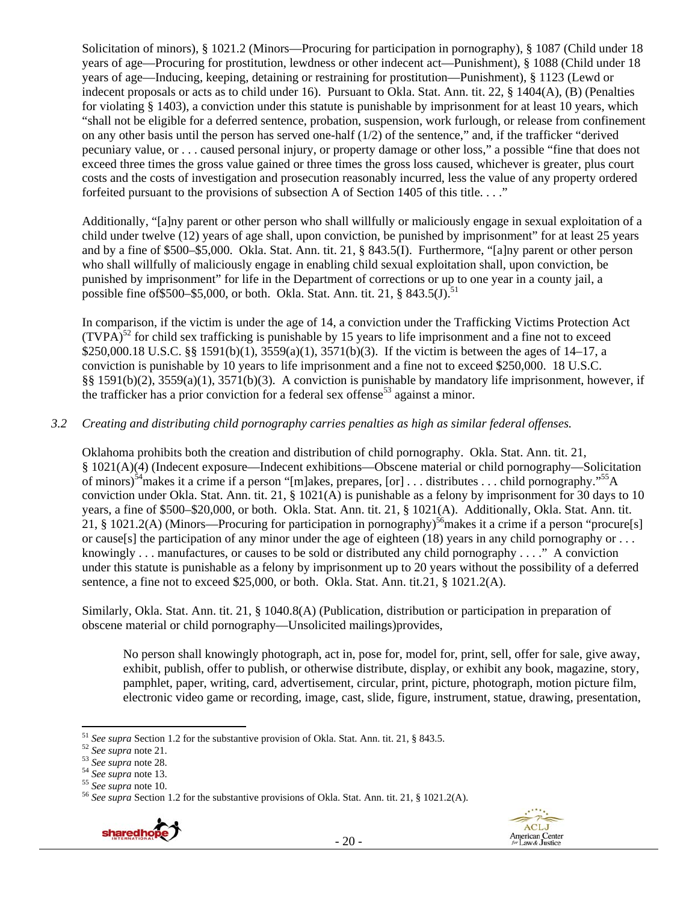Solicitation of minors), § 1021.2 (Minors—Procuring for participation in pornography), § 1087 (Child under 18 years of age—Procuring for prostitution, lewdness or other indecent act—Punishment), § 1088 (Child under 18 years of age—Inducing, keeping, detaining or restraining for prostitution—Punishment), § 1123 (Lewd or indecent proposals or acts as to child under 16). Pursuant to Okla. Stat. Ann. tit. 22, § 1404(A), (B) (Penalties for violating § 1403), a conviction under this statute is punishable by imprisonment for at least 10 years, which "shall not be eligible for a deferred sentence, probation, suspension, work furlough, or release from confinement on any other basis until the person has served one-half (1/2) of the sentence," and, if the trafficker "derived pecuniary value, or . . . caused personal injury, or property damage or other loss," a possible "fine that does not exceed three times the gross value gained or three times the gross loss caused, whichever is greater, plus court costs and the costs of investigation and prosecution reasonably incurred, less the value of any property ordered forfeited pursuant to the provisions of subsection A of Section 1405 of this title. . . ."

Additionally, "[a]ny parent or other person who shall willfully or maliciously engage in sexual exploitation of a child under twelve (12) years of age shall, upon conviction, be punished by imprisonment" for at least 25 years and by a fine of $500–$5,000. Okla. Stat. Ann. tit. 21, § 843.5(I). Furthermore, "[a]ny parent or other person who shall willfully of maliciously engage in enabling child sexual exploitation shall, upon conviction, be punished by imprisonment" for life in the Department of corrections or up to one year in a county jail, a possible fine of$500–$5,000, or both. Okla. Stat. Ann. tit. 21, § 843.5(J).[51]

In comparison, if the victim is under the age of 14, a conviction under the Trafficking Victims Protection Act (TVPA)[52] for child sex trafficking is punishable by 15 years to life imprisonment and a fine not to exceed $250,000.18 U.S.C. §§ 1591(b)(1), 3559(a)(1), 3571(b)(3). If the victim is between the ages of 14–17, a conviction is punishable by 10 years to life imprisonment and a fine not to exceed $250,000. 18 U.S.C. §§ 1591(b)(2), 3559(a)(1), 3571(b)(3). A conviction is punishable by mandatory life imprisonment, however, if the trafficker has a prior conviction for a federal sex offense[53] against a minor.

*3.2 Creating and distributing child pornography carries penalties as high as similar federal offenses.*

Oklahoma prohibits both the creation and distribution of child pornography. Okla. Stat. Ann. tit. 21, § 1021(A)(4) (Indecent exposure—Indecent exhibitions—Obscene material or child pornography—Solicitation of minors)[54] makes it a crime if a person "[m]akes, prepares, [or] . . . distributes . . . child pornography."[55] A conviction under Okla. Stat. Ann. tit. 21, § 1021(A) is punishable as a felony by imprisonment for 30 days to 10 years, a fine of $500–$20,000, or both. Okla. Stat. Ann. tit. 21, § 1021(A). Additionally, Okla. Stat. Ann. tit. 21, § 1021.2(A) (Minors—Procuring for participation in pornography)[56] makes it a crime if a person "procure[s] or cause[s] the participation of any minor under the age of eighteen (18) years in any child pornography or . . . knowingly . . . manufactures, or causes to be sold or distributed any child pornography . . . ." A conviction under this statute is punishable as a felony by imprisonment up to 20 years without the possibility of a deferred sentence, a fine not to exceed $25,000, or both. Okla. Stat. Ann. tit.21, § 1021.2(A).

Similarly, Okla. Stat. Ann. tit. 21, § 1040.8(A) (Publication, distribution or participation in preparation of obscene material or child pornography—Unsolicited mailings)provides,

> No person shall knowingly photograph, act in, pose for, model for, print, sell, offer for sale, give away, exhibit, publish, offer to publish, or otherwise distribute, display, or exhibit any book, magazine, story, pamphlet, paper, writing, card, advertisement, circular, print, picture, photograph, motion picture film, electronic video game or recording, image, cast, slide, figure, instrument, statue, drawing, presentation,

[51] *See supra* Section 1.2 for the substantive provision of Okla. Stat. Ann. tit. 21, § 843.5.
[52] *See supra* note 21.
[53] *See supra* note 28.
[54] *See supra* note 13.
[55] *See supra* note 10.
[56] *See supra* Section 1.2 for the substantive provisions of Okla. Stat. Ann. tit. 21, § 1021.2(A).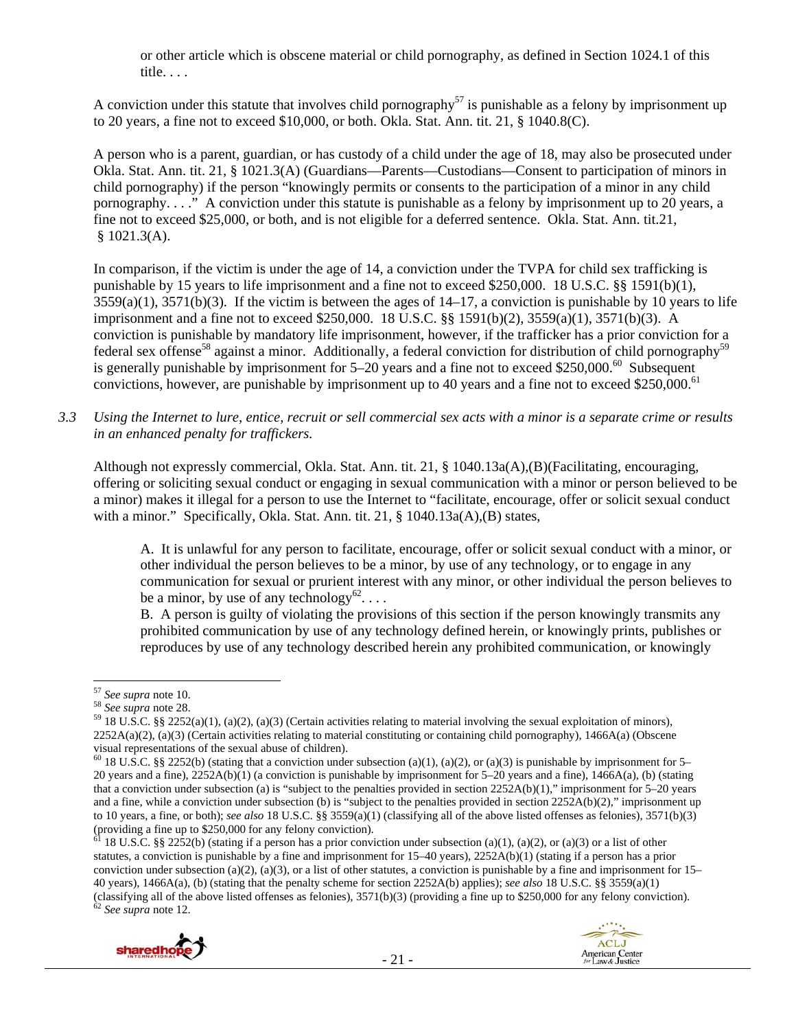> or other article which is obscene material or child pornography, as defined in Section 1024.1 of this title. . . .

A conviction under this statute that involves child pornography[57] is punishable as a felony by imprisonment up to 20 years, a fine not to exceed $10,000, or both. Okla. Stat. Ann. tit. 21, § 1040.8(C).

A person who is a parent, guardian, or has custody of a child under the age of 18, may also be prosecuted under Okla. Stat. Ann. tit. 21, § 1021.3(A) (Guardians—Parents—Custodians—Consent to participation of minors in child pornography) if the person "knowingly permits or consents to the participation of a minor in any child pornography. . . ." A conviction under this statute is punishable as a felony by imprisonment up to 20 years, a fine not to exceed $25,000, or both, and is not eligible for a deferred sentence. Okla. Stat. Ann. tit.21, § 1021.3(A).

In comparison, if the victim is under the age of 14, a conviction under the TVPA for child sex trafficking is punishable by 15 years to life imprisonment and a fine not to exceed $250,000. 18 U.S.C. §§ 1591(b)(1), 3559(a)(1), 3571(b)(3). If the victim is between the ages of 14–17, a conviction is punishable by 10 years to life imprisonment and a fine not to exceed $250,000. 18 U.S.C. §§ 1591(b)(2), 3559(a)(1), 3571(b)(3). A conviction is punishable by mandatory life imprisonment, however, if the trafficker has a prior conviction for a federal sex offense[58] against a minor. Additionally, a federal conviction for distribution of child pornography[59] is generally punishable by imprisonment for 5–20 years and a fine not to exceed $250,000.[60] Subsequent convictions, however, are punishable by imprisonment up to 40 years and a fine not to exceed $250,000.[61]

*3.3 Using the Internet to lure, entice, recruit or sell commercial sex acts with a minor is a separate crime or results in an enhanced penalty for traffickers.*

Although not expressly commercial, Okla. Stat. Ann. tit. 21, § 1040.13a(A),(B)(Facilitating, encouraging, offering or soliciting sexual conduct or engaging in sexual communication with a minor or person believed to be a minor) makes it illegal for a person to use the Internet to "facilitate, encourage, offer or solicit sexual conduct with a minor." Specifically, Okla. Stat. Ann. tit. 21, § 1040.13a(A),(B) states,

> A. It is unlawful for any person to facilitate, encourage, offer or solicit sexual conduct with a minor, or other individual the person believes to be a minor, by use of any technology, or to engage in any communication for sexual or prurient interest with any minor, or other individual the person believes to be a minor, by use of any technology[62]. . . .
>
> B. A person is guilty of violating the provisions of this section if the person knowingly transmits any prohibited communication by use of any technology defined herein, or knowingly prints, publishes or reproduces by use of any technology described herein any prohibited communication, or knowingly

---

[57] *See supra* note 10.

[58] *See supra* note 28.

[59] 18 U.S.C. §§ 2252(a)(1), (a)(2), (a)(3) (Certain activities relating to material involving the sexual exploitation of minors), 2252A(a)(2), (a)(3) (Certain activities relating to material constituting or containing child pornography), 1466A(a) (Obscene visual representations of the sexual abuse of children).

[60] 18 U.S.C. §§ 2252(b) (stating that a conviction under subsection (a)(1), (a)(2), or (a)(3) is punishable by imprisonment for 5–20 years and a fine), 2252A(b)(1) (a conviction is punishable by imprisonment for 5–20 years and a fine), 1466A(a), (b) (stating that a conviction under subsection (a) is "subject to the penalties provided in section 2252A(b)(1)," imprisonment for 5–20 years and a fine, while a conviction under subsection (b) is "subject to the penalties provided in section 2252A(b)(2)," imprisonment up to 10 years, a fine, or both); *see also* 18 U.S.C. §§ 3559(a)(1) (classifying all of the above listed offenses as felonies), 3571(b)(3) (providing a fine up to $250,000 for any felony conviction).

[61] 18 U.S.C. §§ 2252(b) (stating if a person has a prior conviction under subsection (a)(1), (a)(2), or (a)(3) or a list of other statutes, a conviction is punishable by a fine and imprisonment for 15–40 years), 2252A(b)(1) (stating if a person has a prior conviction under subsection (a)(2), (a)(3), or a list of other statutes, a conviction is punishable by a fine and imprisonment for 15–40 years), 1466A(a), (b) (stating that the penalty scheme for section 2252A(b) applies); *see also* 18 U.S.C. §§ 3559(a)(1) (classifying all of the above listed offenses as felonies), 3571(b)(3) (providing a fine up to $250,000 for any felony conviction).

[62] *See supra* note 12.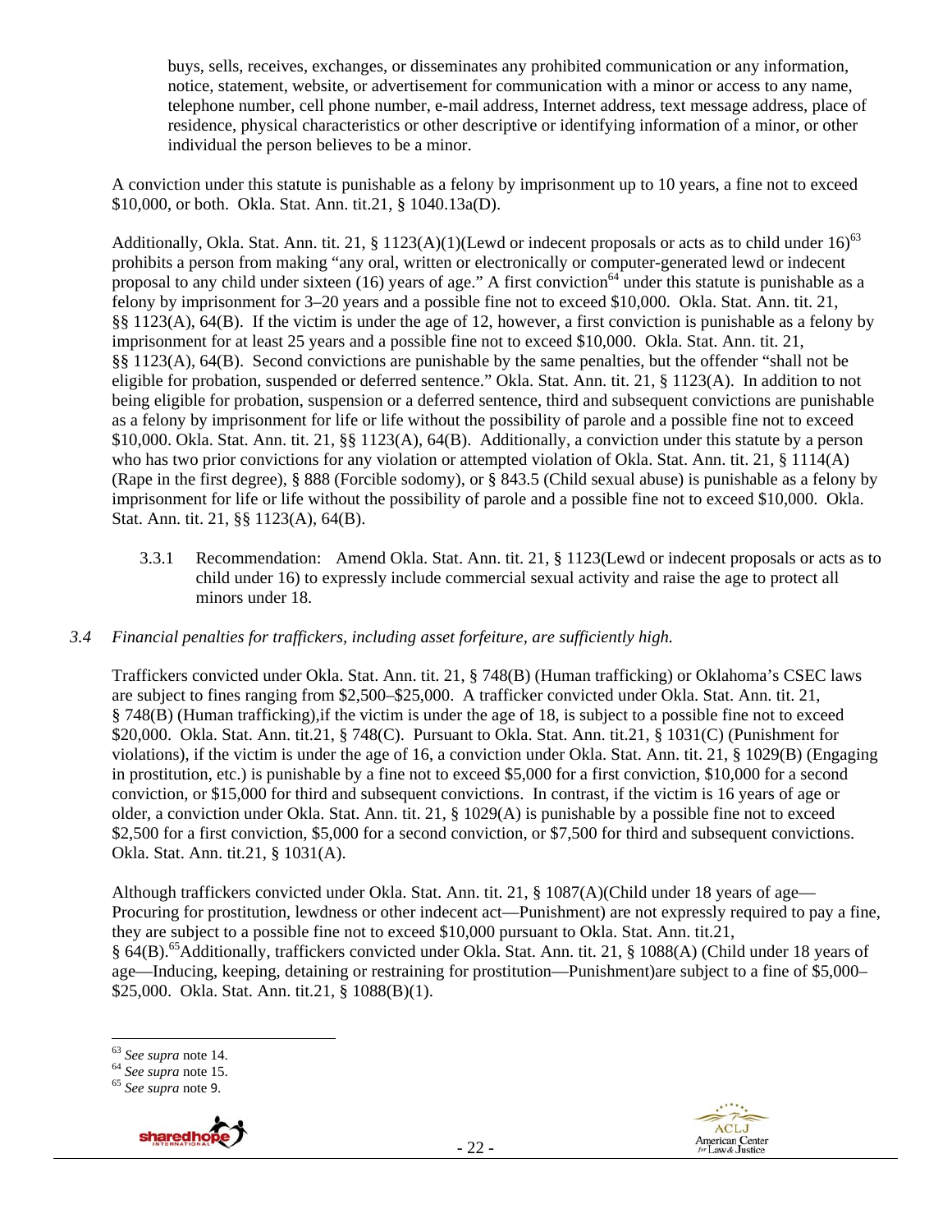buys, sells, receives, exchanges, or disseminates any prohibited communication or any information, notice, statement, website, or advertisement for communication with a minor or access to any name, telephone number, cell phone number, e-mail address, Internet address, text message address, place of residence, physical characteristics or other descriptive or identifying information of a minor, or other individual the person believes to be a minor.

A conviction under this statute is punishable as a felony by imprisonment up to 10 years, a fine not to exceed $10,000, or both. Okla. Stat. Ann. tit.21, § 1040.13a(D).

Additionally, Okla. Stat. Ann. tit. 21, § 1123(A)(1)(Lewd or indecent proposals or acts as to child under 16)[63] prohibits a person from making "any oral, written or electronically or computer-generated lewd or indecent proposal to any child under sixteen (16) years of age." A first conviction[64] under this statute is punishable as a felony by imprisonment for 3–20 years and a possible fine not to exceed $10,000. Okla. Stat. Ann. tit. 21, §§ 1123(A), 64(B). If the victim is under the age of 12, however, a first conviction is punishable as a felony by imprisonment for at least 25 years and a possible fine not to exceed $10,000. Okla. Stat. Ann. tit. 21, §§ 1123(A), 64(B). Second convictions are punishable by the same penalties, but the offender "shall not be eligible for probation, suspended or deferred sentence." Okla. Stat. Ann. tit. 21, § 1123(A). In addition to not being eligible for probation, suspension or a deferred sentence, third and subsequent convictions are punishable as a felony by imprisonment for life or life without the possibility of parole and a possible fine not to exceed $10,000. Okla. Stat. Ann. tit. 21, §§ 1123(A), 64(B). Additionally, a conviction under this statute by a person who has two prior convictions for any violation or attempted violation of Okla. Stat. Ann. tit. 21, § 1114(A) (Rape in the first degree), § 888 (Forcible sodomy), or § 843.5 (Child sexual abuse) is punishable as a felony by imprisonment for life or life without the possibility of parole and a possible fine not to exceed $10,000. Okla. Stat. Ann. tit. 21, §§ 1123(A), 64(B).

3.3.1 Recommendation: Amend Okla. Stat. Ann. tit. 21, § 1123(Lewd or indecent proposals or acts as to child under 16) to expressly include commercial sexual activity and raise the age to protect all minors under 18.

*3.4 Financial penalties for traffickers, including asset forfeiture, are sufficiently high.*

Traffickers convicted under Okla. Stat. Ann. tit. 21, § 748(B) (Human trafficking) or Oklahoma's CSEC laws are subject to fines ranging from $2,500–$25,000. A trafficker convicted under Okla. Stat. Ann. tit. 21, § 748(B) (Human trafficking),if the victim is under the age of 18, is subject to a possible fine not to exceed $20,000. Okla. Stat. Ann. tit.21, § 748(C). Pursuant to Okla. Stat. Ann. tit.21, § 1031(C) (Punishment for violations), if the victim is under the age of 16, a conviction under Okla. Stat. Ann. tit. 21, § 1029(B) (Engaging in prostitution, etc.) is punishable by a fine not to exceed $5,000 for a first conviction, $10,000 for a second conviction, or $15,000 for third and subsequent convictions. In contrast, if the victim is 16 years of age or older, a conviction under Okla. Stat. Ann. tit. 21, § 1029(A) is punishable by a possible fine not to exceed $2,500 for a first conviction, $5,000 for a second conviction, or $7,500 for third and subsequent convictions. Okla. Stat. Ann. tit.21, § 1031(A).

Although traffickers convicted under Okla. Stat. Ann. tit. 21, § 1087(A)(Child under 18 years of age—Procuring for prostitution, lewdness or other indecent act—Punishment) are not expressly required to pay a fine, they are subject to a possible fine not to exceed $10,000 pursuant to Okla. Stat. Ann. tit.21, § 64(B).[65]Additionally, traffickers convicted under Okla. Stat. Ann. tit. 21, § 1088(A) (Child under 18 years of age—Inducing, keeping, detaining or restraining for prostitution—Punishment)are subject to a fine of $5,000–$25,000. Okla. Stat. Ann. tit.21, § 1088(B)(1).

---

[63] *See supra* note 14.

[64] *See supra* note 15.

[65] *See supra* note 9.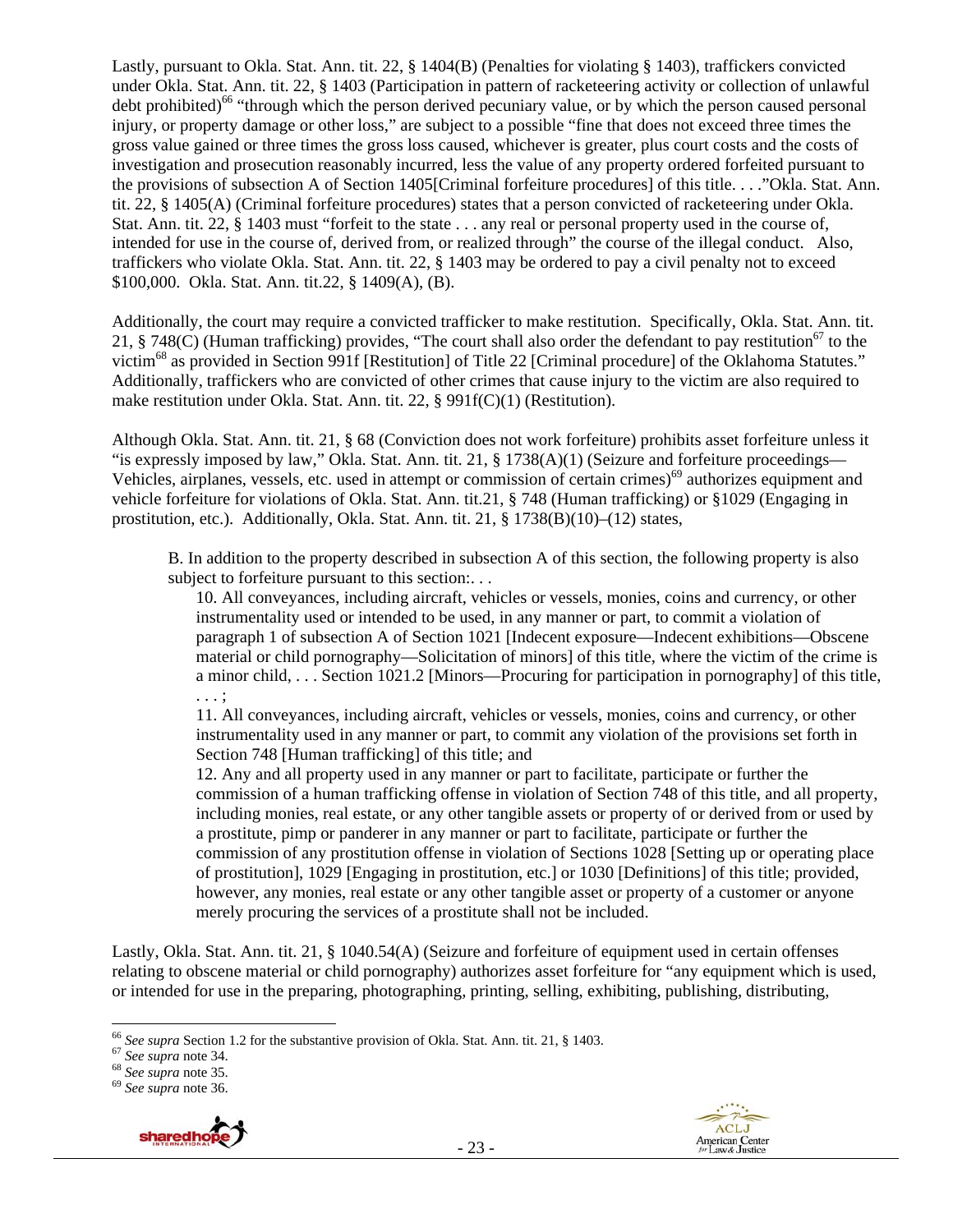Lastly, pursuant to Okla. Stat. Ann. tit. 22, § 1404(B) (Penalties for violating § 1403), traffickers convicted under Okla. Stat. Ann. tit. 22, § 1403 (Participation in pattern of racketeering activity or collection of unlawful debt prohibited)[66] "through which the person derived pecuniary value, or by which the person caused personal injury, or property damage or other loss," are subject to a possible "fine that does not exceed three times the gross value gained or three times the gross loss caused, whichever is greater, plus court costs and the costs of investigation and prosecution reasonably incurred, less the value of any property ordered forfeited pursuant to the provisions of subsection A of Section 1405[Criminal forfeiture procedures] of this title. . . ."Okla. Stat. Ann. tit. 22, § 1405(A) (Criminal forfeiture procedures) states that a person convicted of racketeering under Okla. Stat. Ann. tit. 22, § 1403 must "forfeit to the state . . . any real or personal property used in the course of, intended for use in the course of, derived from, or realized through" the course of the illegal conduct. Also, traffickers who violate Okla. Stat. Ann. tit. 22, § 1403 may be ordered to pay a civil penalty not to exceed $100,000. Okla. Stat. Ann. tit.22, § 1409(A), (B).

Additionally, the court may require a convicted trafficker to make restitution. Specifically, Okla. Stat. Ann. tit. 21, § 748(C) (Human trafficking) provides, "The court shall also order the defendant to pay restitution[67] to the victim[68] as provided in Section 991f [Restitution] of Title 22 [Criminal procedure] of the Oklahoma Statutes." Additionally, traffickers who are convicted of other crimes that cause injury to the victim are also required to make restitution under Okla. Stat. Ann. tit. 22, § 991f(C)(1) (Restitution).

Although Okla. Stat. Ann. tit. 21, § 68 (Conviction does not work forfeiture) prohibits asset forfeiture unless it "is expressly imposed by law," Okla. Stat. Ann. tit. 21, § 1738(A)(1) (Seizure and forfeiture proceedings—Vehicles, airplanes, vessels, etc. used in attempt or commission of certain crimes)[69] authorizes equipment and vehicle forfeiture for violations of Okla. Stat. Ann. tit.21, § 748 (Human trafficking) or §1029 (Engaging in prostitution, etc.). Additionally, Okla. Stat. Ann. tit. 21, § 1738(B)(10)–(12) states,

> B. In addition to the property described in subsection A of this section, the following property is also subject to forfeiture pursuant to this section:. . .
>
> 10. All conveyances, including aircraft, vehicles or vessels, monies, coins and currency, or other instrumentality used or intended to be used, in any manner or part, to commit a violation of paragraph 1 of subsection A of Section 1021 [Indecent exposure—Indecent exhibitions—Obscene material or child pornography—Solicitation of minors] of this title, where the victim of the crime is a minor child, . . . Section 1021.2 [Minors—Procuring for participation in pornography] of this title, . . . ;
>
> 11. All conveyances, including aircraft, vehicles or vessels, monies, coins and currency, or other instrumentality used in any manner or part, to commit any violation of the provisions set forth in Section 748 [Human trafficking] of this title; and
>
> 12. Any and all property used in any manner or part to facilitate, participate or further the commission of a human trafficking offense in violation of Section 748 of this title, and all property, including monies, real estate, or any other tangible assets or property of or derived from or used by a prostitute, pimp or panderer in any manner or part to facilitate, participate or further the commission of any prostitution offense in violation of Sections 1028 [Setting up or operating place of prostitution], 1029 [Engaging in prostitution, etc.] or 1030 [Definitions] of this title; provided, however, any monies, real estate or any other tangible asset or property of a customer or anyone merely procuring the services of a prostitute shall not be included.

Lastly, Okla. Stat. Ann. tit. 21, § 1040.54(A) (Seizure and forfeiture of equipment used in certain offenses relating to obscene material or child pornography) authorizes asset forfeiture for "any equipment which is used, or intended for use in the preparing, photographing, printing, selling, exhibiting, publishing, distributing,

---

[66] *See supra* Section 1.2 for the substantive provision of Okla. Stat. Ann. tit. 21, § 1403.

[67] *See supra* note 34.

[68] *See supra* note 35.

[69] *See supra* note 36.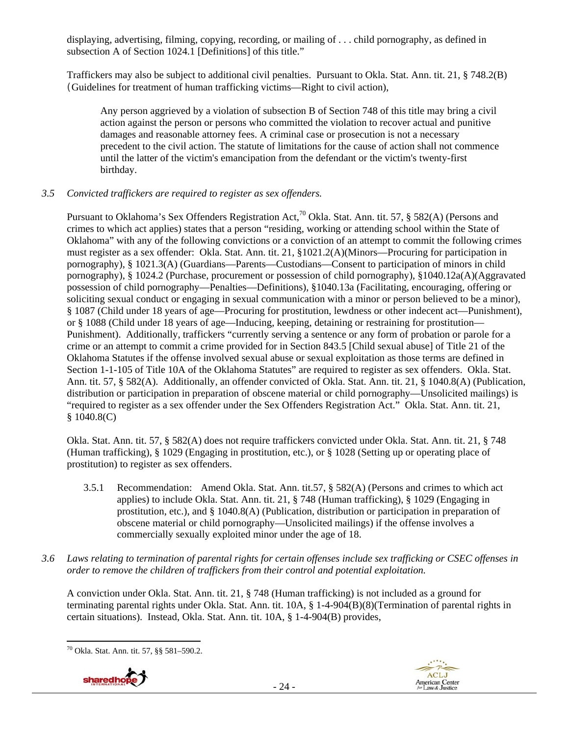displaying, advertising, filming, copying, recording, or mailing of . . . child pornography, as defined in subsection A of Section 1024.1 [Definitions] of this title."

Traffickers may also be subject to additional civil penalties. Pursuant to Okla. Stat. Ann. tit. 21, § 748.2(B) (Guidelines for treatment of human trafficking victims—Right to civil action),

> Any person aggrieved by a violation of subsection B of Section 748 of this title may bring a civil action against the person or persons who committed the violation to recover actual and punitive damages and reasonable attorney fees. A criminal case or prosecution is not a necessary precedent to the civil action. The statute of limitations for the cause of action shall not commence until the latter of the victim's emancipation from the defendant or the victim's twenty-first birthday.

*3.5 Convicted traffickers are required to register as sex offenders.*

Pursuant to Oklahoma's Sex Offenders Registration Act,[70] Okla. Stat. Ann. tit. 57, § 582(A) (Persons and crimes to which act applies) states that a person "residing, working or attending school within the State of Oklahoma" with any of the following convictions or a conviction of an attempt to commit the following crimes must register as a sex offender: Okla. Stat. Ann. tit. 21, §1021.2(A)(Minors—Procuring for participation in pornography), § 1021.3(A) (Guardians—Parents—Custodians—Consent to participation of minors in child pornography), § 1024.2 (Purchase, procurement or possession of child pornography), §1040.12a(A)(Aggravated possession of child pornography—Penalties—Definitions), §1040.13a (Facilitating, encouraging, offering or soliciting sexual conduct or engaging in sexual communication with a minor or person believed to be a minor), § 1087 (Child under 18 years of age—Procuring for prostitution, lewdness or other indecent act—Punishment), or § 1088 (Child under 18 years of age—Inducing, keeping, detaining or restraining for prostitution—Punishment). Additionally, traffickers "currently serving a sentence or any form of probation or parole for a crime or an attempt to commit a crime provided for in Section 843.5 [Child sexual abuse] of Title 21 of the Oklahoma Statutes if the offense involved sexual abuse or sexual exploitation as those terms are defined in Section 1-1-105 of Title 10A of the Oklahoma Statutes" are required to register as sex offenders. Okla. Stat. Ann. tit. 57, § 582(A). Additionally, an offender convicted of Okla. Stat. Ann. tit. 21, § 1040.8(A) (Publication, distribution or participation in preparation of obscene material or child pornography—Unsolicited mailings) is "required to register as a sex offender under the Sex Offenders Registration Act." Okla. Stat. Ann. tit. 21, § 1040.8(C)

Okla. Stat. Ann. tit. 57, § 582(A) does not require traffickers convicted under Okla. Stat. Ann. tit. 21, § 748 (Human trafficking), § 1029 (Engaging in prostitution, etc.), or § 1028 (Setting up or operating place of prostitution) to register as sex offenders.

3.5.1 Recommendation: Amend Okla. Stat. Ann. tit.57, § 582(A) (Persons and crimes to which act applies) to include Okla. Stat. Ann. tit. 21, § 748 (Human trafficking), § 1029 (Engaging in prostitution, etc.), and § 1040.8(A) (Publication, distribution or participation in preparation of obscene material or child pornography—Unsolicited mailings) if the offense involves a commercially sexually exploited minor under the age of 18.

*3.6 Laws relating to termination of parental rights for certain offenses include sex trafficking or CSEC offenses in order to remove the children of traffickers from their control and potential exploitation.*

A conviction under Okla. Stat. Ann. tit. 21, § 748 (Human trafficking) is not included as a ground for terminating parental rights under Okla. Stat. Ann. tit. 10A, § 1-4-904(B)(8)(Termination of parental rights in certain situations). Instead, Okla. Stat. Ann. tit. 10A, § 1-4-904(B) provides,

[70] Okla. Stat. Ann. tit. 57, §§ 581–590.2.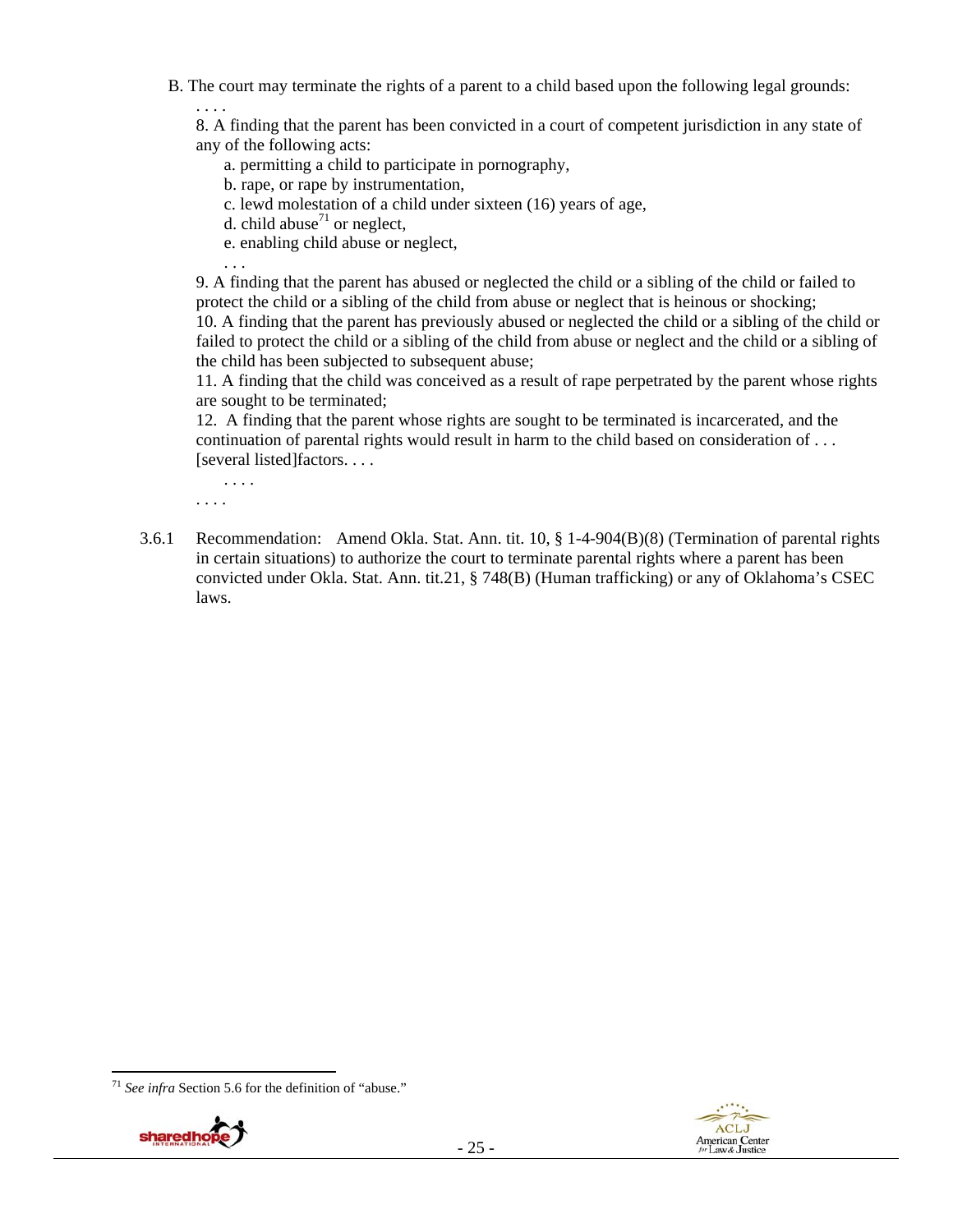B. The court may terminate the rights of a parent to a child based upon the following legal grounds:

. . . .

8. A finding that the parent has been convicted in a court of competent jurisdiction in any state of any of the following acts:

a. permitting a child to participate in pornography,

b. rape, or rape by instrumentation,

c. lewd molestation of a child under sixteen (16) years of age,

d. child abuse[71] or neglect,

e. enabling child abuse or neglect,

. . .

9. A finding that the parent has abused or neglected the child or a sibling of the child or failed to protect the child or a sibling of the child from abuse or neglect that is heinous or shocking;

10. A finding that the parent has previously abused or neglected the child or a sibling of the child or failed to protect the child or a sibling of the child from abuse or neglect and the child or a sibling of the child has been subjected to subsequent abuse;

11. A finding that the child was conceived as a result of rape perpetrated by the parent whose rights are sought to be terminated;

12. A finding that the parent whose rights are sought to be terminated is incarcerated, and the continuation of parental rights would result in harm to the child based on consideration of . . . [several listed]factors. . . .

. . . .

. . . .

3.6.1 Recommendation: Amend Okla. Stat. Ann. tit. 10, § 1-4-904(B)(8) (Termination of parental rights in certain situations) to authorize the court to terminate parental rights where a parent has been convicted under Okla. Stat. Ann. tit.21, § 748(B) (Human trafficking) or any of Oklahoma's CSEC laws.

---

[71] *See infra* Section 5.6 for the definition of "abuse."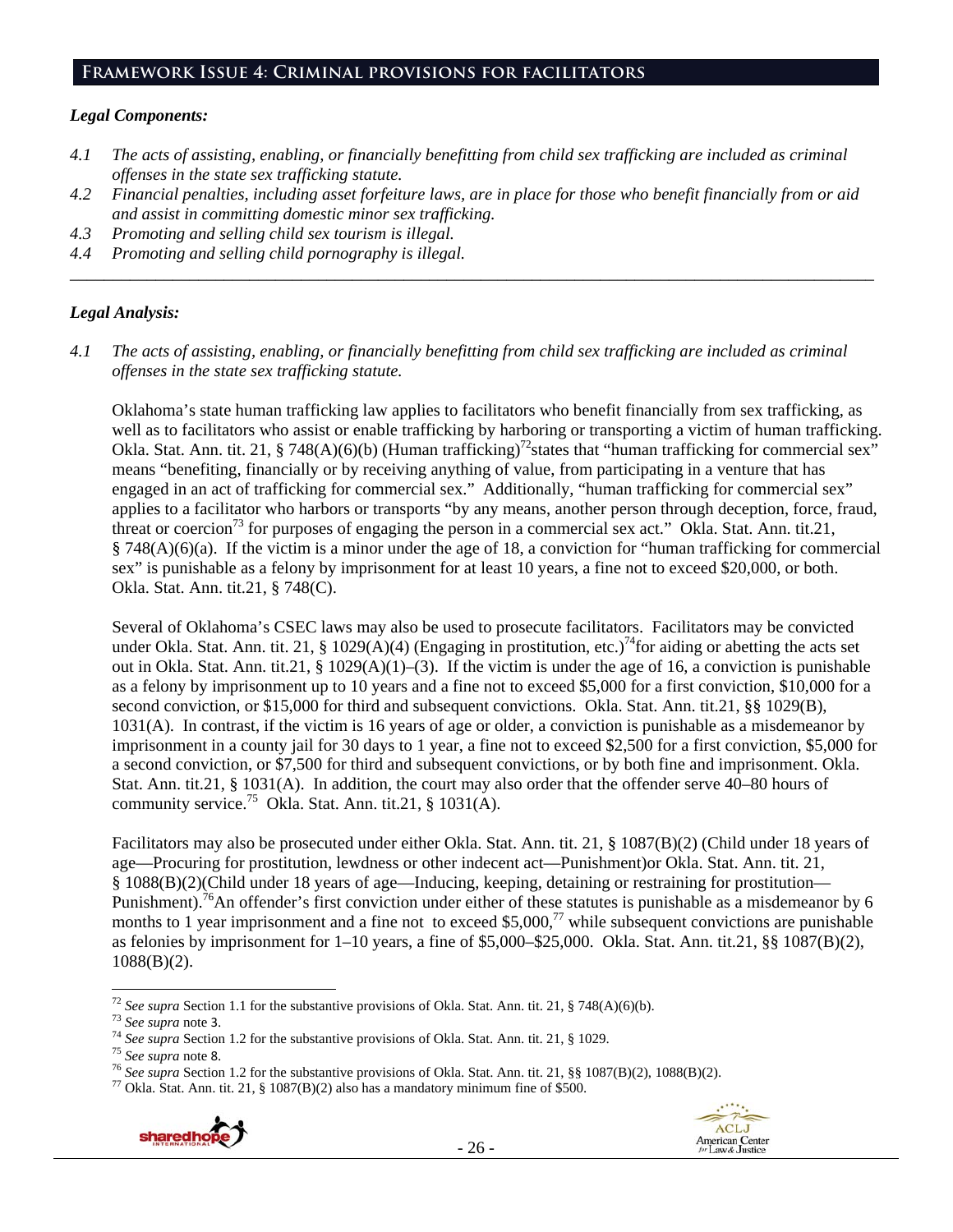## Framework Issue 4: Criminal provisions for facilitators

### *Legal Components:*

*4.1 The acts of assisting, enabling, or financially benefitting from child sex trafficking are included as criminal offenses in the state sex trafficking statute.*

*4.2 Financial penalties, including asset forfeiture laws, are in place for those who benefit financially from or aid and assist in committing domestic minor sex trafficking.*

*4.3 Promoting and selling child sex tourism is illegal.*

*4.4 Promoting and selling child pornography is illegal.*

---

### *Legal Analysis:*

*4.1 The acts of assisting, enabling, or financially benefitting from child sex trafficking are included as criminal offenses in the state sex trafficking statute.*

Oklahoma's state human trafficking law applies to facilitators who benefit financially from sex trafficking, as well as to facilitators who assist or enable trafficking by harboring or transporting a victim of human trafficking. Okla. Stat. Ann. tit. 21, § 748(A)(6)(b) (Human trafficking)[72]states that "human trafficking for commercial sex" means "benefiting, financially or by receiving anything of value, from participating in a venture that has engaged in an act of trafficking for commercial sex." Additionally, "human trafficking for commercial sex" applies to a facilitator who harbors or transports "by any means, another person through deception, force, fraud, threat or coercion[73] for purposes of engaging the person in a commercial sex act." Okla. Stat. Ann. tit.21, § 748(A)(6)(a). If the victim is a minor under the age of 18, a conviction for "human trafficking for commercial sex" is punishable as a felony by imprisonment for at least 10 years, a fine not to exceed $20,000, or both. Okla. Stat. Ann. tit.21, § 748(C).

Several of Oklahoma's CSEC laws may also be used to prosecute facilitators. Facilitators may be convicted under Okla. Stat. Ann. tit. 21, § 1029(A)(4) (Engaging in prostitution, etc.)[74]for aiding or abetting the acts set out in Okla. Stat. Ann. tit.21, § 1029(A)(1)–(3). If the victim is under the age of 16, a conviction is punishable as a felony by imprisonment up to 10 years and a fine not to exceed $5,000 for a first conviction, $10,000 for a second conviction, or $15,000 for third and subsequent convictions. Okla. Stat. Ann. tit.21, §§ 1029(B), 1031(A). In contrast, if the victim is 16 years of age or older, a conviction is punishable as a misdemeanor by imprisonment in a county jail for 30 days to 1 year, a fine not to exceed $2,500 for a first conviction, $5,000 for a second conviction, or $7,500 for third and subsequent convictions, or by both fine and imprisonment. Okla. Stat. Ann. tit.21, § 1031(A). In addition, the court may also order that the offender serve 40–80 hours of community service.[75] Okla. Stat. Ann. tit.21, § 1031(A).

Facilitators may also be prosecuted under either Okla. Stat. Ann. tit. 21, § 1087(B)(2) (Child under 18 years of age—Procuring for prostitution, lewdness or other indecent act—Punishment)or Okla. Stat. Ann. tit. 21, § 1088(B)(2)(Child under 18 years of age—Inducing, keeping, detaining or restraining for prostitution—Punishment).[76]An offender's first conviction under either of these statutes is punishable as a misdemeanor by 6 months to 1 year imprisonment and a fine not to exceed $5,000,[77] while subsequent convictions are punishable as felonies by imprisonment for 1–10 years, a fine of $5,000–$25,000. Okla. Stat. Ann. tit.21, §§ 1087(B)(2), 1088(B)(2).

---

[72] *See supra* Section 1.1 for the substantive provisions of Okla. Stat. Ann. tit. 21, § 748(A)(6)(b).
[73] *See supra* note 3.
[74] *See supra* Section 1.2 for the substantive provisions of Okla. Stat. Ann. tit. 21, § 1029.
[75] *See supra* note 8.
[76] *See supra* Section 1.2 for the substantive provisions of Okla. Stat. Ann. tit. 21, §§ 1087(B)(2), 1088(B)(2).
[77] Okla. Stat. Ann. tit. 21, § 1087(B)(2) also has a mandatory minimum fine of $500.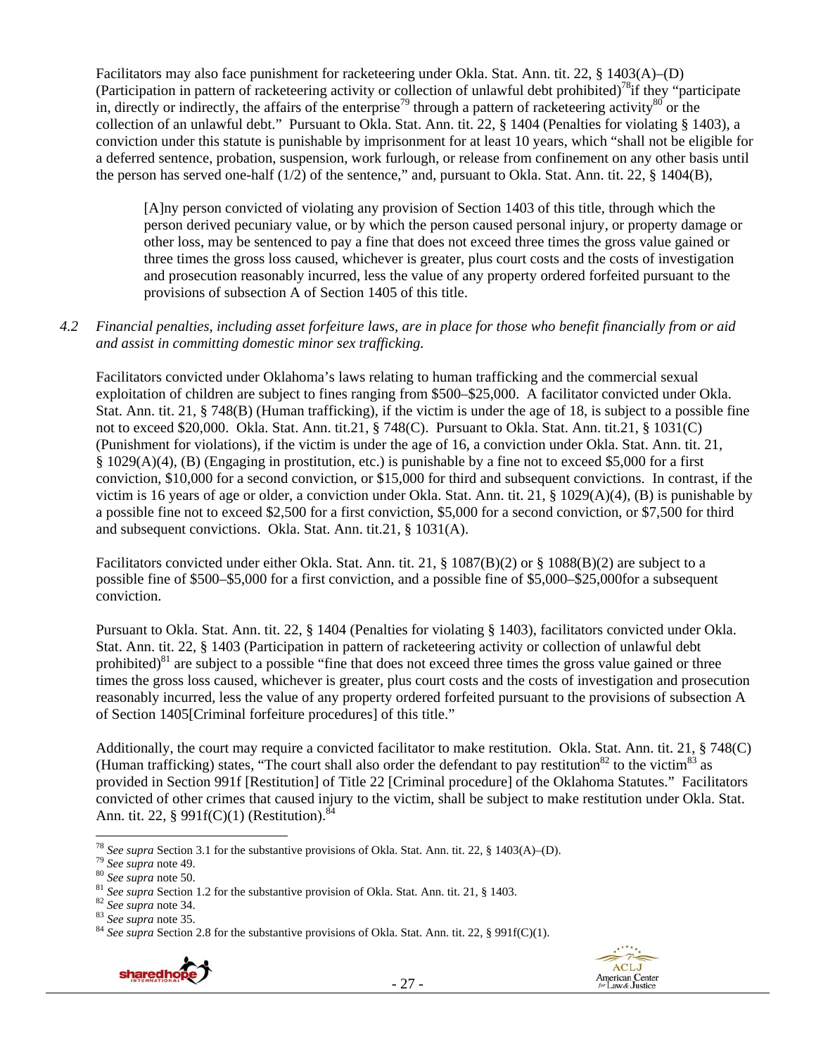Facilitators may also face punishment for racketeering under Okla. Stat. Ann. tit. 22, § 1403(A)–(D) (Participation in pattern of racketeering activity or collection of unlawful debt prohibited)[78] if they "participate in, directly or indirectly, the affairs of the enterprise[79] through a pattern of racketeering activity[80] or the collection of an unlawful debt." Pursuant to Okla. Stat. Ann. tit. 22, § 1404 (Penalties for violating § 1403), a conviction under this statute is punishable by imprisonment for at least 10 years, which "shall not be eligible for a deferred sentence, probation, suspension, work furlough, or release from confinement on any other basis until the person has served one-half (1/2) of the sentence," and, pursuant to Okla. Stat. Ann. tit. 22, § 1404(B),

> [A]ny person convicted of violating any provision of Section 1403 of this title, through which the person derived pecuniary value, or by which the person caused personal injury, or property damage or other loss, may be sentenced to pay a fine that does not exceed three times the gross value gained or three times the gross loss caused, whichever is greater, plus court costs and the costs of investigation and prosecution reasonably incurred, less the value of any property ordered forfeited pursuant to the provisions of subsection A of Section 1405 of this title.

*4.2 Financial penalties, including asset forfeiture laws, are in place for those who benefit financially from or aid and assist in committing domestic minor sex trafficking.*

Facilitators convicted under Oklahoma's laws relating to human trafficking and the commercial sexual exploitation of children are subject to fines ranging from $500–$25,000. A facilitator convicted under Okla. Stat. Ann. tit. 21, § 748(B) (Human trafficking), if the victim is under the age of 18, is subject to a possible fine not to exceed $20,000. Okla. Stat. Ann. tit.21, § 748(C). Pursuant to Okla. Stat. Ann. tit.21, § 1031(C) (Punishment for violations), if the victim is under the age of 16, a conviction under Okla. Stat. Ann. tit. 21, § 1029(A)(4), (B) (Engaging in prostitution, etc.) is punishable by a fine not to exceed $5,000 for a first conviction, $10,000 for a second conviction, or $15,000 for third and subsequent convictions. In contrast, if the victim is 16 years of age or older, a conviction under Okla. Stat. Ann. tit. 21, § 1029(A)(4), (B) is punishable by a possible fine not to exceed $2,500 for a first conviction, $5,000 for a second conviction, or $7,500 for third and subsequent convictions. Okla. Stat. Ann. tit.21, § 1031(A).

Facilitators convicted under either Okla. Stat. Ann. tit. 21, § 1087(B)(2) or § 1088(B)(2) are subject to a possible fine of $500–$5,000 for a first conviction, and a possible fine of $5,000–$25,000for a subsequent conviction.

Pursuant to Okla. Stat. Ann. tit. 22, § 1404 (Penalties for violating § 1403), facilitators convicted under Okla. Stat. Ann. tit. 22, § 1403 (Participation in pattern of racketeering activity or collection of unlawful debt prohibited)[81] are subject to a possible "fine that does not exceed three times the gross value gained or three times the gross loss caused, whichever is greater, plus court costs and the costs of investigation and prosecution reasonably incurred, less the value of any property ordered forfeited pursuant to the provisions of subsection A of Section 1405[Criminal forfeiture procedures] of this title."

Additionally, the court may require a convicted facilitator to make restitution. Okla. Stat. Ann. tit. 21, § 748(C) (Human trafficking) states, "The court shall also order the defendant to pay restitution[82] to the victim[83] as provided in Section 991f [Restitution] of Title 22 [Criminal procedure] of the Oklahoma Statutes." Facilitators convicted of other crimes that caused injury to the victim, shall be subject to make restitution under Okla. Stat. Ann. tit. 22, § 991f(C)(1) (Restitution).[84]

---

[78] *See supra* Section 3.1 for the substantive provisions of Okla. Stat. Ann. tit. 22, § 1403(A)–(D).
[79] *See supra* note 49.
[80] *See supra* note 50.
[81] *See supra* Section 1.2 for the substantive provision of Okla. Stat. Ann. tit. 21, § 1403.
[82] *See supra* note 34.
[83] *See supra* note 35.
[84] *See supra* Section 2.8 for the substantive provisions of Okla. Stat. Ann. tit. 22, § 991f(C)(1).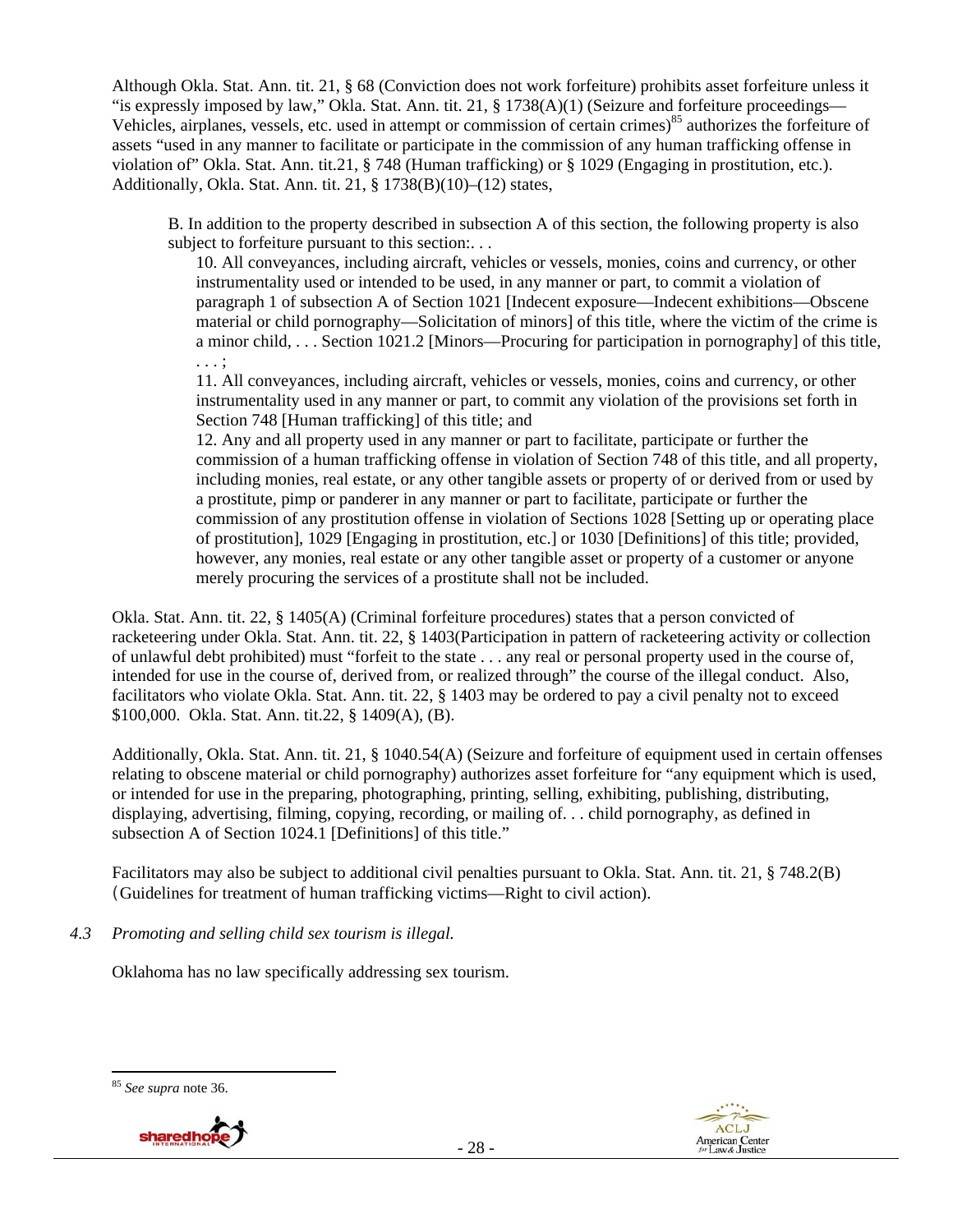Although Okla. Stat. Ann. tit. 21, § 68 (Conviction does not work forfeiture) prohibits asset forfeiture unless it "is expressly imposed by law," Okla. Stat. Ann. tit. 21, § 1738(A)(1) (Seizure and forfeiture proceedings—Vehicles, airplanes, vessels, etc. used in attempt or commission of certain crimes)[85] authorizes the forfeiture of assets "used in any manner to facilitate or participate in the commission of any human trafficking offense in violation of" Okla. Stat. Ann. tit.21, § 748 (Human trafficking) or § 1029 (Engaging in prostitution, etc.). Additionally, Okla. Stat. Ann. tit. 21, § 1738(B)(10)–(12) states,

> B. In addition to the property described in subsection A of this section, the following property is also subject to forfeiture pursuant to this section:. . .
>
> 10. All conveyances, including aircraft, vehicles or vessels, monies, coins and currency, or other instrumentality used or intended to be used, in any manner or part, to commit a violation of paragraph 1 of subsection A of Section 1021 [Indecent exposure—Indecent exhibitions—Obscene material or child pornography—Solicitation of minors] of this title, where the victim of the crime is a minor child, . . . Section 1021.2 [Minors—Procuring for participation in pornography] of this title, . . . ;
>
> 11. All conveyances, including aircraft, vehicles or vessels, monies, coins and currency, or other instrumentality used in any manner or part, to commit any violation of the provisions set forth in Section 748 [Human trafficking] of this title; and
>
> 12. Any and all property used in any manner or part to facilitate, participate or further the commission of a human trafficking offense in violation of Section 748 of this title, and all property, including monies, real estate, or any other tangible assets or property of or derived from or used by a prostitute, pimp or panderer in any manner or part to facilitate, participate or further the commission of any prostitution offense in violation of Sections 1028 [Setting up or operating place of prostitution], 1029 [Engaging in prostitution, etc.] or 1030 [Definitions] of this title; provided, however, any monies, real estate or any other tangible asset or property of a customer or anyone merely procuring the services of a prostitute shall not be included.

Okla. Stat. Ann. tit. 22, § 1405(A) (Criminal forfeiture procedures) states that a person convicted of racketeering under Okla. Stat. Ann. tit. 22, § 1403(Participation in pattern of racketeering activity or collection of unlawful debt prohibited) must "forfeit to the state . . . any real or personal property used in the course of, intended for use in the course of, derived from, or realized through" the course of the illegal conduct. Also, facilitators who violate Okla. Stat. Ann. tit. 22, § 1403 may be ordered to pay a civil penalty not to exceed $100,000. Okla. Stat. Ann. tit.22, § 1409(A), (B).

Additionally, Okla. Stat. Ann. tit. 21, § 1040.54(A) (Seizure and forfeiture of equipment used in certain offenses relating to obscene material or child pornography) authorizes asset forfeiture for "any equipment which is used, or intended for use in the preparing, photographing, printing, selling, exhibiting, publishing, distributing, displaying, advertising, filming, copying, recording, or mailing of. . . child pornography, as defined in subsection A of Section 1024.1 [Definitions] of this title."

Facilitators may also be subject to additional civil penalties pursuant to Okla. Stat. Ann. tit. 21, § 748.2(B) (Guidelines for treatment of human trafficking victims—Right to civil action).

*4.3 Promoting and selling child sex tourism is illegal.*

Oklahoma has no law specifically addressing sex tourism.

---

[85] *See supra* note 36.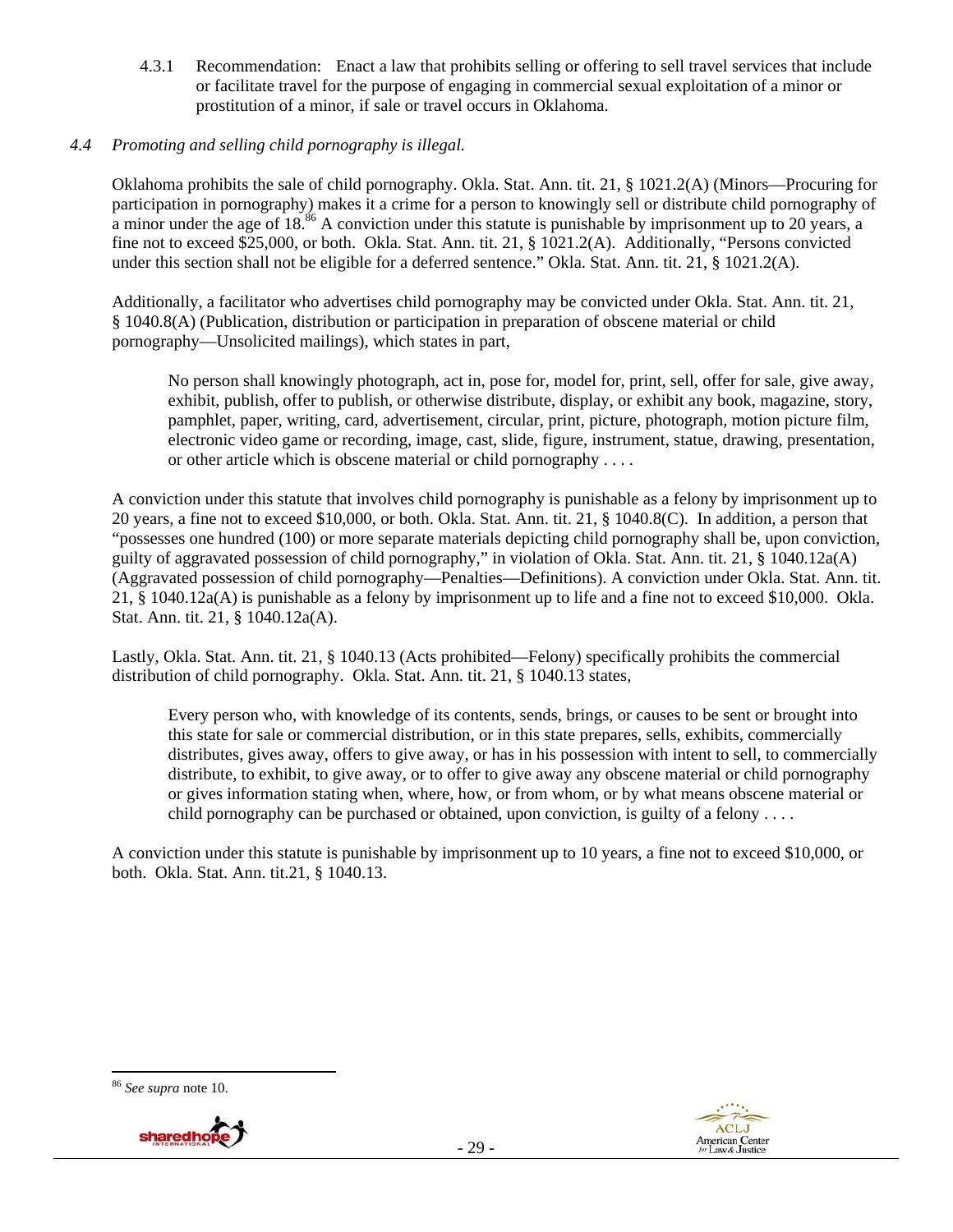4.3.1 Recommendation: Enact a law that prohibits selling or offering to sell travel services that include or facilitate travel for the purpose of engaging in commercial sexual exploitation of a minor or prostitution of a minor, if sale or travel occurs in Oklahoma.

*4.4 Promoting and selling child pornography is illegal.*

Oklahoma prohibits the sale of child pornography. Okla. Stat. Ann. tit. 21, § 1021.2(A) (Minors—Procuring for participation in pornography) makes it a crime for a person to knowingly sell or distribute child pornography of a minor under the age of 18.[86] A conviction under this statute is punishable by imprisonment up to 20 years, a fine not to exceed $25,000, or both. Okla. Stat. Ann. tit. 21, § 1021.2(A). Additionally, "Persons convicted under this section shall not be eligible for a deferred sentence." Okla. Stat. Ann. tit. 21, § 1021.2(A).

Additionally, a facilitator who advertises child pornography may be convicted under Okla. Stat. Ann. tit. 21, § 1040.8(A) (Publication, distribution or participation in preparation of obscene material or child pornography—Unsolicited mailings), which states in part,

> No person shall knowingly photograph, act in, pose for, model for, print, sell, offer for sale, give away, exhibit, publish, offer to publish, or otherwise distribute, display, or exhibit any book, magazine, story, pamphlet, paper, writing, card, advertisement, circular, print, picture, photograph, motion picture film, electronic video game or recording, image, cast, slide, figure, instrument, statue, drawing, presentation, or other article which is obscene material or child pornography . . . .

A conviction under this statute that involves child pornography is punishable as a felony by imprisonment up to 20 years, a fine not to exceed $10,000, or both. Okla. Stat. Ann. tit. 21, § 1040.8(C). In addition, a person that "possesses one hundred (100) or more separate materials depicting child pornography shall be, upon conviction, guilty of aggravated possession of child pornography," in violation of Okla. Stat. Ann. tit. 21, § 1040.12a(A) (Aggravated possession of child pornography—Penalties—Definitions). A conviction under Okla. Stat. Ann. tit. 21, § 1040.12a(A) is punishable as a felony by imprisonment up to life and a fine not to exceed $10,000. Okla. Stat. Ann. tit. 21, § 1040.12a(A).

Lastly, Okla. Stat. Ann. tit. 21, § 1040.13 (Acts prohibited—Felony) specifically prohibits the commercial distribution of child pornography. Okla. Stat. Ann. tit. 21, § 1040.13 states,

> Every person who, with knowledge of its contents, sends, brings, or causes to be sent or brought into this state for sale or commercial distribution, or in this state prepares, sells, exhibits, commercially distributes, gives away, offers to give away, or has in his possession with intent to sell, to commercially distribute, to exhibit, to give away, or to offer to give away any obscene material or child pornography or gives information stating when, where, how, or from whom, or by what means obscene material or child pornography can be purchased or obtained, upon conviction, is guilty of a felony . . . .

A conviction under this statute is punishable by imprisonment up to 10 years, a fine not to exceed $10,000, or both. Okla. Stat. Ann. tit.21, § 1040.13.

---

[86] *See supra* note 10.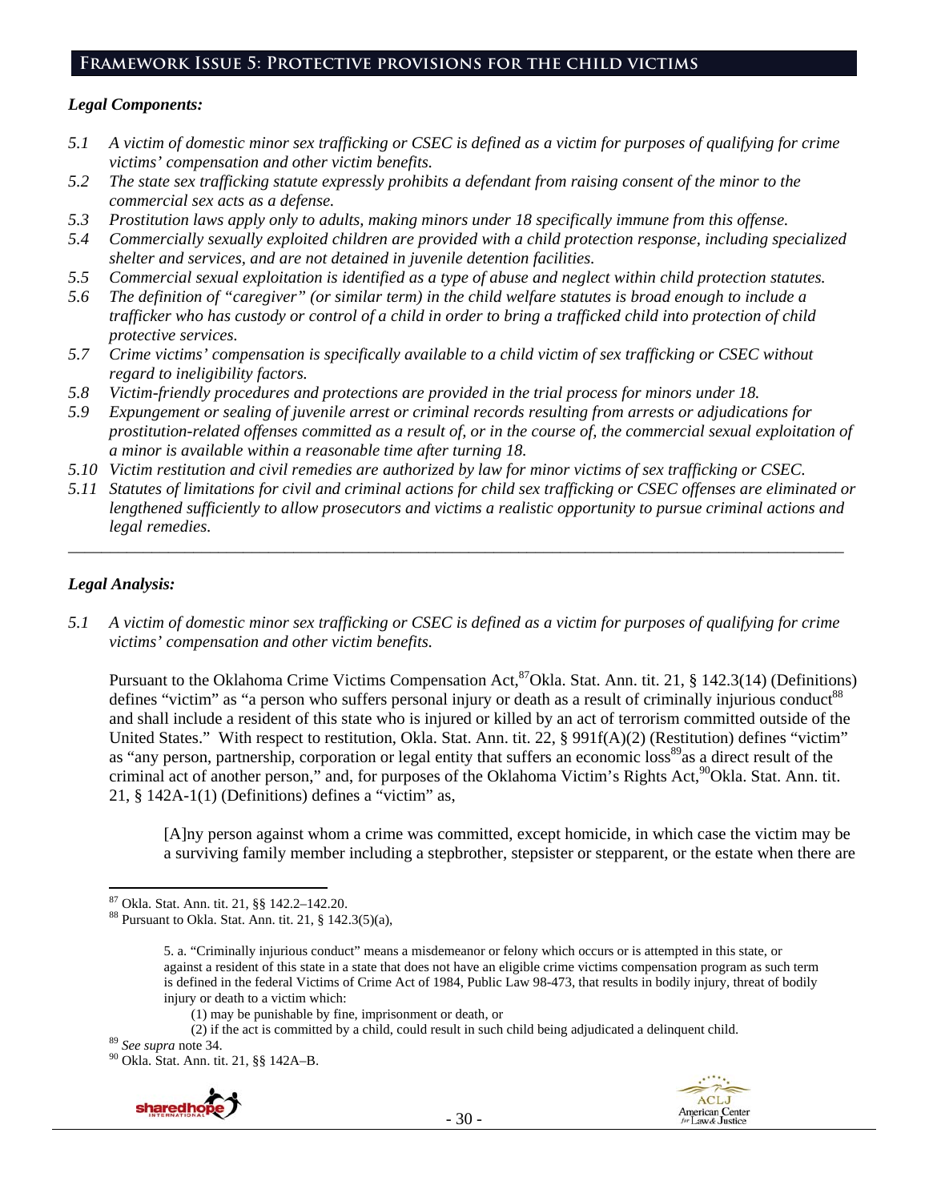## Framework Issue 5: Protective provisions for the child victims

### *Legal Components:*

*5.1 A victim of domestic minor sex trafficking or CSEC is defined as a victim for purposes of qualifying for crime victims' compensation and other victim benefits.*

*5.2 The state sex trafficking statute expressly prohibits a defendant from raising consent of the minor to the commercial sex acts as a defense.*

*5.3 Prostitution laws apply only to adults, making minors under 18 specifically immune from this offense.*

*5.4 Commercially sexually exploited children are provided with a child protection response, including specialized shelter and services, and are not detained in juvenile detention facilities.*

*5.5 Commercial sexual exploitation is identified as a type of abuse and neglect within child protection statutes.*

*5.6 The definition of "caregiver" (or similar term) in the child welfare statutes is broad enough to include a trafficker who has custody or control of a child in order to bring a trafficked child into protection of child protective services.*

*5.7 Crime victims' compensation is specifically available to a child victim of sex trafficking or CSEC without regard to ineligibility factors.*

*5.8 Victim-friendly procedures and protections are provided in the trial process for minors under 18.*

*5.9 Expungement or sealing of juvenile arrest or criminal records resulting from arrests or adjudications for prostitution-related offenses committed as a result of, or in the course of, the commercial sexual exploitation of a minor is available within a reasonable time after turning 18.*

*5.10 Victim restitution and civil remedies are authorized by law for minor victims of sex trafficking or CSEC.*

*5.11 Statutes of limitations for civil and criminal actions for child sex trafficking or CSEC offenses are eliminated or lengthened sufficiently to allow prosecutors and victims a realistic opportunity to pursue criminal actions and legal remedies.*

---

### *Legal Analysis:*

*5.1 A victim of domestic minor sex trafficking or CSEC is defined as a victim for purposes of qualifying for crime victims' compensation and other victim benefits.*

Pursuant to the Oklahoma Crime Victims Compensation Act,[87] Okla. Stat. Ann. tit. 21, § 142.3(14) (Definitions) defines "victim" as "a person who suffers personal injury or death as a result of criminally injurious conduct[88] and shall include a resident of this state who is injured or killed by an act of terrorism committed outside of the United States." With respect to restitution, Okla. Stat. Ann. tit. 22, § 991f(A)(2) (Restitution) defines "victim" as "any person, partnership, corporation or legal entity that suffers an economic loss[89] as a direct result of the criminal act of another person," and, for purposes of the Oklahoma Victim's Rights Act,[90] Okla. Stat. Ann. tit. 21, § 142A-1(1) (Definitions) defines a "victim" as,

> [A]ny person against whom a crime was committed, except homicide, in which case the victim may be a surviving family member including a stepbrother, stepsister or stepparent, or the estate when there are

---

[87] Okla. Stat. Ann. tit. 21, §§ 142.2–142.20.

[88] Pursuant to Okla. Stat. Ann. tit. 21, § 142.3(5)(a),

> 5. a. "Criminally injurious conduct" means a misdemeanor or felony which occurs or is attempted in this state, or against a resident of this state in a state that does not have an eligible crime victims compensation program as such term is defined in the federal Victims of Crime Act of 1984, Public Law 98-473, that results in bodily injury, threat of bodily injury or death to a victim which:
>
> (1) may be punishable by fine, imprisonment or death, or
>
> (2) if the act is committed by a child, could result in such child being adjudicated a delinquent child.

[89] *See supra* note 34.

[90] Okla. Stat. Ann. tit. 21, §§ 142A–B.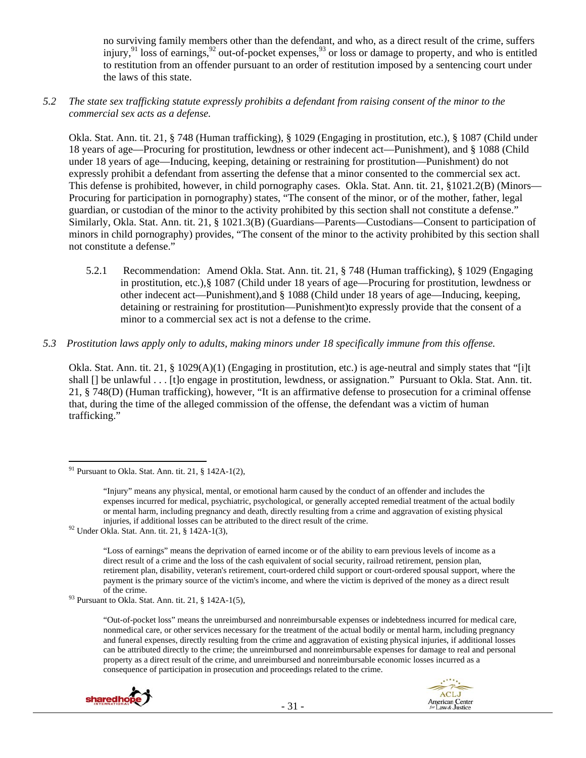no surviving family members other than the defendant, and who, as a direct result of the crime, suffers injury,[91] loss of earnings,[92] out-of-pocket expenses,[93] or loss or damage to property, and who is entitled to restitution from an offender pursuant to an order of restitution imposed by a sentencing court under the laws of this state.

*5.2 The state sex trafficking statute expressly prohibits a defendant from raising consent of the minor to the commercial sex acts as a defense.*

Okla. Stat. Ann. tit. 21, § 748 (Human trafficking), § 1029 (Engaging in prostitution, etc.), § 1087 (Child under 18 years of age—Procuring for prostitution, lewdness or other indecent act—Punishment), and § 1088 (Child under 18 years of age—Inducing, keeping, detaining or restraining for prostitution—Punishment) do not expressly prohibit a defendant from asserting the defense that a minor consented to the commercial sex act. This defense is prohibited, however, in child pornography cases. Okla. Stat. Ann. tit. 21, §1021.2(B) (Minors—Procuring for participation in pornography) states, "The consent of the minor, or of the mother, father, legal guardian, or custodian of the minor to the activity prohibited by this section shall not constitute a defense." Similarly, Okla. Stat. Ann. tit. 21, § 1021.3(B) (Guardians—Parents—Custodians—Consent to participation of minors in child pornography) provides, "The consent of the minor to the activity prohibited by this section shall not constitute a defense."

5.2.1 Recommendation: Amend Okla. Stat. Ann. tit. 21, § 748 (Human trafficking), § 1029 (Engaging in prostitution, etc.),§ 1087 (Child under 18 years of age—Procuring for prostitution, lewdness or other indecent act—Punishment),and § 1088 (Child under 18 years of age—Inducing, keeping, detaining or restraining for prostitution—Punishment)to expressly provide that the consent of a minor to a commercial sex act is not a defense to the crime.

*5.3 Prostitution laws apply only to adults, making minors under 18 specifically immune from this offense.*

Okla. Stat. Ann. tit. 21, § 1029(A)(1) (Engaging in prostitution, etc.) is age-neutral and simply states that "[i]t shall [] be unlawful . . . [t]o engage in prostitution, lewdness, or assignation." Pursuant to Okla. Stat. Ann. tit. 21, § 748(D) (Human trafficking), however, "It is an affirmative defense to prosecution for a criminal offense that, during the time of the alleged commission of the offense, the defendant was a victim of human trafficking."

---

[91] Pursuant to Okla. Stat. Ann. tit. 21, § 142A-1(2),

> "Injury" means any physical, mental, or emotional harm caused by the conduct of an offender and includes the expenses incurred for medical, psychiatric, psychological, or generally accepted remedial treatment of the actual bodily or mental harm, including pregnancy and death, directly resulting from a crime and aggravation of existing physical injuries, if additional losses can be attributed to the direct result of the crime.

[92] Under Okla. Stat. Ann. tit. 21, § 142A-1(3),

> "Loss of earnings" means the deprivation of earned income or of the ability to earn previous levels of income as a direct result of a crime and the loss of the cash equivalent of social security, railroad retirement, pension plan, retirement plan, disability, veteran's retirement, court-ordered child support or court-ordered spousal support, where the payment is the primary source of the victim's income, and where the victim is deprived of the money as a direct result of the crime.

[93] Pursuant to Okla. Stat. Ann. tit. 21, § 142A-1(5),

> "Out-of-pocket loss" means the unreimbursed and nonreimbursable expenses or indebtedness incurred for medical care, nonmedical care, or other services necessary for the treatment of the actual bodily or mental harm, including pregnancy and funeral expenses, directly resulting from the crime and aggravation of existing physical injuries, if additional losses can be attributed directly to the crime; the unreimbursed and nonreimbursable expenses for damage to real and personal property as a direct result of the crime, and unreimbursed and nonreimbursable economic losses incurred as a consequence of participation in prosecution and proceedings related to the crime.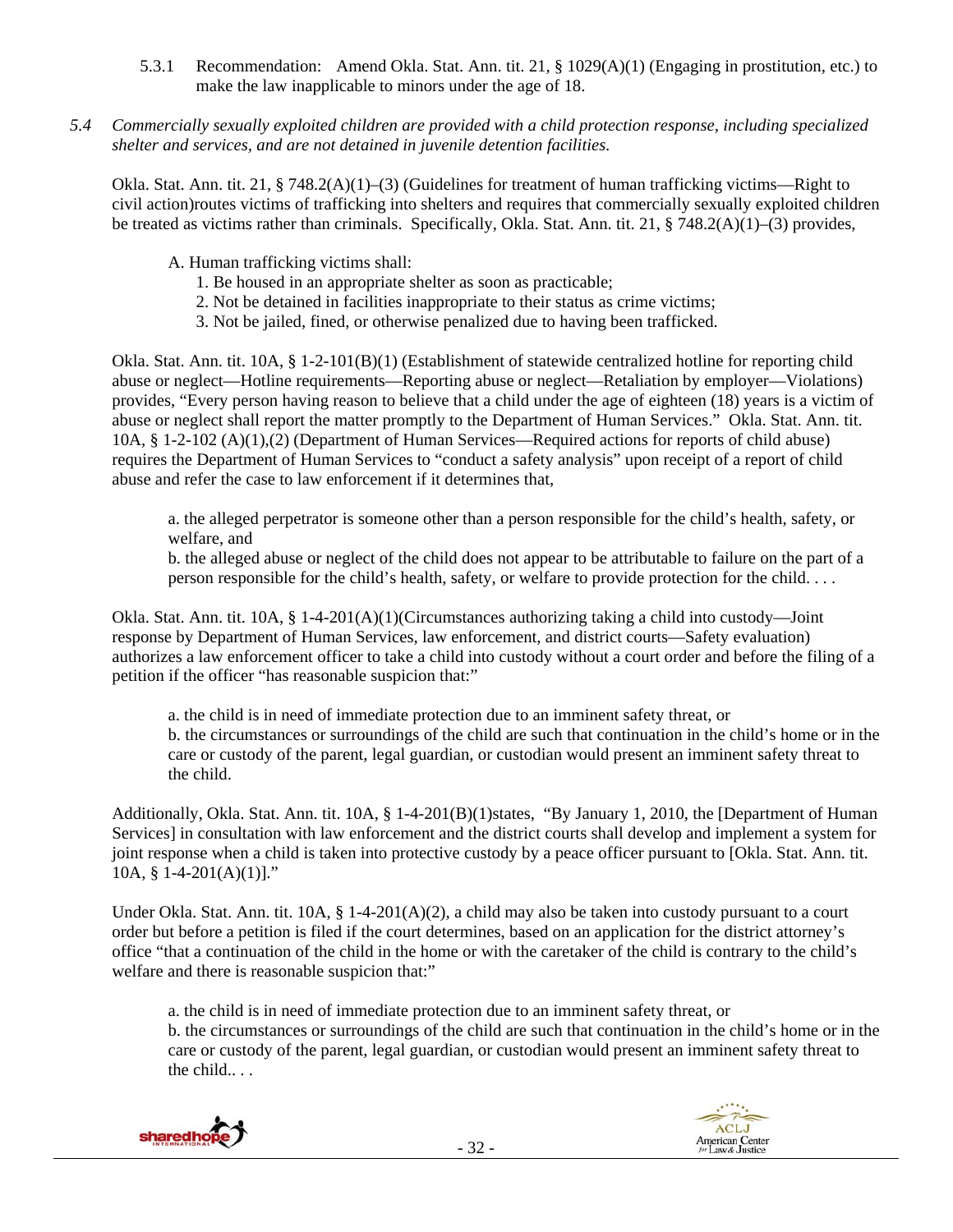5.3.1 Recommendation: Amend Okla. Stat. Ann. tit. 21, § 1029(A)(1) (Engaging in prostitution, etc.) to make the law inapplicable to minors under the age of 18.

*5.4 Commercially sexually exploited children are provided with a child protection response, including specialized shelter and services, and are not detained in juvenile detention facilities.*

Okla. Stat. Ann. tit. 21, § 748.2(A)(1)–(3) (Guidelines for treatment of human trafficking victims—Right to civil action)routes victims of trafficking into shelters and requires that commercially sexually exploited children be treated as victims rather than criminals. Specifically, Okla. Stat. Ann. tit. 21, § 748.2(A)(1)–(3) provides,

> A. Human trafficking victims shall:
> 1. Be housed in an appropriate shelter as soon as practicable;
> 2. Not be detained in facilities inappropriate to their status as crime victims;
> 3. Not be jailed, fined, or otherwise penalized due to having been trafficked.

Okla. Stat. Ann. tit. 10A, § 1-2-101(B)(1) (Establishment of statewide centralized hotline for reporting child abuse or neglect—Hotline requirements—Reporting abuse or neglect—Retaliation by employer—Violations) provides, "Every person having reason to believe that a child under the age of eighteen (18) years is a victim of abuse or neglect shall report the matter promptly to the Department of Human Services." Okla. Stat. Ann. tit. 10A, § 1-2-102 (A)(1),(2) (Department of Human Services—Required actions for reports of child abuse) requires the Department of Human Services to "conduct a safety analysis" upon receipt of a report of child abuse and refer the case to law enforcement if it determines that,

> a. the alleged perpetrator is someone other than a person responsible for the child's health, safety, or welfare, and
> b. the alleged abuse or neglect of the child does not appear to be attributable to failure on the part of a person responsible for the child's health, safety, or welfare to provide protection for the child. . . .

Okla. Stat. Ann. tit. 10A, § 1-4-201(A)(1)(Circumstances authorizing taking a child into custody—Joint response by Department of Human Services, law enforcement, and district courts—Safety evaluation) authorizes a law enforcement officer to take a child into custody without a court order and before the filing of a petition if the officer "has reasonable suspicion that:"

> a. the child is in need of immediate protection due to an imminent safety threat, or
> b. the circumstances or surroundings of the child are such that continuation in the child's home or in the care or custody of the parent, legal guardian, or custodian would present an imminent safety threat to the child.

Additionally, Okla. Stat. Ann. tit. 10A, § 1-4-201(B)(1)states, "By January 1, 2010, the [Department of Human Services] in consultation with law enforcement and the district courts shall develop and implement a system for joint response when a child is taken into protective custody by a peace officer pursuant to [Okla. Stat. Ann. tit. 10A, § 1-4-201(A)(1)]."

Under Okla. Stat. Ann. tit. 10A, § 1-4-201(A)(2), a child may also be taken into custody pursuant to a court order but before a petition is filed if the court determines, based on an application for the district attorney's office "that a continuation of the child in the home or with the caretaker of the child is contrary to the child's welfare and there is reasonable suspicion that:"

> a. the child is in need of immediate protection due to an imminent safety threat, or
> b. the circumstances or surroundings of the child are such that continuation in the child's home or in the care or custody of the parent, legal guardian, or custodian would present an imminent safety threat to the child.. . .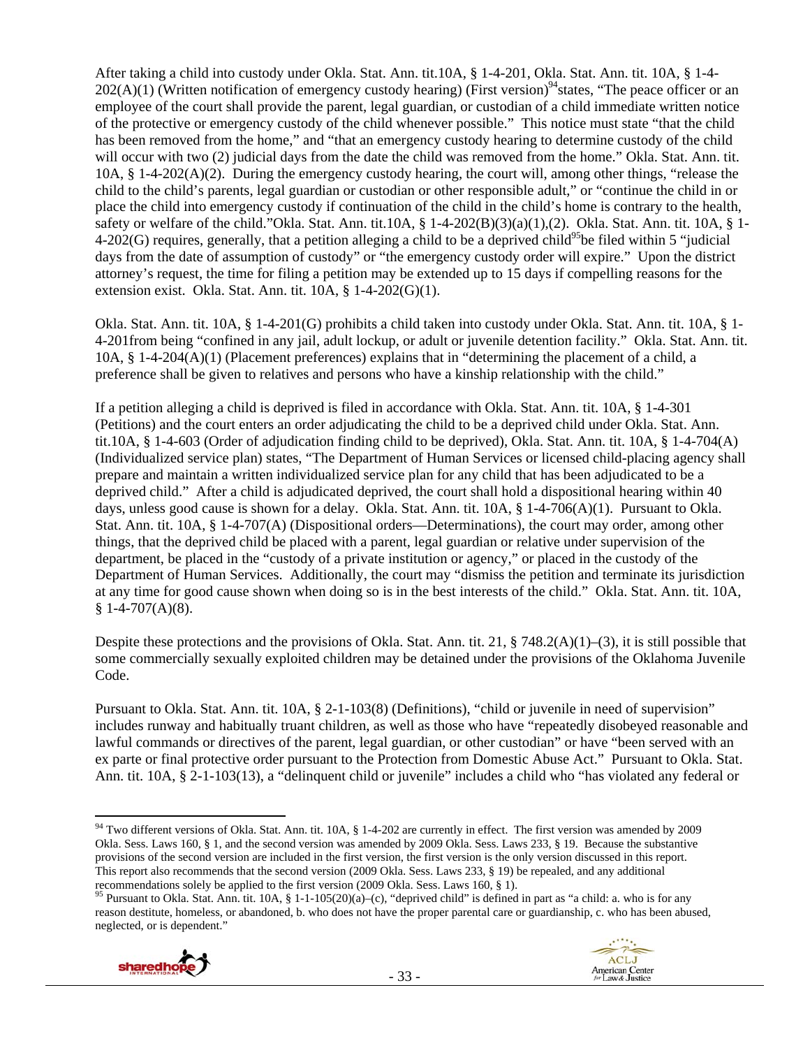After taking a child into custody under Okla. Stat. Ann. tit.10A, § 1-4-201, Okla. Stat. Ann. tit. 10A, § 1-4-202(A)(1) (Written notification of emergency custody hearing) (First version)[94] states, "The peace officer or an employee of the court shall provide the parent, legal guardian, or custodian of a child immediate written notice of the protective or emergency custody of the child whenever possible." This notice must state "that the child has been removed from the home," and "that an emergency custody hearing to determine custody of the child will occur with two (2) judicial days from the date the child was removed from the home." Okla. Stat. Ann. tit. 10A, § 1-4-202(A)(2). During the emergency custody hearing, the court will, among other things, "release the child to the child's parents, legal guardian or custodian or other responsible adult," or "continue the child in or place the child into emergency custody if continuation of the child in the child's home is contrary to the health, safety or welfare of the child."Okla. Stat. Ann. tit.10A, § 1-4-202(B)(3)(a)(1),(2). Okla. Stat. Ann. tit. 10A, § 1-4-202(G) requires, generally, that a petition alleging a child to be a deprived child[95] be filed within 5 "judicial days from the date of assumption of custody" or "the emergency custody order will expire." Upon the district attorney's request, the time for filing a petition may be extended up to 15 days if compelling reasons for the extension exist. Okla. Stat. Ann. tit. 10A, § 1-4-202(G)(1).

Okla. Stat. Ann. tit. 10A, § 1-4-201(G) prohibits a child taken into custody under Okla. Stat. Ann. tit. 10A, § 1-4-201from being "confined in any jail, adult lockup, or adult or juvenile detention facility." Okla. Stat. Ann. tit. 10A, § 1-4-204(A)(1) (Placement preferences) explains that in "determining the placement of a child, a preference shall be given to relatives and persons who have a kinship relationship with the child."

If a petition alleging a child is deprived is filed in accordance with Okla. Stat. Ann. tit. 10A, § 1-4-301 (Petitions) and the court enters an order adjudicating the child to be a deprived child under Okla. Stat. Ann. tit.10A, § 1-4-603 (Order of adjudication finding child to be deprived), Okla. Stat. Ann. tit. 10A, § 1-4-704(A) (Individualized service plan) states, "The Department of Human Services or licensed child-placing agency shall prepare and maintain a written individualized service plan for any child that has been adjudicated to be a deprived child." After a child is adjudicated deprived, the court shall hold a dispositional hearing within 40 days, unless good cause is shown for a delay. Okla. Stat. Ann. tit. 10A, § 1-4-706(A)(1). Pursuant to Okla. Stat. Ann. tit. 10A, § 1-4-707(A) (Dispositional orders—Determinations), the court may order, among other things, that the deprived child be placed with a parent, legal guardian or relative under supervision of the department, be placed in the "custody of a private institution or agency," or placed in the custody of the Department of Human Services. Additionally, the court may "dismiss the petition and terminate its jurisdiction at any time for good cause shown when doing so is in the best interests of the child." Okla. Stat. Ann. tit. 10A, § 1-4-707(A)(8).

Despite these protections and the provisions of Okla. Stat. Ann. tit. 21, § 748.2(A)(1)–(3), it is still possible that some commercially sexually exploited children may be detained under the provisions of the Oklahoma Juvenile Code.

Pursuant to Okla. Stat. Ann. tit. 10A, § 2-1-103(8) (Definitions), "child or juvenile in need of supervision" includes runway and habitually truant children, as well as those who have "repeatedly disobeyed reasonable and lawful commands or directives of the parent, legal guardian, or other custodian" or have "been served with an ex parte or final protective order pursuant to the Protection from Domestic Abuse Act." Pursuant to Okla. Stat. Ann. tit. 10A, § 2-1-103(13), a "delinquent child or juvenile" includes a child who "has violated any federal or

---

[94] Two different versions of Okla. Stat. Ann. tit. 10A, § 1-4-202 are currently in effect. The first version was amended by 2009 Okla. Sess. Laws 160, § 1, and the second version was amended by 2009 Okla. Sess. Laws 233, § 19. Because the substantive provisions of the second version are included in the first version, the first version is the only version discussed in this report. This report also recommends that the second version (2009 Okla. Sess. Laws 233, § 19) be repealed, and any additional recommendations solely be applied to the first version (2009 Okla. Sess. Laws 160, § 1).

[95] Pursuant to Okla. Stat. Ann. tit. 10A, § 1-1-105(20)(a)–(c), "deprived child" is defined in part as "a child: a. who is for any reason destitute, homeless, or abandoned, b. who does not have the proper parental care or guardianship, c. who has been abused, neglected, or is dependent."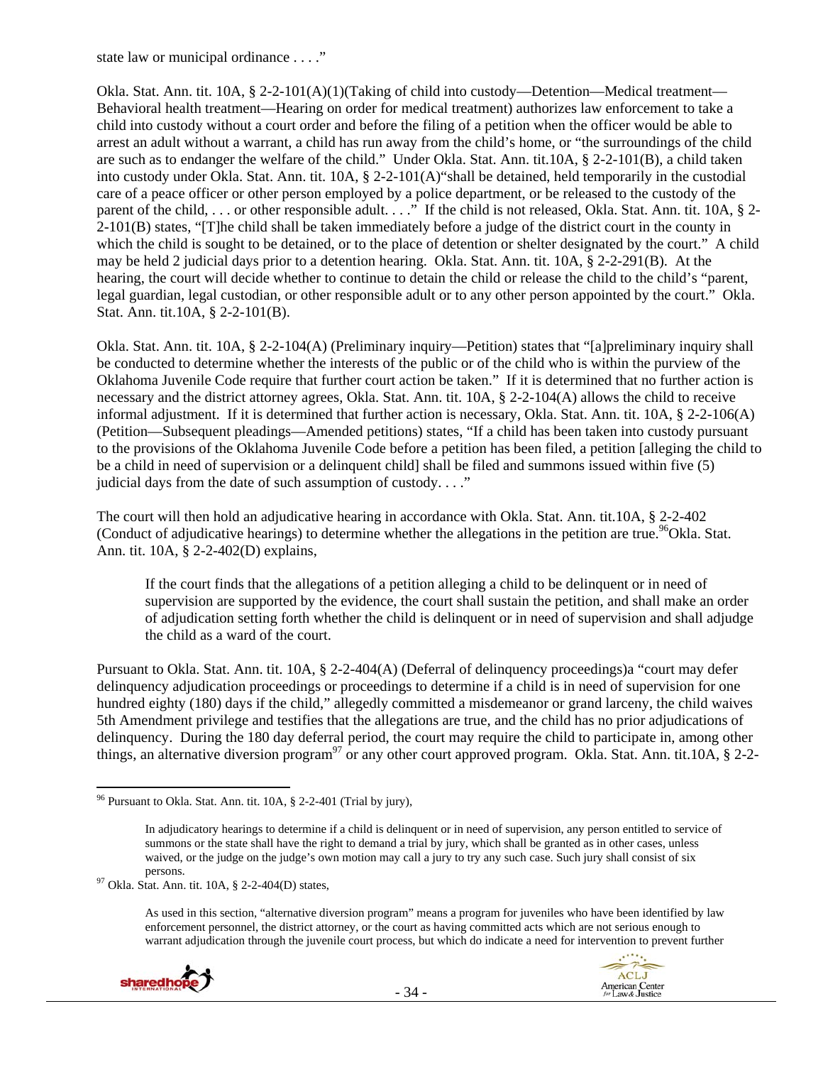state law or municipal ordinance . . . ."

Okla. Stat. Ann. tit. 10A, § 2-2-101(A)(1)(Taking of child into custody—Detention—Medical treatment—Behavioral health treatment—Hearing on order for medical treatment) authorizes law enforcement to take a child into custody without a court order and before the filing of a petition when the officer would be able to arrest an adult without a warrant, a child has run away from the child's home, or "the surroundings of the child are such as to endanger the welfare of the child." Under Okla. Stat. Ann. tit.10A, § 2-2-101(B), a child taken into custody under Okla. Stat. Ann. tit. 10A, § 2-2-101(A)"shall be detained, held temporarily in the custodial care of a peace officer or other person employed by a police department, or be released to the custody of the parent of the child, . . . or other responsible adult. . . ." If the child is not released, Okla. Stat. Ann. tit. 10A, § 2-2-101(B) states, "[T]he child shall be taken immediately before a judge of the district court in the county in which the child is sought to be detained, or to the place of detention or shelter designated by the court." A child may be held 2 judicial days prior to a detention hearing. Okla. Stat. Ann. tit. 10A, § 2-2-291(B). At the hearing, the court will decide whether to continue to detain the child or release the child to the child's "parent, legal guardian, legal custodian, or other responsible adult or to any other person appointed by the court." Okla. Stat. Ann. tit.10A, § 2-2-101(B).

Okla. Stat. Ann. tit. 10A, § 2-2-104(A) (Preliminary inquiry—Petition) states that "[a]preliminary inquiry shall be conducted to determine whether the interests of the public or of the child who is within the purview of the Oklahoma Juvenile Code require that further court action be taken." If it is determined that no further action is necessary and the district attorney agrees, Okla. Stat. Ann. tit. 10A, § 2-2-104(A) allows the child to receive informal adjustment. If it is determined that further action is necessary, Okla. Stat. Ann. tit. 10A, § 2-2-106(A) (Petition—Subsequent pleadings—Amended petitions) states, "If a child has been taken into custody pursuant to the provisions of the Oklahoma Juvenile Code before a petition has been filed, a petition [alleging the child to be a child in need of supervision or a delinquent child] shall be filed and summons issued within five (5) judicial days from the date of such assumption of custody. . . ."

The court will then hold an adjudicative hearing in accordance with Okla. Stat. Ann. tit.10A, § 2-2-402 (Conduct of adjudicative hearings) to determine whether the allegations in the petition are true.[96] Okla. Stat. Ann. tit. 10A, § 2-2-402(D) explains,

> If the court finds that the allegations of a petition alleging a child to be delinquent or in need of supervision are supported by the evidence, the court shall sustain the petition, and shall make an order of adjudication setting forth whether the child is delinquent or in need of supervision and shall adjudge the child as a ward of the court.

Pursuant to Okla. Stat. Ann. tit. 10A, § 2-2-404(A) (Deferral of delinquency proceedings)a "court may defer delinquency adjudication proceedings or proceedings to determine if a child is in need of supervision for one hundred eighty (180) days if the child," allegedly committed a misdemeanor or grand larceny, the child waives 5th Amendment privilege and testifies that the allegations are true, and the child has no prior adjudications of delinquency. During the 180 day deferral period, the court may require the child to participate in, among other things, an alternative diversion program[97] or any other court approved program. Okla. Stat. Ann. tit.10A, § 2-2-

---

[96] Pursuant to Okla. Stat. Ann. tit. 10A, § 2-2-401 (Trial by jury),

> In adjudicatory hearings to determine if a child is delinquent or in need of supervision, any person entitled to service of summons or the state shall have the right to demand a trial by jury, which shall be granted as in other cases, unless waived, or the judge on the judge's own motion may call a jury to try any such case. Such jury shall consist of six persons.

[97] Okla. Stat. Ann. tit. 10A, § 2-2-404(D) states,

> As used in this section, "alternative diversion program" means a program for juveniles who have been identified by law enforcement personnel, the district attorney, or the court as having committed acts which are not serious enough to warrant adjudication through the juvenile court process, but which do indicate a need for intervention to prevent further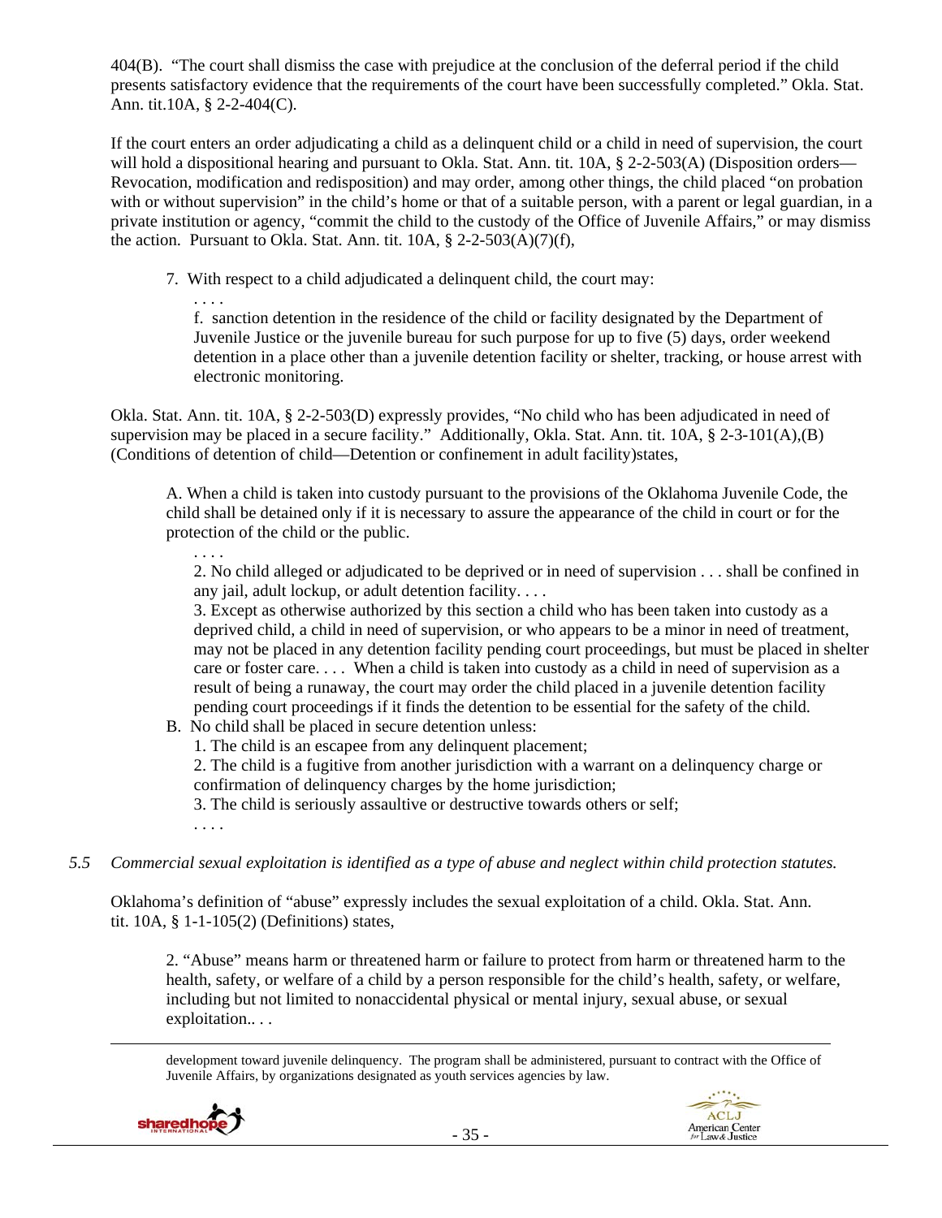404(B). "The court shall dismiss the case with prejudice at the conclusion of the deferral period if the child presents satisfactory evidence that the requirements of the court have been successfully completed." Okla. Stat. Ann. tit.10A, § 2-2-404(C).

If the court enters an order adjudicating a child as a delinquent child or a child in need of supervision, the court will hold a dispositional hearing and pursuant to Okla. Stat. Ann. tit. 10A, § 2-2-503(A) (Disposition orders—Revocation, modification and redisposition) and may order, among other things, the child placed "on probation with or without supervision" in the child's home or that of a suitable person, with a parent or legal guardian, in a private institution or agency, "commit the child to the custody of the Office of Juvenile Affairs," or may dismiss the action. Pursuant to Okla. Stat. Ann. tit. 10A, § 2-2-503(A)(7)(f),

> 7. With respect to a child adjudicated a delinquent child, the court may:
>
> . . . .
>
> f. sanction detention in the residence of the child or facility designated by the Department of Juvenile Justice or the juvenile bureau for such purpose for up to five (5) days, order weekend detention in a place other than a juvenile detention facility or shelter, tracking, or house arrest with electronic monitoring.

Okla. Stat. Ann. tit. 10A, § 2-2-503(D) expressly provides, "No child who has been adjudicated in need of supervision may be placed in a secure facility." Additionally, Okla. Stat. Ann. tit. 10A, § 2-3-101(A),(B) (Conditions of detention of child—Detention or confinement in adult facility)states,

> A. When a child is taken into custody pursuant to the provisions of the Oklahoma Juvenile Code, the child shall be detained only if it is necessary to assure the appearance of the child in court or for the protection of the child or the public.
>
> . . . .
>
> 2. No child alleged or adjudicated to be deprived or in need of supervision . . . shall be confined in any jail, adult lockup, or adult detention facility. . . .
>
> 3. Except as otherwise authorized by this section a child who has been taken into custody as a deprived child, a child in need of supervision, or who appears to be a minor in need of treatment, may not be placed in any detention facility pending court proceedings, but must be placed in shelter care or foster care. . . . When a child is taken into custody as a child in need of supervision as a result of being a runaway, the court may order the child placed in a juvenile detention facility pending court proceedings if it finds the detention to be essential for the safety of the child.
>
> B. No child shall be placed in secure detention unless:
>
> 1. The child is an escapee from any delinquent placement;
>
> 2. The child is a fugitive from another jurisdiction with a warrant on a delinquency charge or confirmation of delinquency charges by the home jurisdiction;
>
> 3. The child is seriously assaultive or destructive towards others or self;
>
> . . . .

*5.5 Commercial sexual exploitation is identified as a type of abuse and neglect within child protection statutes.*

Oklahoma's definition of "abuse" expressly includes the sexual exploitation of a child. Okla. Stat. Ann. tit. 10A, § 1-1-105(2) (Definitions) states,

> 2. "Abuse" means harm or threatened harm or failure to protect from harm or threatened harm to the health, safety, or welfare of a child by a person responsible for the child's health, safety, or welfare, including but not limited to nonaccidental physical or mental injury, sexual abuse, or sexual exploitation.. . .

---

development toward juvenile delinquency. The program shall be administered, pursuant to contract with the Office of Juvenile Affairs, by organizations designated as youth services agencies by law.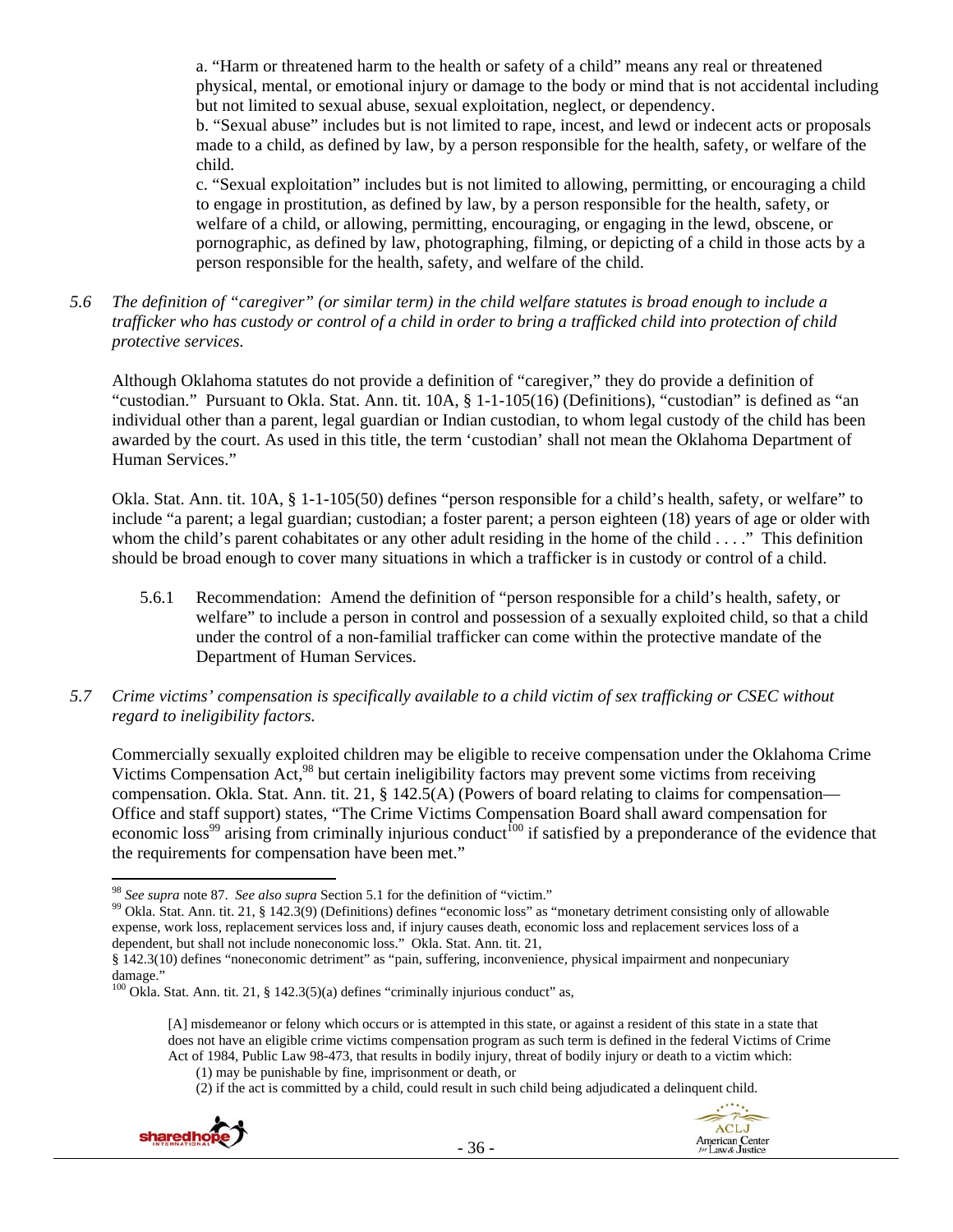a. "Harm or threatened harm to the health or safety of a child" means any real or threatened physical, mental, or emotional injury or damage to the body or mind that is not accidental including but not limited to sexual abuse, sexual exploitation, neglect, or dependency.

b. "Sexual abuse" includes but is not limited to rape, incest, and lewd or indecent acts or proposals made to a child, as defined by law, by a person responsible for the health, safety, or welfare of the child.

c. "Sexual exploitation" includes but is not limited to allowing, permitting, or encouraging a child to engage in prostitution, as defined by law, by a person responsible for the health, safety, or welfare of a child, or allowing, permitting, encouraging, or engaging in the lewd, obscene, or pornographic, as defined by law, photographing, filming, or depicting of a child in those acts by a person responsible for the health, safety, and welfare of the child.

*5.6 The definition of "caregiver" (or similar term) in the child welfare statutes is broad enough to include a trafficker who has custody or control of a child in order to bring a trafficked child into protection of child protective services.*

Although Oklahoma statutes do not provide a definition of "caregiver," they do provide a definition of "custodian." Pursuant to Okla. Stat. Ann. tit. 10A, § 1-1-105(16) (Definitions), "custodian" is defined as "an individual other than a parent, legal guardian or Indian custodian, to whom legal custody of the child has been awarded by the court. As used in this title, the term 'custodian' shall not mean the Oklahoma Department of Human Services."

Okla. Stat. Ann. tit. 10A, § 1-1-105(50) defines "person responsible for a child's health, safety, or welfare" to include "a parent; a legal guardian; custodian; a foster parent; a person eighteen (18) years of age or older with whom the child's parent cohabitates or any other adult residing in the home of the child . . . ." This definition should be broad enough to cover many situations in which a trafficker is in custody or control of a child.

5.6.1 Recommendation: Amend the definition of "person responsible for a child's health, safety, or welfare" to include a person in control and possession of a sexually exploited child, so that a child under the control of a non-familial trafficker can come within the protective mandate of the Department of Human Services.

*5.7 Crime victims' compensation is specifically available to a child victim of sex trafficking or CSEC without regard to ineligibility factors.*

Commercially sexually exploited children may be eligible to receive compensation under the Oklahoma Crime Victims Compensation Act,[98] but certain ineligibility factors may prevent some victims from receiving compensation. Okla. Stat. Ann. tit. 21, § 142.5(A) (Powers of board relating to claims for compensation—Office and staff support) states, "The Crime Victims Compensation Board shall award compensation for economic loss[99] arising from criminally injurious conduct[100] if satisfied by a preponderance of the evidence that the requirements for compensation have been met."

---

[98] *See supra* note 87. *See also supra* Section 5.1 for the definition of "victim."

[99] Okla. Stat. Ann. tit. 21, § 142.3(9) (Definitions) defines "economic loss" as "monetary detriment consisting only of allowable expense, work loss, replacement services loss and, if injury causes death, economic loss and replacement services loss of a dependent, but shall not include noneconomic loss." Okla. Stat. Ann. tit. 21, § 142.3(10) defines "noneconomic detriment" as "pain, suffering, inconvenience, physical impairment and nonpecuniary damage."

[100] Okla. Stat. Ann. tit. 21, § 142.3(5)(a) defines "criminally injurious conduct" as,

> [A] misdemeanor or felony which occurs or is attempted in this state, or against a resident of this state in a state that does not have an eligible crime victims compensation program as such term is defined in the federal Victims of Crime Act of 1984, Public Law 98-473, that results in bodily injury, threat of bodily injury or death to a victim which:
> (1) may be punishable by fine, imprisonment or death, or
> (2) if the act is committed by a child, could result in such child being adjudicated a delinquent child.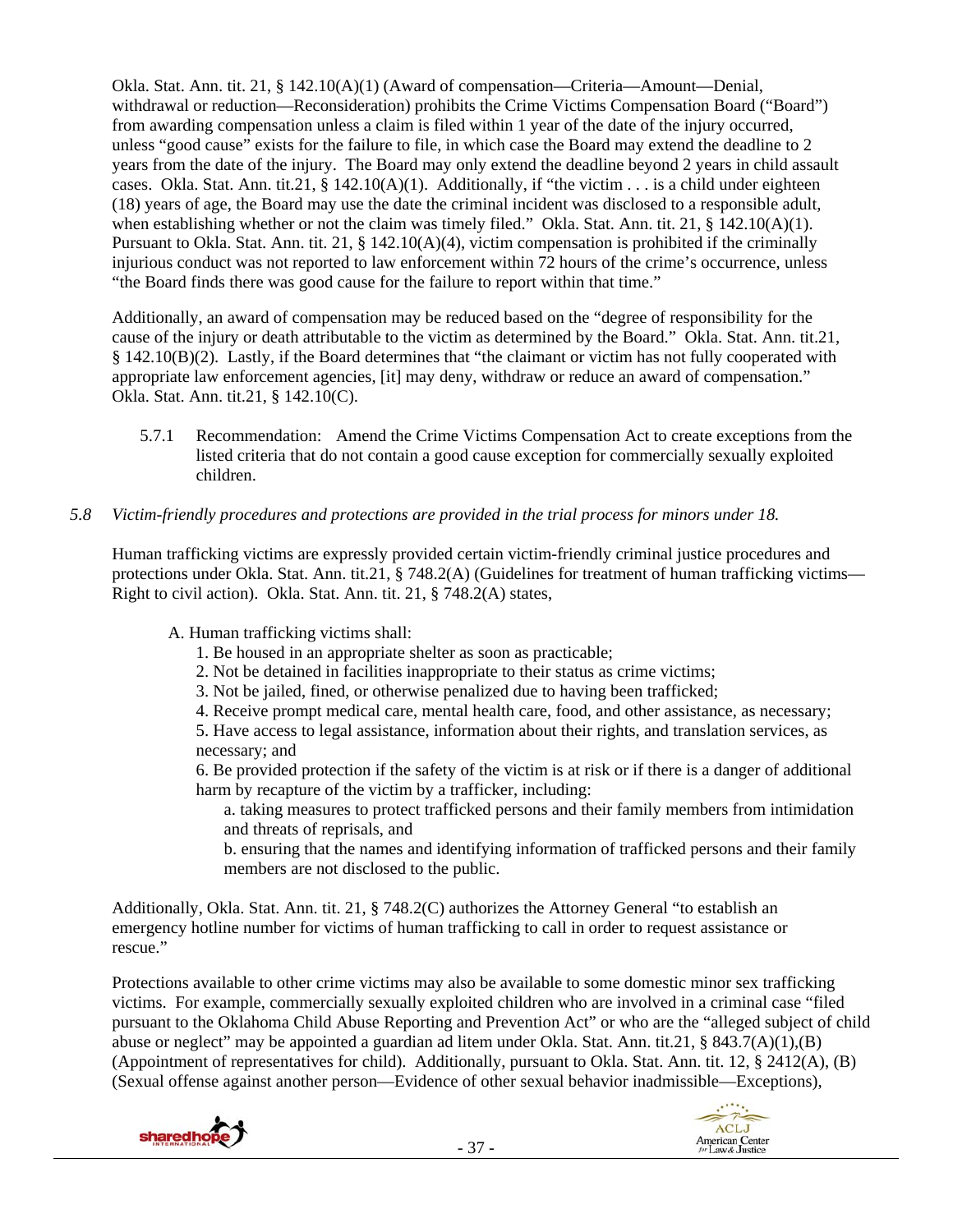Okla. Stat. Ann. tit. 21, § 142.10(A)(1) (Award of compensation—Criteria—Amount—Denial, withdrawal or reduction—Reconsideration) prohibits the Crime Victims Compensation Board ("Board") from awarding compensation unless a claim is filed within 1 year of the date of the injury occurred, unless "good cause" exists for the failure to file, in which case the Board may extend the deadline to 2 years from the date of the injury. The Board may only extend the deadline beyond 2 years in child assault cases. Okla. Stat. Ann. tit.21, § 142.10(A)(1). Additionally, if "the victim . . . is a child under eighteen (18) years of age, the Board may use the date the criminal incident was disclosed to a responsible adult, when establishing whether or not the claim was timely filed." Okla. Stat. Ann. tit. 21, § 142.10(A)(1). Pursuant to Okla. Stat. Ann. tit. 21, § 142.10(A)(4), victim compensation is prohibited if the criminally injurious conduct was not reported to law enforcement within 72 hours of the crime's occurrence, unless "the Board finds there was good cause for the failure to report within that time."

Additionally, an award of compensation may be reduced based on the "degree of responsibility for the cause of the injury or death attributable to the victim as determined by the Board." Okla. Stat. Ann. tit.21, § 142.10(B)(2). Lastly, if the Board determines that "the claimant or victim has not fully cooperated with appropriate law enforcement agencies, [it] may deny, withdraw or reduce an award of compensation." Okla. Stat. Ann. tit.21, § 142.10(C).

5.7.1 Recommendation: Amend the Crime Victims Compensation Act to create exceptions from the listed criteria that do not contain a good cause exception for commercially sexually exploited children.

*5.8 Victim-friendly procedures and protections are provided in the trial process for minors under 18.*

Human trafficking victims are expressly provided certain victim-friendly criminal justice procedures and protections under Okla. Stat. Ann. tit.21, § 748.2(A) (Guidelines for treatment of human trafficking victims—Right to civil action). Okla. Stat. Ann. tit. 21, § 748.2(A) states,

> A. Human trafficking victims shall:
>
> 1. Be housed in an appropriate shelter as soon as practicable;
> 2. Not be detained in facilities inappropriate to their status as crime victims;
> 3. Not be jailed, fined, or otherwise penalized due to having been trafficked;
> 4. Receive prompt medical care, mental health care, food, and other assistance, as necessary;
> 5. Have access to legal assistance, information about their rights, and translation services, as necessary; and
> 6. Be provided protection if the safety of the victim is at risk or if there is a danger of additional harm by recapture of the victim by a trafficker, including:
>
>    a. taking measures to protect trafficked persons and their family members from intimidation and threats of reprisals, and
>
>    b. ensuring that the names and identifying information of trafficked persons and their family members are not disclosed to the public.

Additionally, Okla. Stat. Ann. tit. 21, § 748.2(C) authorizes the Attorney General "to establish an emergency hotline number for victims of human trafficking to call in order to request assistance or rescue."

Protections available to other crime victims may also be available to some domestic minor sex trafficking victims. For example, commercially sexually exploited children who are involved in a criminal case "filed pursuant to the Oklahoma Child Abuse Reporting and Prevention Act" or who are the "alleged subject of child abuse or neglect" may be appointed a guardian ad litem under Okla. Stat. Ann. tit.21, § 843.7(A)(1),(B) (Appointment of representatives for child). Additionally, pursuant to Okla. Stat. Ann. tit. 12, § 2412(A), (B) (Sexual offense against another person—Evidence of other sexual behavior inadmissible—Exceptions),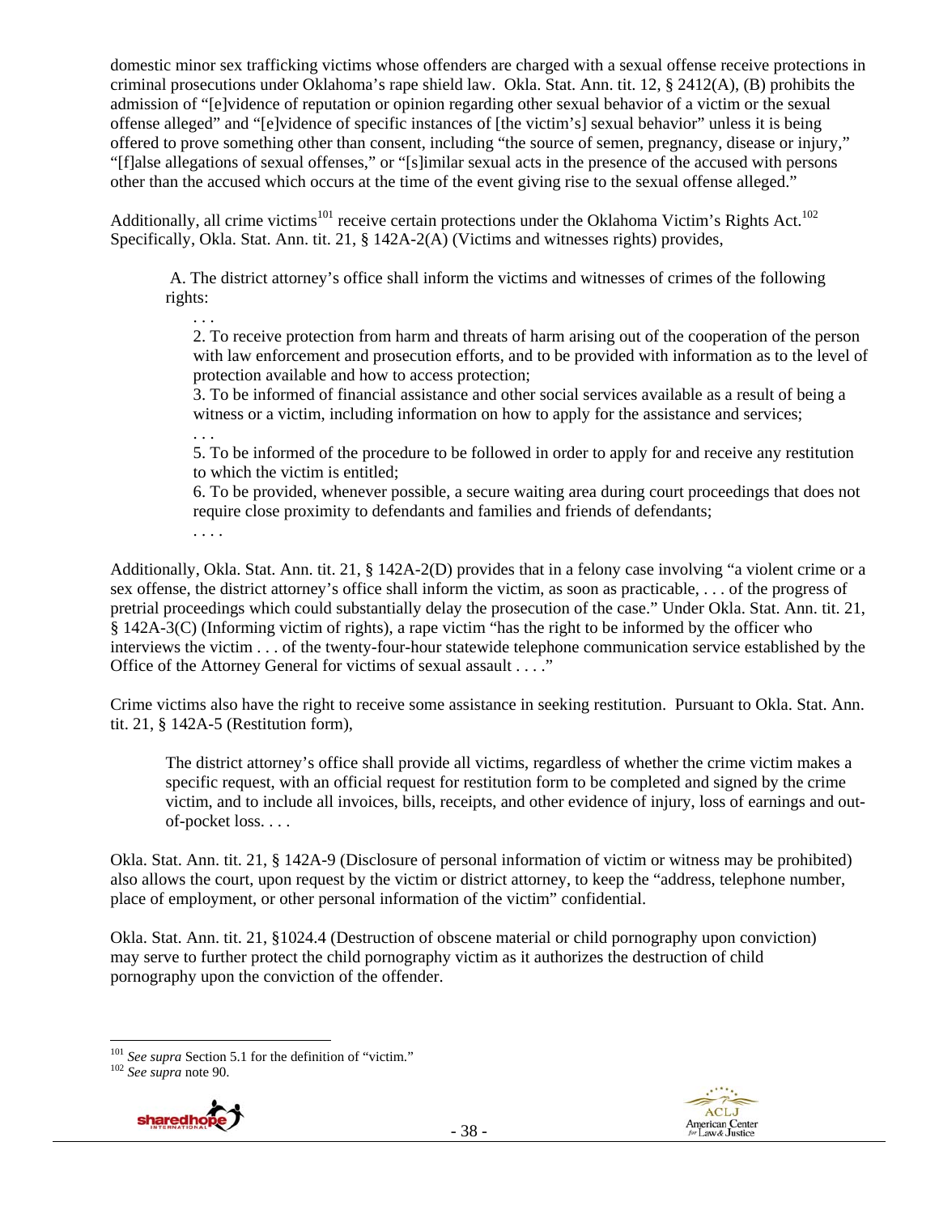domestic minor sex trafficking victims whose offenders are charged with a sexual offense receive protections in criminal prosecutions under Oklahoma's rape shield law. Okla. Stat. Ann. tit. 12, § 2412(A), (B) prohibits the admission of "[e]vidence of reputation or opinion regarding other sexual behavior of a victim or the sexual offense alleged" and "[e]vidence of specific instances of [the victim's] sexual behavior" unless it is being offered to prove something other than consent, including "the source of semen, pregnancy, disease or injury," "[f]alse allegations of sexual offenses," or "[s]imilar sexual acts in the presence of the accused with persons other than the accused which occurs at the time of the event giving rise to the sexual offense alleged."

Additionally, all crime victims[101] receive certain protections under the Oklahoma Victim's Rights Act.[102] Specifically, Okla. Stat. Ann. tit. 21, § 142A-2(A) (Victims and witnesses rights) provides,

> A. The district attorney's office shall inform the victims and witnesses of crimes of the following rights:
>
> . . .
>
> 2. To receive protection from harm and threats of harm arising out of the cooperation of the person with law enforcement and prosecution efforts, and to be provided with information as to the level of protection available and how to access protection;
>
> 3. To be informed of financial assistance and other social services available as a result of being a witness or a victim, including information on how to apply for the assistance and services;
>
> . . .
>
> 5. To be informed of the procedure to be followed in order to apply for and receive any restitution to which the victim is entitled;
>
> 6. To be provided, whenever possible, a secure waiting area during court proceedings that does not require close proximity to defendants and families and friends of defendants;
>
> . . . .

Additionally, Okla. Stat. Ann. tit. 21, § 142A-2(D) provides that in a felony case involving "a violent crime or a sex offense, the district attorney's office shall inform the victim, as soon as practicable, . . . of the progress of pretrial proceedings which could substantially delay the prosecution of the case." Under Okla. Stat. Ann. tit. 21, § 142A-3(C) (Informing victim of rights), a rape victim "has the right to be informed by the officer who interviews the victim . . . of the twenty-four-hour statewide telephone communication service established by the Office of the Attorney General for victims of sexual assault . . . ."

Crime victims also have the right to receive some assistance in seeking restitution. Pursuant to Okla. Stat. Ann. tit. 21, § 142A-5 (Restitution form),

> The district attorney's office shall provide all victims, regardless of whether the crime victim makes a specific request, with an official request for restitution form to be completed and signed by the crime victim, and to include all invoices, bills, receipts, and other evidence of injury, loss of earnings and out-of-pocket loss. . . .

Okla. Stat. Ann. tit. 21, § 142A-9 (Disclosure of personal information of victim or witness may be prohibited) also allows the court, upon request by the victim or district attorney, to keep the "address, telephone number, place of employment, or other personal information of the victim" confidential.

Okla. Stat. Ann. tit. 21, §1024.4 (Destruction of obscene material or child pornography upon conviction) may serve to further protect the child pornography victim as it authorizes the destruction of child pornography upon the conviction of the offender.

---

[101] *See supra* Section 5.1 for the definition of "victim."

[102] *See supra* note 90.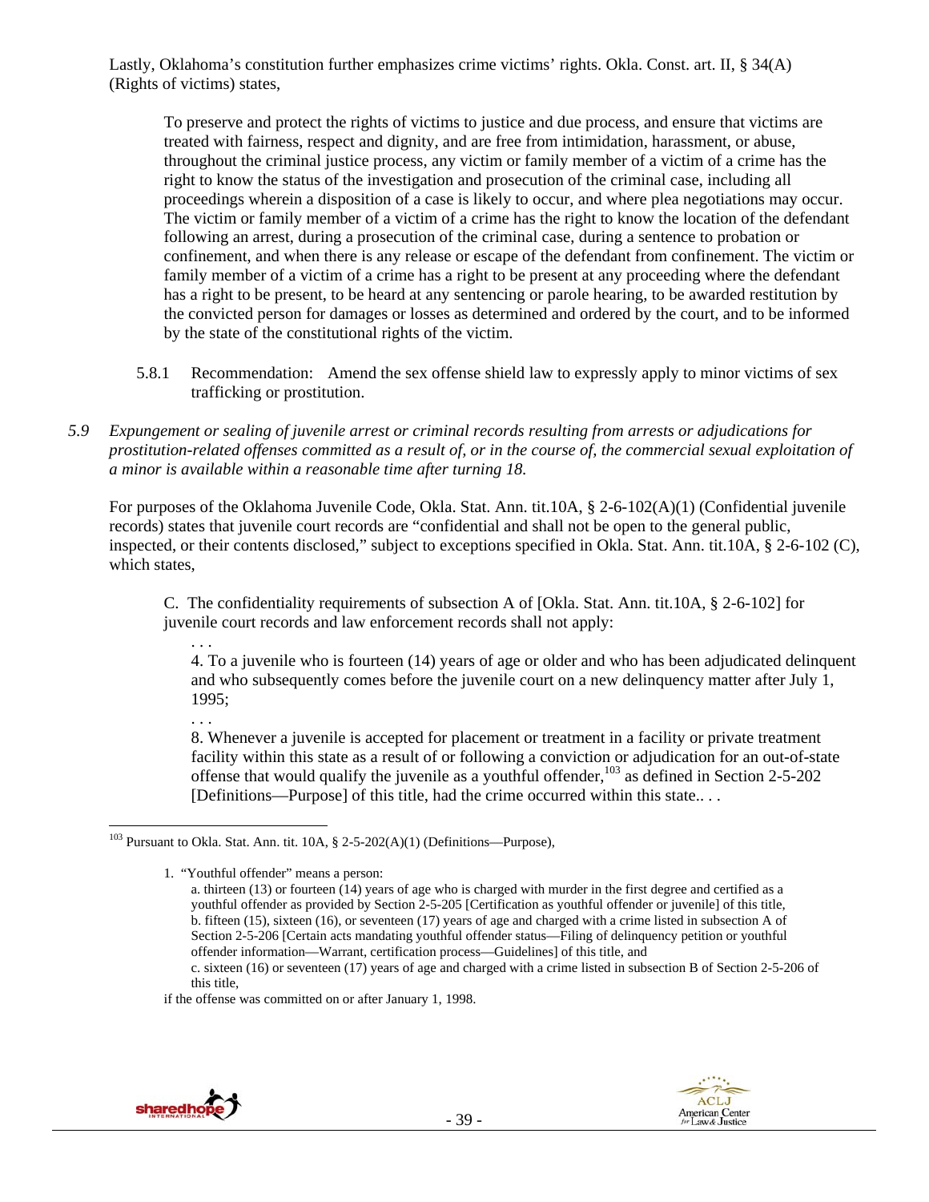Lastly, Oklahoma's constitution further emphasizes crime victims' rights. Okla. Const. art. II, § 34(A) (Rights of victims) states,

> To preserve and protect the rights of victims to justice and due process, and ensure that victims are treated with fairness, respect and dignity, and are free from intimidation, harassment, or abuse, throughout the criminal justice process, any victim or family member of a victim of a crime has the right to know the status of the investigation and prosecution of the criminal case, including all proceedings wherein a disposition of a case is likely to occur, and where plea negotiations may occur. The victim or family member of a victim of a crime has the right to know the location of the defendant following an arrest, during a prosecution of the criminal case, during a sentence to probation or confinement, and when there is any release or escape of the defendant from confinement. The victim or family member of a victim of a crime has a right to be present at any proceeding where the defendant has a right to be present, to be heard at any sentencing or parole hearing, to be awarded restitution by the convicted person for damages or losses as determined and ordered by the court, and to be informed by the state of the constitutional rights of the victim.

5.8.1 Recommendation: Amend the sex offense shield law to expressly apply to minor victims of sex trafficking or prostitution.

*5.9 Expungement or sealing of juvenile arrest or criminal records resulting from arrests or adjudications for prostitution-related offenses committed as a result of, or in the course of, the commercial sexual exploitation of a minor is available within a reasonable time after turning 18.*

For purposes of the Oklahoma Juvenile Code, Okla. Stat. Ann. tit.10A, § 2-6-102(A)(1) (Confidential juvenile records) states that juvenile court records are "confidential and shall not be open to the general public, inspected, or their contents disclosed," subject to exceptions specified in Okla. Stat. Ann. tit.10A, § 2-6-102 (C), which states,

> C. The confidentiality requirements of subsection A of [Okla. Stat. Ann. tit.10A, § 2-6-102] for juvenile court records and law enforcement records shall not apply:
>
> . . .
>
> 4. To a juvenile who is fourteen (14) years of age or older and who has been adjudicated delinquent and who subsequently comes before the juvenile court on a new delinquency matter after July 1, 1995;
>
> . . .
>
> 8. Whenever a juvenile is accepted for placement or treatment in a facility or private treatment facility within this state as a result of or following a conviction or adjudication for an out-of-state offense that would qualify the juvenile as a youthful offender,[103] as defined in Section 2-5-202 [Definitions—Purpose] of this title, had the crime occurred within this state.. . .

---

[103] Pursuant to Okla. Stat. Ann. tit. 10A, § 2-5-202(A)(1) (Definitions—Purpose),

> 1. "Youthful offender" means a person:
>
> a. thirteen (13) or fourteen (14) years of age who is charged with murder in the first degree and certified as a youthful offender as provided by Section 2-5-205 [Certification as youthful offender or juvenile] of this title,
>
> b. fifteen (15), sixteen (16), or seventeen (17) years of age and charged with a crime listed in subsection A of Section 2-5-206 [Certain acts mandating youthful offender status—Filing of delinquency petition or youthful offender information—Warrant, certification process—Guidelines] of this title, and
>
> c. sixteen (16) or seventeen (17) years of age and charged with a crime listed in subsection B of Section 2-5-206 of this title,
>
> if the offense was committed on or after January 1, 1998.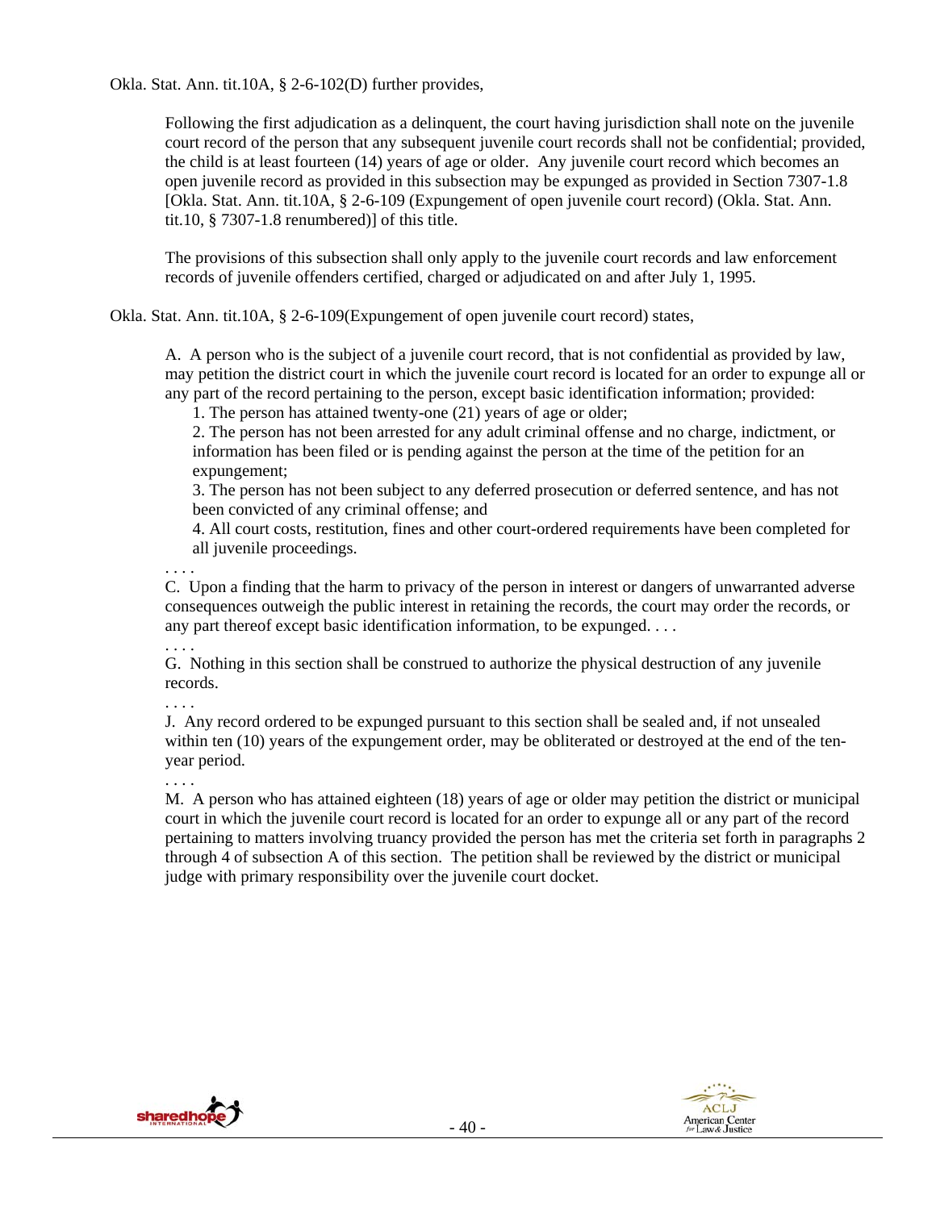Okla. Stat. Ann. tit.10A, § 2-6-102(D) further provides,

> Following the first adjudication as a delinquent, the court having jurisdiction shall note on the juvenile court record of the person that any subsequent juvenile court records shall not be confidential; provided, the child is at least fourteen (14) years of age or older. Any juvenile court record which becomes an open juvenile record as provided in this subsection may be expunged as provided in Section 7307-1.8 [Okla. Stat. Ann. tit.10A, § 2-6-109 (Expungement of open juvenile court record) (Okla. Stat. Ann. tit.10, § 7307-1.8 renumbered)] of this title.
>
> The provisions of this subsection shall only apply to the juvenile court records and law enforcement records of juvenile offenders certified, charged or adjudicated on and after July 1, 1995.

Okla. Stat. Ann. tit.10A, § 2-6-109(Expungement of open juvenile court record) states,

> A. A person who is the subject of a juvenile court record, that is not confidential as provided by law, may petition the district court in which the juvenile court record is located for an order to expunge all or any part of the record pertaining to the person, except basic identification information; provided:
>
> 1. The person has attained twenty-one (21) years of age or older;
> 2. The person has not been arrested for any adult criminal offense and no charge, indictment, or information has been filed or is pending against the person at the time of the petition for an expungement;
> 3. The person has not been subject to any deferred prosecution or deferred sentence, and has not been convicted of any criminal offense; and
> 4. All court costs, restitution, fines and other court-ordered requirements have been completed for all juvenile proceedings.
>
> . . . .
>
> C. Upon a finding that the harm to privacy of the person in interest or dangers of unwarranted adverse consequences outweigh the public interest in retaining the records, the court may order the records, or any part thereof except basic identification information, to be expunged. . . .
>
> . . . .
>
> G. Nothing in this section shall be construed to authorize the physical destruction of any juvenile records.
>
> . . . .
>
> J. Any record ordered to be expunged pursuant to this section shall be sealed and, if not unsealed within ten (10) years of the expungement order, may be obliterated or destroyed at the end of the ten-year period.
>
> . . . .
>
> M. A person who has attained eighteen (18) years of age or older may petition the district or municipal court in which the juvenile court record is located for an order to expunge all or any part of the record pertaining to matters involving truancy provided the person has met the criteria set forth in paragraphs 2 through 4 of subsection A of this section. The petition shall be reviewed by the district or municipal judge with primary responsibility over the juvenile court docket.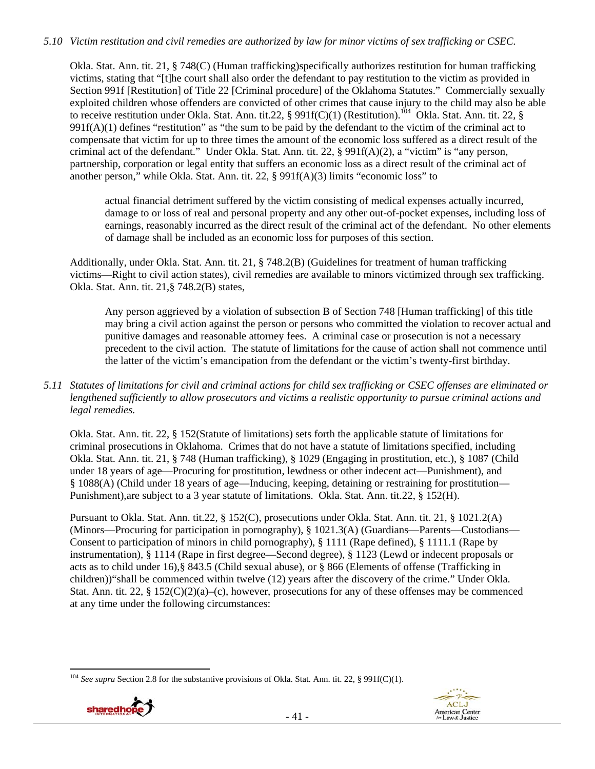*5.10 Victim restitution and civil remedies are authorized by law for minor victims of sex trafficking or CSEC.*

Okla. Stat. Ann. tit. 21, § 748(C) (Human trafficking)specifically authorizes restitution for human trafficking victims, stating that "[t]he court shall also order the defendant to pay restitution to the victim as provided in Section 991f [Restitution] of Title 22 [Criminal procedure] of the Oklahoma Statutes." Commercially sexually exploited children whose offenders are convicted of other crimes that cause injury to the child may also be able to receive restitution under Okla. Stat. Ann. tit.22, § 991f(C)(1) (Restitution).[104] Okla. Stat. Ann. tit. 22, § 991f(A)(1) defines "restitution" as "the sum to be paid by the defendant to the victim of the criminal act to compensate that victim for up to three times the amount of the economic loss suffered as a direct result of the criminal act of the defendant." Under Okla. Stat. Ann. tit. 22, § 991f(A)(2), a "victim" is "any person, partnership, corporation or legal entity that suffers an economic loss as a direct result of the criminal act of another person," while Okla. Stat. Ann. tit. 22, § 991f(A)(3) limits "economic loss" to

> actual financial detriment suffered by the victim consisting of medical expenses actually incurred, damage to or loss of real and personal property and any other out-of-pocket expenses, including loss of earnings, reasonably incurred as the direct result of the criminal act of the defendant. No other elements of damage shall be included as an economic loss for purposes of this section.

Additionally, under Okla. Stat. Ann. tit. 21, § 748.2(B) (Guidelines for treatment of human trafficking victims—Right to civil action states), civil remedies are available to minors victimized through sex trafficking. Okla. Stat. Ann. tit. 21,§ 748.2(B) states,

> Any person aggrieved by a violation of subsection B of Section 748 [Human trafficking] of this title may bring a civil action against the person or persons who committed the violation to recover actual and punitive damages and reasonable attorney fees. A criminal case or prosecution is not a necessary precedent to the civil action. The statute of limitations for the cause of action shall not commence until the latter of the victim's emancipation from the defendant or the victim's twenty-first birthday.

*5.11 Statutes of limitations for civil and criminal actions for child sex trafficking or CSEC offenses are eliminated or lengthened sufficiently to allow prosecutors and victims a realistic opportunity to pursue criminal actions and legal remedies.*

Okla. Stat. Ann. tit. 22, § 152(Statute of limitations) sets forth the applicable statute of limitations for criminal prosecutions in Oklahoma. Crimes that do not have a statute of limitations specified, including Okla. Stat. Ann. tit. 21, § 748 (Human trafficking), § 1029 (Engaging in prostitution, etc.), § 1087 (Child under 18 years of age—Procuring for prostitution, lewdness or other indecent act—Punishment), and § 1088(A) (Child under 18 years of age—Inducing, keeping, detaining or restraining for prostitution—Punishment),are subject to a 3 year statute of limitations. Okla. Stat. Ann. tit.22, § 152(H).

Pursuant to Okla. Stat. Ann. tit.22, § 152(C), prosecutions under Okla. Stat. Ann. tit. 21, § 1021.2(A) (Minors—Procuring for participation in pornography), § 1021.3(A) (Guardians—Parents—Custodians—Consent to participation of minors in child pornography), § 1111 (Rape defined), § 1111.1 (Rape by instrumentation), § 1114 (Rape in first degree—Second degree), § 1123 (Lewd or indecent proposals or acts as to child under 16),§ 843.5 (Child sexual abuse), or § 866 (Elements of offense (Trafficking in children))"shall be commenced within twelve (12) years after the discovery of the crime." Under Okla. Stat. Ann. tit. 22, § 152(C)(2)(a)–(c), however, prosecutions for any of these offenses may be commenced at any time under the following circumstances:

[104] *See supra* Section 2.8 for the substantive provisions of Okla. Stat. Ann. tit. 22, § 991f(C)(1).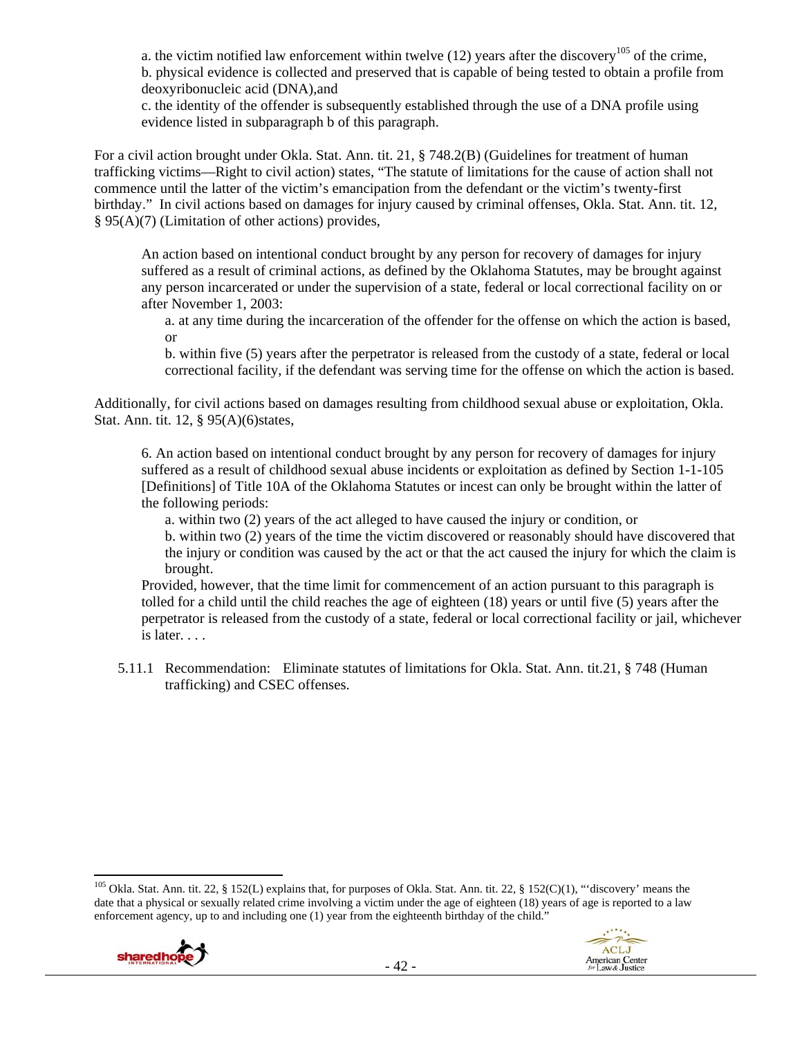a. the victim notified law enforcement within twelve (12) years after the discovery[105] of the crime,
b. physical evidence is collected and preserved that is capable of being tested to obtain a profile from deoxyribonucleic acid (DNA),and
c. the identity of the offender is subsequently established through the use of a DNA profile using evidence listed in subparagraph b of this paragraph.

For a civil action brought under Okla. Stat. Ann. tit. 21, § 748.2(B) (Guidelines for treatment of human trafficking victims—Right to civil action) states, "The statute of limitations for the cause of action shall not commence until the latter of the victim's emancipation from the defendant or the victim's twenty-first birthday." In civil actions based on damages for injury caused by criminal offenses, Okla. Stat. Ann. tit. 12, § 95(A)(7) (Limitation of other actions) provides,

> An action based on intentional conduct brought by any person for recovery of damages for injury suffered as a result of criminal actions, as defined by the Oklahoma Statutes, may be brought against any person incarcerated or under the supervision of a state, federal or local correctional facility on or after November 1, 2003:
>
> a. at any time during the incarceration of the offender for the offense on which the action is based, or
>
> b. within five (5) years after the perpetrator is released from the custody of a state, federal or local correctional facility, if the defendant was serving time for the offense on which the action is based.

Additionally, for civil actions based on damages resulting from childhood sexual abuse or exploitation, Okla. Stat. Ann. tit. 12, § 95(A)(6)states,

> 6. An action based on intentional conduct brought by any person for recovery of damages for injury suffered as a result of childhood sexual abuse incidents or exploitation as defined by Section 1-1-105 [Definitions] of Title 10A of the Oklahoma Statutes or incest can only be brought within the latter of the following periods:
>
> a. within two (2) years of the act alleged to have caused the injury or condition, or
>
> b. within two (2) years of the time the victim discovered or reasonably should have discovered that the injury or condition was caused by the act or that the act caused the injury for which the claim is brought.
>
> Provided, however, that the time limit for commencement of an action pursuant to this paragraph is tolled for a child until the child reaches the age of eighteen (18) years or until five (5) years after the perpetrator is released from the custody of a state, federal or local correctional facility or jail, whichever is later. . . .

5.11.1 Recommendation: Eliminate statutes of limitations for Okla. Stat. Ann. tit.21, § 748 (Human trafficking) and CSEC offenses.

---

[105] Okla. Stat. Ann. tit. 22, § 152(L) explains that, for purposes of Okla. Stat. Ann. tit. 22, § 152(C)(1), "'discovery' means the date that a physical or sexually related crime involving a victim under the age of eighteen (18) years of age is reported to a law enforcement agency, up to and including one (1) year from the eighteenth birthday of the child."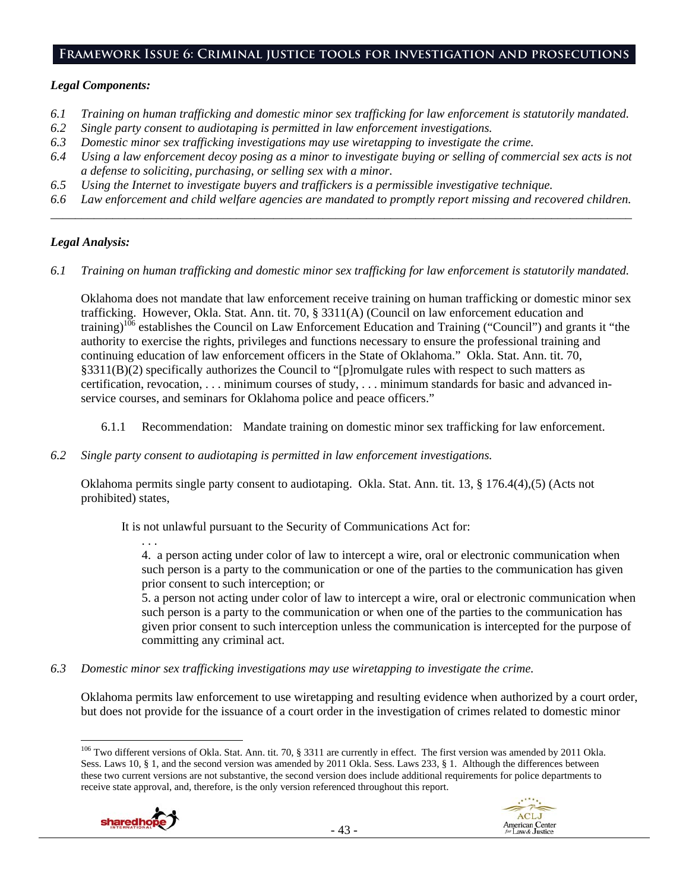## Framework Issue 6: Criminal justice tools for investigation and prosecutions

### *Legal Components:*

*6.1 Training on human trafficking and domestic minor sex trafficking for law enforcement is statutorily mandated.*
*6.2 Single party consent to audiotaping is permitted in law enforcement investigations.*
*6.3 Domestic minor sex trafficking investigations may use wiretapping to investigate the crime.*
*6.4 Using a law enforcement decoy posing as a minor to investigate buying or selling of commercial sex acts is not a defense to soliciting, purchasing, or selling sex with a minor.*
*6.5 Using the Internet to investigate buyers and traffickers is a permissible investigative technique.*
*6.6 Law enforcement and child welfare agencies are mandated to promptly report missing and recovered children.*

---

### *Legal Analysis:*

*6.1 Training on human trafficking and domestic minor sex trafficking for law enforcement is statutorily mandated.*

Oklahoma does not mandate that law enforcement receive training on human trafficking or domestic minor sex trafficking. However, Okla. Stat. Ann. tit. 70, § 3311(A) (Council on law enforcement education and training)[106] establishes the Council on Law Enforcement Education and Training ("Council") and grants it "the authority to exercise the rights, privileges and functions necessary to ensure the professional training and continuing education of law enforcement officers in the State of Oklahoma." Okla. Stat. Ann. tit. 70, §3311(B)(2) specifically authorizes the Council to "[p]romulgate rules with respect to such matters as certification, revocation, . . . minimum courses of study, . . . minimum standards for basic and advanced in-service courses, and seminars for Oklahoma police and peace officers."

6.1.1 Recommendation: Mandate training on domestic minor sex trafficking for law enforcement.

*6.2 Single party consent to audiotaping is permitted in law enforcement investigations.*

Oklahoma permits single party consent to audiotaping. Okla. Stat. Ann. tit. 13, § 176.4(4),(5) (Acts not prohibited) states,

> It is not unlawful pursuant to the Security of Communications Act for:
>
> . . .
>
> 4. a person acting under color of law to intercept a wire, oral or electronic communication when such person is a party to the communication or one of the parties to the communication has given prior consent to such interception; or
>
> 5. a person not acting under color of law to intercept a wire, oral or electronic communication when such person is a party to the communication or when one of the parties to the communication has given prior consent to such interception unless the communication is intercepted for the purpose of committing any criminal act.

*6.3 Domestic minor sex trafficking investigations may use wiretapping to investigate the crime.*

Oklahoma permits law enforcement to use wiretapping and resulting evidence when authorized by a court order, but does not provide for the issuance of a court order in the investigation of crimes related to domestic minor

---

[106] Two different versions of Okla. Stat. Ann. tit. 70, § 3311 are currently in effect. The first version was amended by 2011 Okla. Sess. Laws 10, § 1, and the second version was amended by 2011 Okla. Sess. Laws 233, § 1. Although the differences between these two current versions are not substantive, the second version does include additional requirements for police departments to receive state approval, and, therefore, is the only version referenced throughout this report.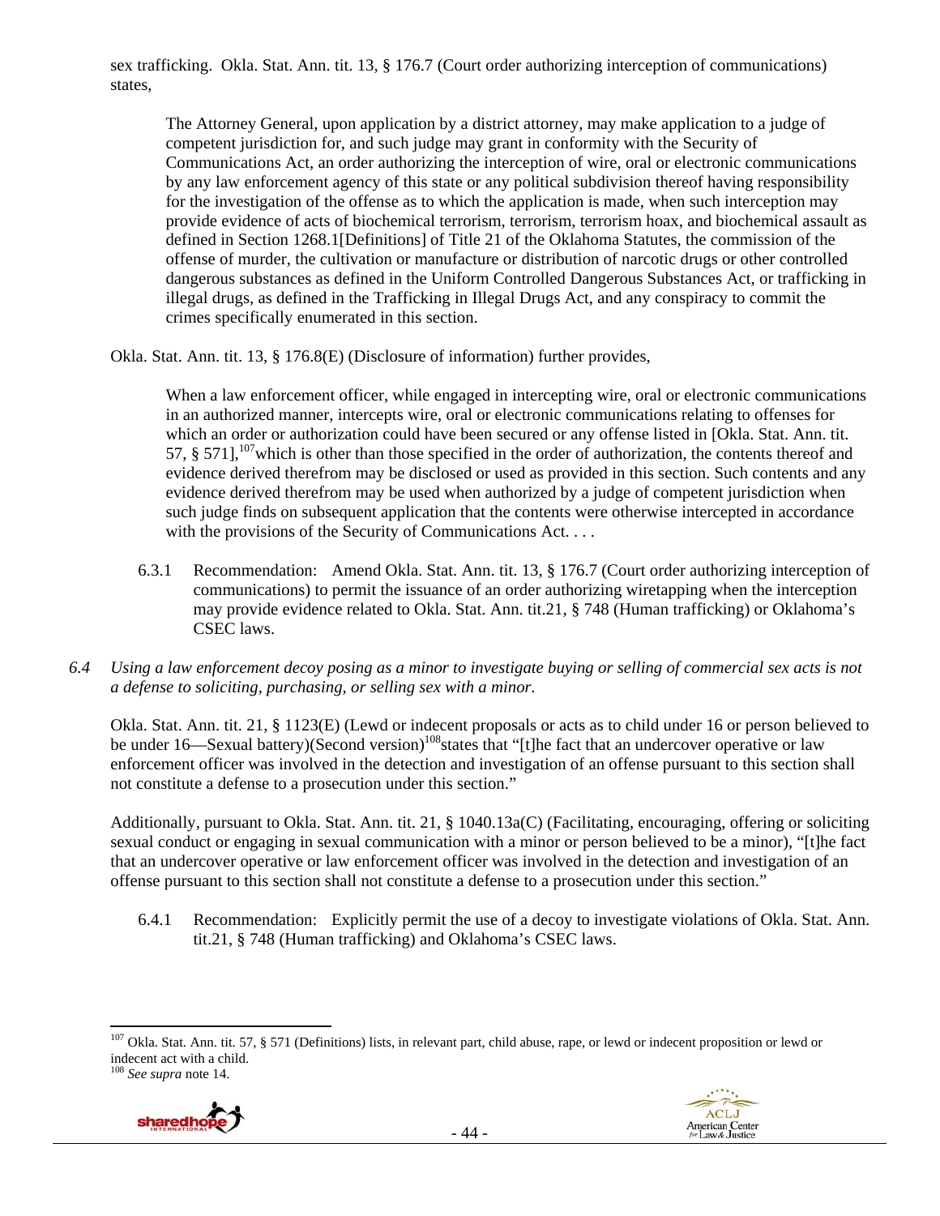sex trafficking. Okla. Stat. Ann. tit. 13, § 176.7 (Court order authorizing interception of communications) states,

> The Attorney General, upon application by a district attorney, may make application to a judge of competent jurisdiction for, and such judge may grant in conformity with the Security of Communications Act, an order authorizing the interception of wire, oral or electronic communications by any law enforcement agency of this state or any political subdivision thereof having responsibility for the investigation of the offense as to which the application is made, when such interception may provide evidence of acts of biochemical terrorism, terrorism, terrorism hoax, and biochemical assault as defined in Section 1268.1[Definitions] of Title 21 of the Oklahoma Statutes, the commission of the offense of murder, the cultivation or manufacture or distribution of narcotic drugs or other controlled dangerous substances as defined in the Uniform Controlled Dangerous Substances Act, or trafficking in illegal drugs, as defined in the Trafficking in Illegal Drugs Act, and any conspiracy to commit the crimes specifically enumerated in this section.

Okla. Stat. Ann. tit. 13, § 176.8(E) (Disclosure of information) further provides,

> When a law enforcement officer, while engaged in intercepting wire, oral or electronic communications in an authorized manner, intercepts wire, oral or electronic communications relating to offenses for which an order or authorization could have been secured or any offense listed in [Okla. Stat. Ann. tit. 57, § 571],[107] which is other than those specified in the order of authorization, the contents thereof and evidence derived therefrom may be disclosed or used as provided in this section. Such contents and any evidence derived therefrom may be used when authorized by a judge of competent jurisdiction when such judge finds on subsequent application that the contents were otherwise intercepted in accordance with the provisions of the Security of Communications Act. . . .

6.3.1 Recommendation: Amend Okla. Stat. Ann. tit. 13, § 176.7 (Court order authorizing interception of communications) to permit the issuance of an order authorizing wiretapping when the interception may provide evidence related to Okla. Stat. Ann. tit.21, § 748 (Human trafficking) or Oklahoma's CSEC laws.

*6.4 Using a law enforcement decoy posing as a minor to investigate buying or selling of commercial sex acts is not a defense to soliciting, purchasing, or selling sex with a minor.*

Okla. Stat. Ann. tit. 21, § 1123(E) (Lewd or indecent proposals or acts as to child under 16 or person believed to be under 16—Sexual battery)(Second version)[108] states that "[t]he fact that an undercover operative or law enforcement officer was involved in the detection and investigation of an offense pursuant to this section shall not constitute a defense to a prosecution under this section."

Additionally, pursuant to Okla. Stat. Ann. tit. 21, § 1040.13a(C) (Facilitating, encouraging, offering or soliciting sexual conduct or engaging in sexual communication with a minor or person believed to be a minor), "[t]he fact that an undercover operative or law enforcement officer was involved in the detection and investigation of an offense pursuant to this section shall not constitute a defense to a prosecution under this section."

6.4.1 Recommendation: Explicitly permit the use of a decoy to investigate violations of Okla. Stat. Ann. tit.21, § 748 (Human trafficking) and Oklahoma's CSEC laws.

---

[107] Okla. Stat. Ann. tit. 57, § 571 (Definitions) lists, in relevant part, child abuse, rape, or lewd or indecent proposition or lewd or indecent act with a child.

[108] *See supra* note 14.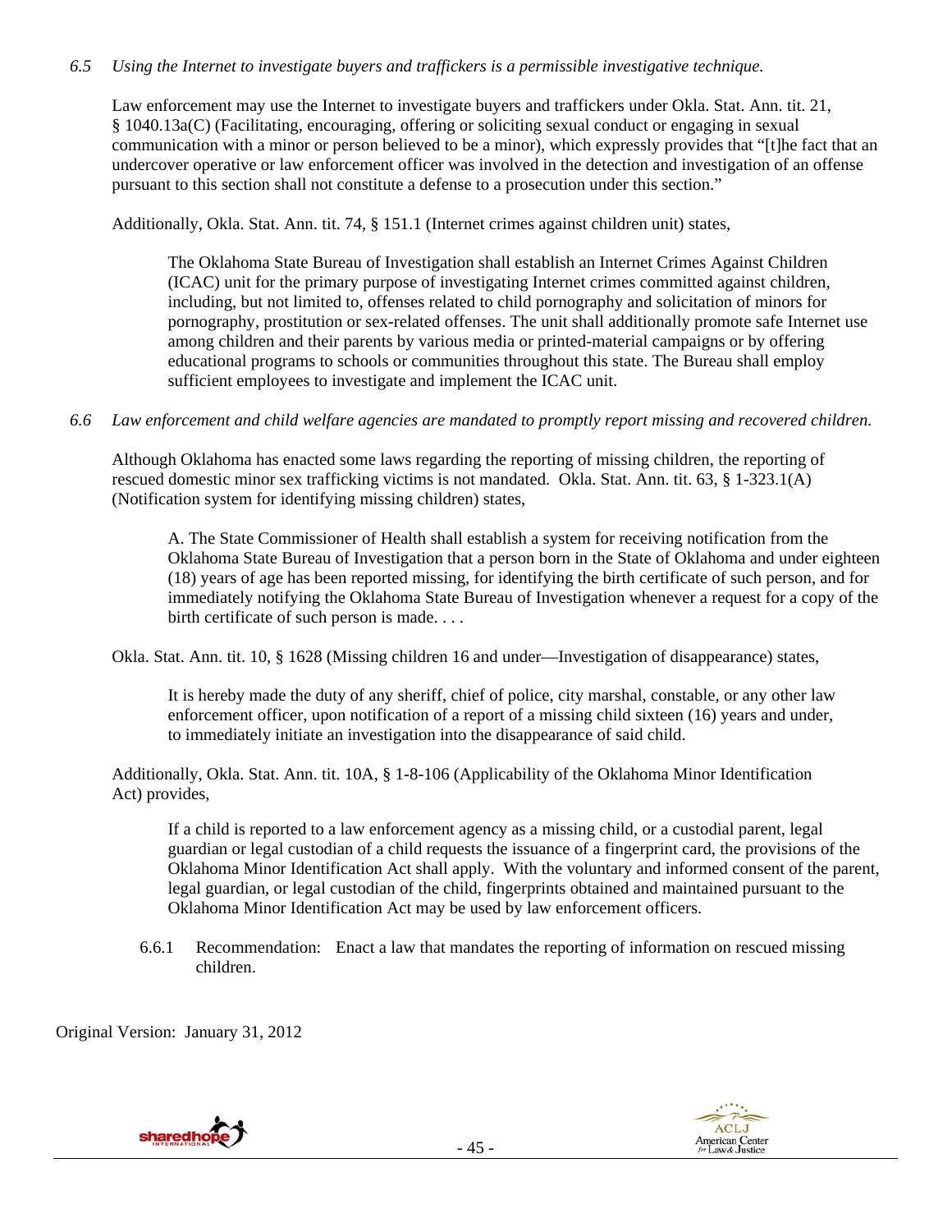*6.5 Using the Internet to investigate buyers and traffickers is a permissible investigative technique.*

Law enforcement may use the Internet to investigate buyers and traffickers under Okla. Stat. Ann. tit. 21, § 1040.13a(C) (Facilitating, encouraging, offering or soliciting sexual conduct or engaging in sexual communication with a minor or person believed to be a minor), which expressly provides that "[t]he fact that an undercover operative or law enforcement officer was involved in the detection and investigation of an offense pursuant to this section shall not constitute a defense to a prosecution under this section."

Additionally, Okla. Stat. Ann. tit. 74, § 151.1 (Internet crimes against children unit) states,

> The Oklahoma State Bureau of Investigation shall establish an Internet Crimes Against Children (ICAC) unit for the primary purpose of investigating Internet crimes committed against children, including, but not limited to, offenses related to child pornography and solicitation of minors for pornography, prostitution or sex-related offenses. The unit shall additionally promote safe Internet use among children and their parents by various media or printed-material campaigns or by offering educational programs to schools or communities throughout this state. The Bureau shall employ sufficient employees to investigate and implement the ICAC unit.

*6.6 Law enforcement and child welfare agencies are mandated to promptly report missing and recovered children.*

Although Oklahoma has enacted some laws regarding the reporting of missing children, the reporting of rescued domestic minor sex trafficking victims is not mandated. Okla. Stat. Ann. tit. 63, § 1-323.1(A) (Notification system for identifying missing children) states,

> A. The State Commissioner of Health shall establish a system for receiving notification from the Oklahoma State Bureau of Investigation that a person born in the State of Oklahoma and under eighteen (18) years of age has been reported missing, for identifying the birth certificate of such person, and for immediately notifying the Oklahoma State Bureau of Investigation whenever a request for a copy of the birth certificate of such person is made. . . .

Okla. Stat. Ann. tit. 10, § 1628 (Missing children 16 and under—Investigation of disappearance) states,

> It is hereby made the duty of any sheriff, chief of police, city marshal, constable, or any other law enforcement officer, upon notification of a report of a missing child sixteen (16) years and under, to immediately initiate an investigation into the disappearance of said child.

Additionally, Okla. Stat. Ann. tit. 10A, § 1-8-106 (Applicability of the Oklahoma Minor Identification Act) provides,

> If a child is reported to a law enforcement agency as a missing child, or a custodial parent, legal guardian or legal custodian of a child requests the issuance of a fingerprint card, the provisions of the Oklahoma Minor Identification Act shall apply. With the voluntary and informed consent of the parent, legal guardian, or legal custodian of the child, fingerprints obtained and maintained pursuant to the Oklahoma Minor Identification Act may be used by law enforcement officers.

6.6.1 Recommendation: Enact a law that mandates the reporting of information on rescued missing children.

Original Version: January 31, 2012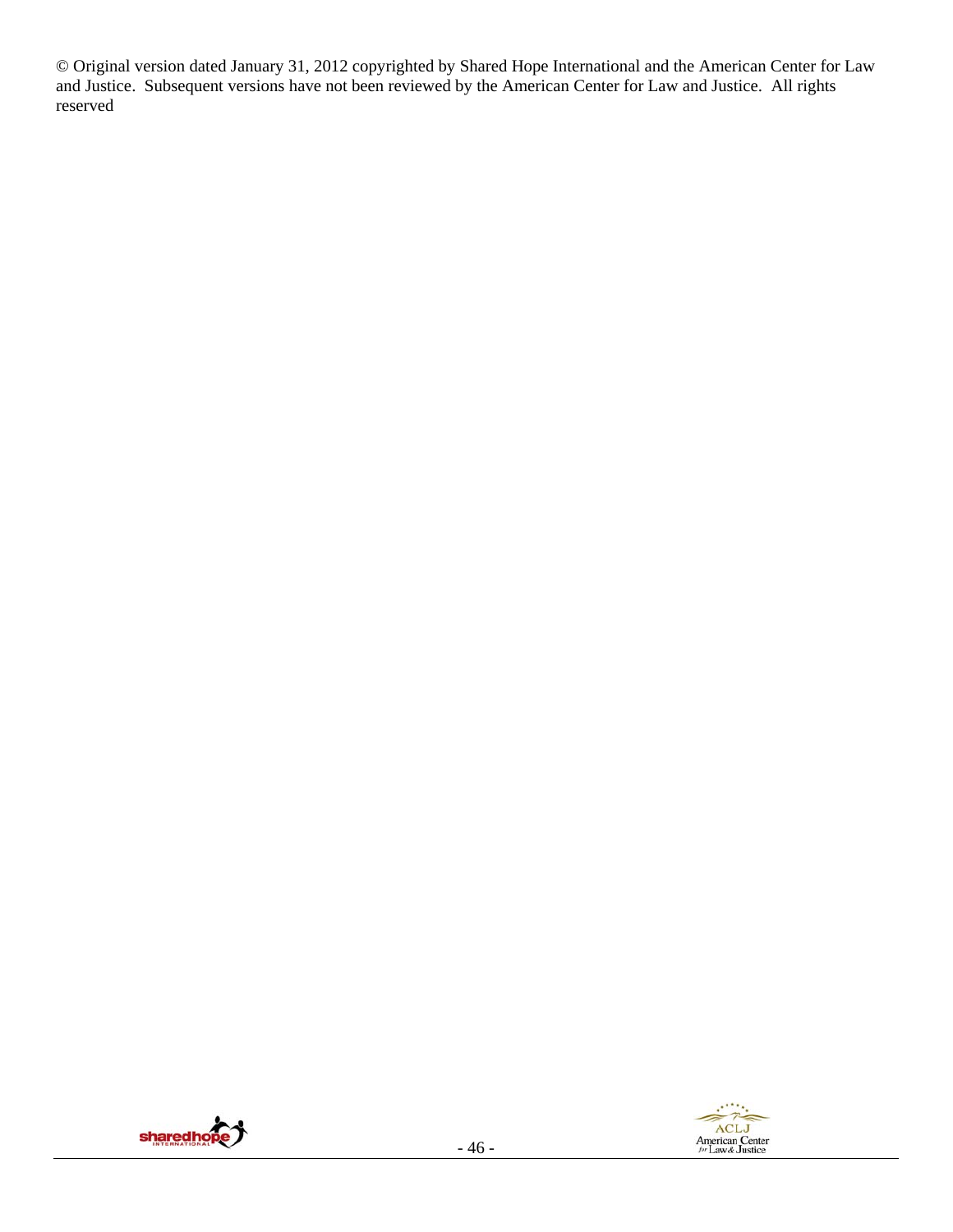© Original version dated January 31, 2012 copyrighted by Shared Hope International and the American Center for Law and Justice. Subsequent versions have not been reviewed by the American Center for Law and Justice. All rights reserved